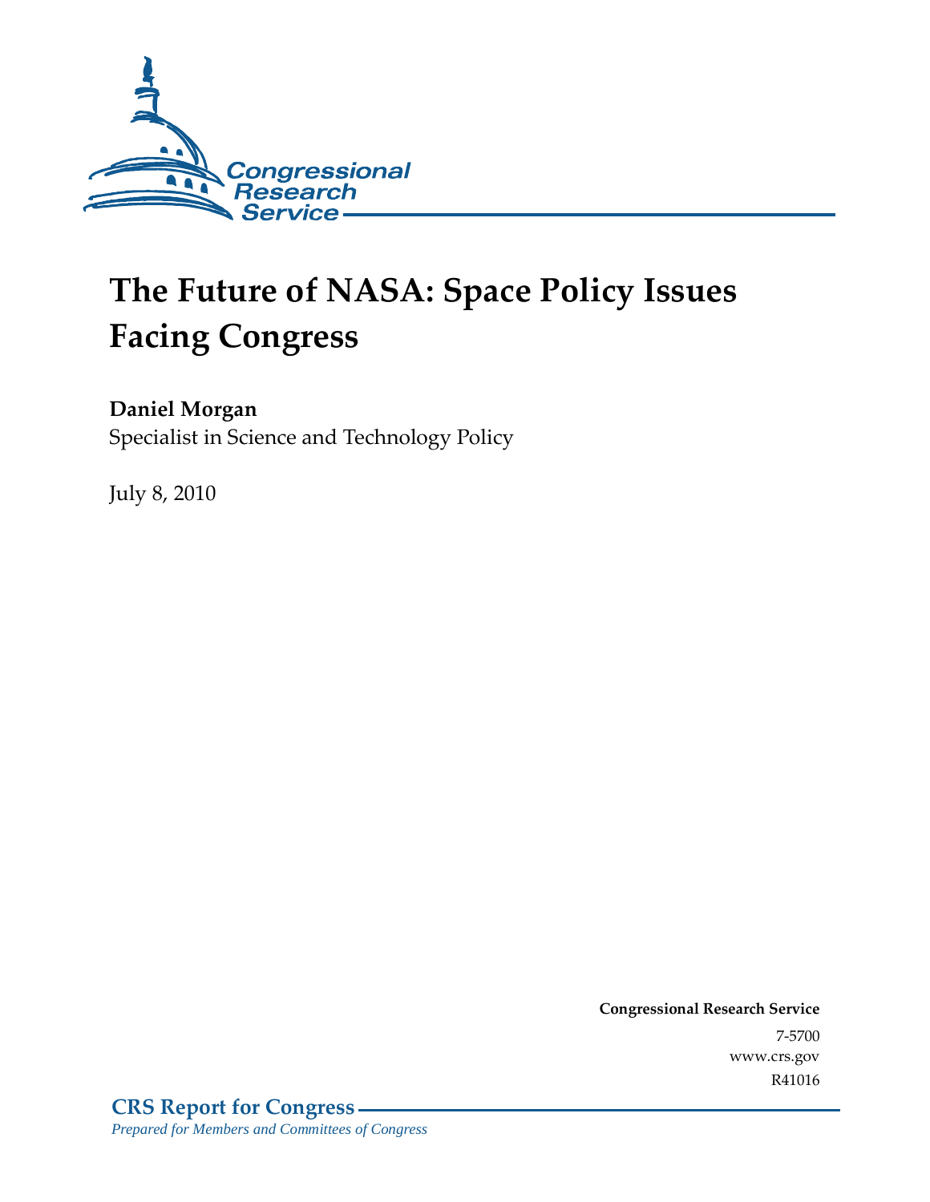Congressional Research Service

# The Future of NASA: Space Policy Issues Facing Congress

**Daniel Morgan**
Specialist in Science and Technology Policy

July 8, 2010

**Congressional Research Service**
7-5700
www.crs.gov
R41016

**CRS Report for Congress**
*Prepared for Members and Committees of Congress*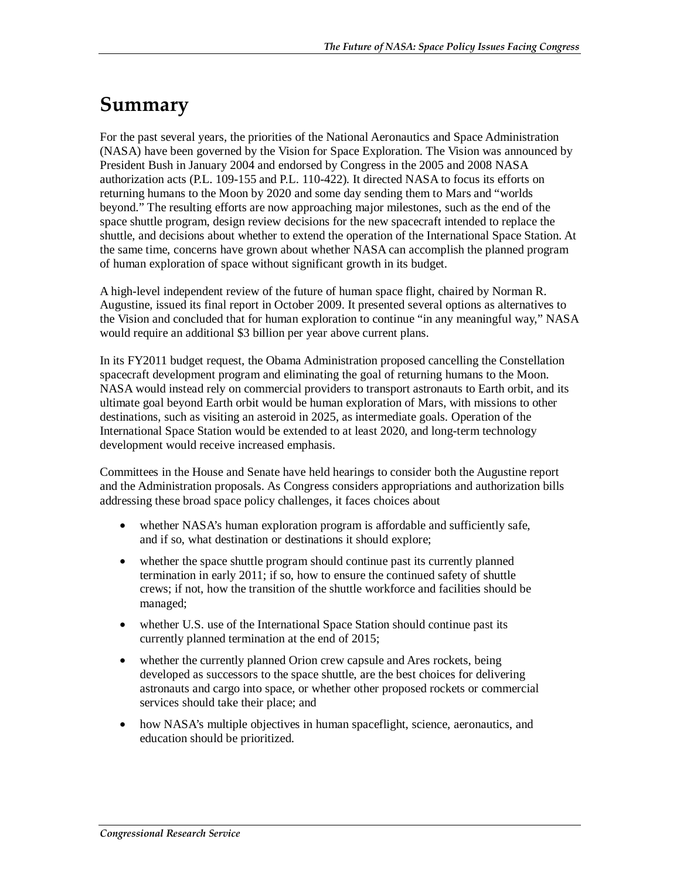# Summary

For the past several years, the priorities of the National Aeronautics and Space Administration (NASA) have been governed by the Vision for Space Exploration. The Vision was announced by President Bush in January 2004 and endorsed by Congress in the 2005 and 2008 NASA authorization acts (P.L. 109-155 and P.L. 110-422). It directed NASA to focus its efforts on returning humans to the Moon by 2020 and some day sending them to Mars and "worlds beyond." The resulting efforts are now approaching major milestones, such as the end of the space shuttle program, design review decisions for the new spacecraft intended to replace the shuttle, and decisions about whether to extend the operation of the International Space Station. At the same time, concerns have grown about whether NASA can accomplish the planned program of human exploration of space without significant growth in its budget.

A high-level independent review of the future of human space flight, chaired by Norman R. Augustine, issued its final report in October 2009. It presented several options as alternatives to the Vision and concluded that for human exploration to continue "in any meaningful way," NASA would require an additional $3 billion per year above current plans.

In its FY2011 budget request, the Obama Administration proposed cancelling the Constellation spacecraft development program and eliminating the goal of returning humans to the Moon. NASA would instead rely on commercial providers to transport astronauts to Earth orbit, and its ultimate goal beyond Earth orbit would be human exploration of Mars, with missions to other destinations, such as visiting an asteroid in 2025, as intermediate goals. Operation of the International Space Station would be extended to at least 2020, and long-term technology development would receive increased emphasis.

Committees in the House and Senate have held hearings to consider both the Augustine report and the Administration proposals. As Congress considers appropriations and authorization bills addressing these broad space policy challenges, it faces choices about

- whether NASA's human exploration program is affordable and sufficiently safe, and if so, what destination or destinations it should explore;
- whether the space shuttle program should continue past its currently planned termination in early 2011; if so, how to ensure the continued safety of shuttle crews; if not, how the transition of the shuttle workforce and facilities should be managed;
- whether U.S. use of the International Space Station should continue past its currently planned termination at the end of 2015;
- whether the currently planned Orion crew capsule and Ares rockets, being developed as successors to the space shuttle, are the best choices for delivering astronauts and cargo into space, or whether other proposed rockets or commercial services should take their place; and
- how NASA's multiple objectives in human spaceflight, science, aeronautics, and education should be prioritized.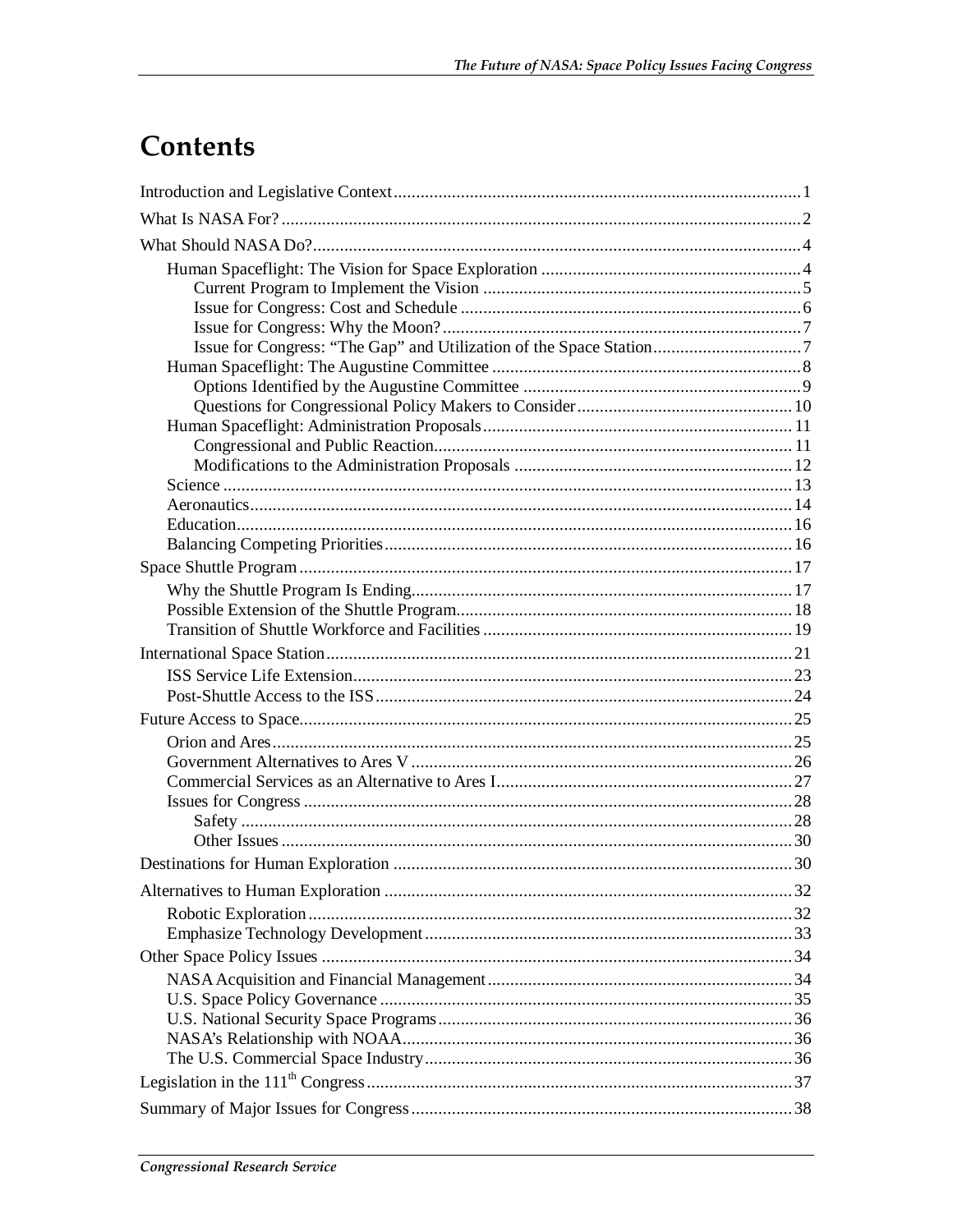# Contents

Introduction and Legislative Context....................1

What Is NASA For?....................2

What Should NASA Do?....................4

- Human Spaceflight: The Vision for Space Exploration....................4
  - Current Program to Implement the Vision....................5
  - Issue for Congress: Cost and Schedule....................6
  - Issue for Congress: Why the Moon?....................7
  - Issue for Congress: "The Gap" and Utilization of the Space Station....................7
- Human Spaceflight: The Augustine Committee....................8
  - Options Identified by the Augustine Committee....................9
  - Questions for Congressional Policy Makers to Consider....................10
- Human Spaceflight: Administration Proposals....................11
  - Congressional and Public Reaction....................11
  - Modifications to the Administration Proposals....................12
- Science....................13
- Aeronautics....................14
- Education....................16
- Balancing Competing Priorities....................16

Space Shuttle Program....................17

- Why the Shuttle Program Is Ending....................17
- Possible Extension of the Shuttle Program....................18
- Transition of Shuttle Workforce and Facilities....................19

International Space Station....................21

- ISS Service Life Extension....................23
- Post-Shuttle Access to the ISS....................24

Future Access to Space....................25

- Orion and Ares....................25
- Government Alternatives to Ares V....................26
- Commercial Services as an Alternative to Ares I....................27
- Issues for Congress....................28
  - Safety....................28
  - Other Issues....................30

Destinations for Human Exploration....................30

Alternatives to Human Exploration....................32

- Robotic Exploration....................32
- Emphasize Technology Development....................33

Other Space Policy Issues....................34

- NASA Acquisition and Financial Management....................34
- U.S. Space Policy Governance....................35
- U.S. National Security Space Programs....................36
- NASA's Relationship with NOAA....................36
- The U.S. Commercial Space Industry....................36

Legislation in the 111th Congress....................37

Summary of Major Issues for Congress....................38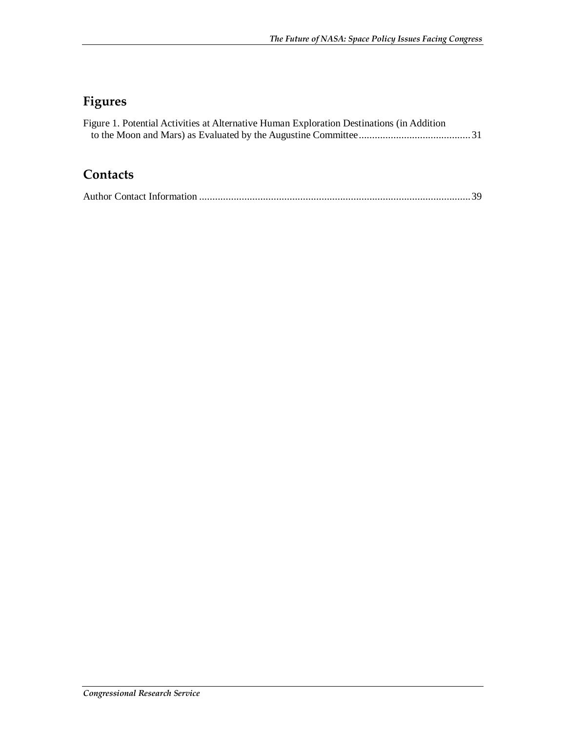## Figures

Figure 1. Potential Activities at Alternative Human Exploration Destinations (in Addition to the Moon and Mars) as Evaluated by the Augustine Committee .......................................... 31

## Contacts

Author Contact Information ...................................................................................................... 39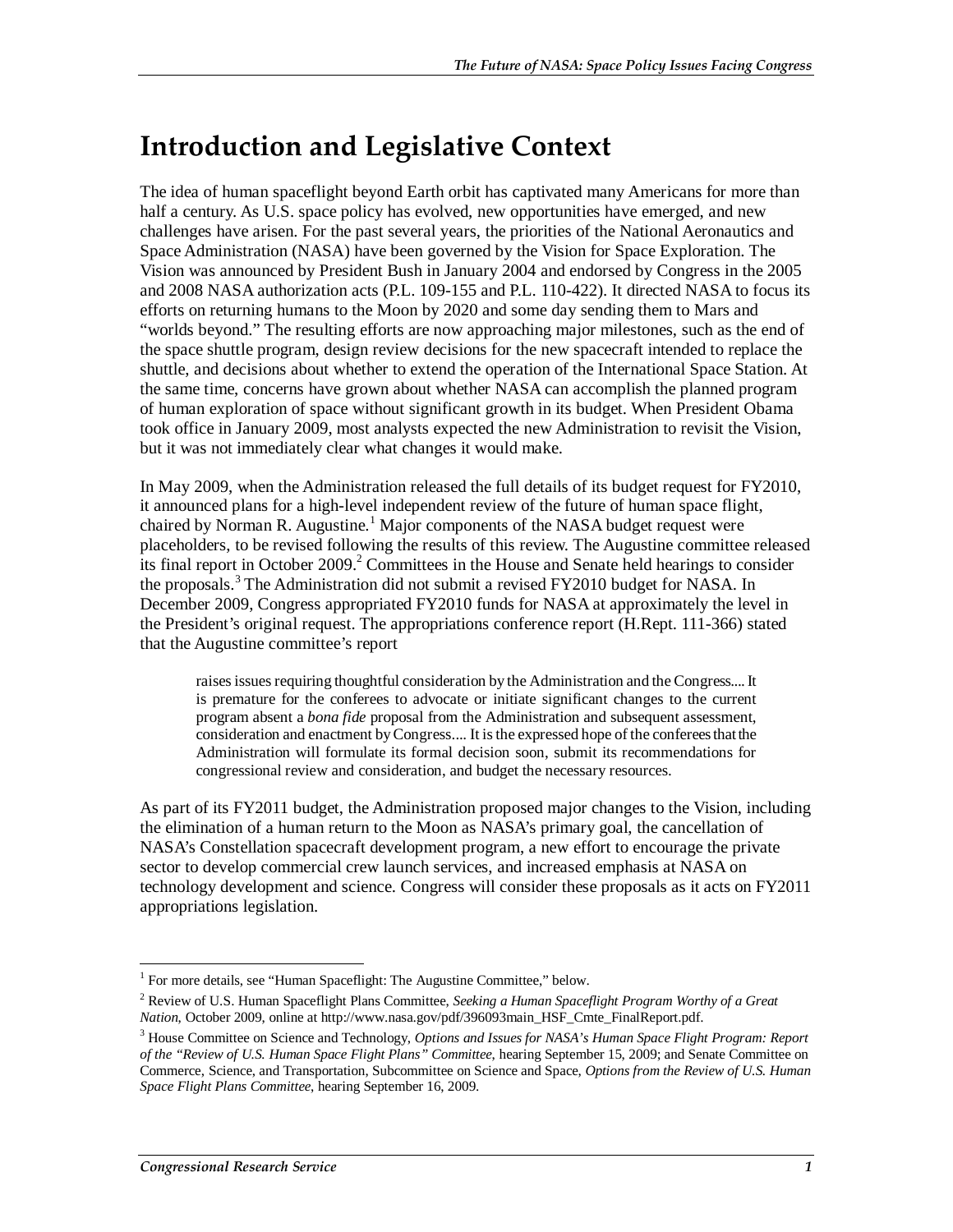# Introduction and Legislative Context

The idea of human spaceflight beyond Earth orbit has captivated many Americans for more than half a century. As U.S. space policy has evolved, new opportunities have emerged, and new challenges have arisen. For the past several years, the priorities of the National Aeronautics and Space Administration (NASA) have been governed by the Vision for Space Exploration. The Vision was announced by President Bush in January 2004 and endorsed by Congress in the 2005 and 2008 NASA authorization acts (P.L. 109-155 and P.L. 110-422). It directed NASA to focus its efforts on returning humans to the Moon by 2020 and some day sending them to Mars and "worlds beyond." The resulting efforts are now approaching major milestones, such as the end of the space shuttle program, design review decisions for the new spacecraft intended to replace the shuttle, and decisions about whether to extend the operation of the International Space Station. At the same time, concerns have grown about whether NASA can accomplish the planned program of human exploration of space without significant growth in its budget. When President Obama took office in January 2009, most analysts expected the new Administration to revisit the Vision, but it was not immediately clear what changes it would make.

In May 2009, when the Administration released the full details of its budget request for FY2010, it announced plans for a high-level independent review of the future of human space flight, chaired by Norman R. Augustine.[1] Major components of the NASA budget request were placeholders, to be revised following the results of this review. The Augustine committee released its final report in October 2009.[2] Committees in the House and Senate held hearings to consider the proposals.[3] The Administration did not submit a revised FY2010 budget for NASA. In December 2009, Congress appropriated FY2010 funds for NASA at approximately the level in the President's original request. The appropriations conference report (H.Rept. 111-366) stated that the Augustine committee's report

> raises issues requiring thoughtful consideration by the Administration and the Congress.... It is premature for the conferees to advocate or initiate significant changes to the current program absent a *bona fide* proposal from the Administration and subsequent assessment, consideration and enactment by Congress.... It is the expressed hope of the conferees that the Administration will formulate its formal decision soon, submit its recommendations for congressional review and consideration, and budget the necessary resources.

As part of its FY2011 budget, the Administration proposed major changes to the Vision, including the elimination of a human return to the Moon as NASA's primary goal, the cancellation of NASA's Constellation spacecraft development program, a new effort to encourage the private sector to develop commercial crew launch services, and increased emphasis at NASA on technology development and science. Congress will consider these proposals as it acts on FY2011 appropriations legislation.

---

[1] For more details, see "Human Spaceflight: The Augustine Committee," below.

[2] Review of U.S. Human Spaceflight Plans Committee, *Seeking a Human Spaceflight Program Worthy of a Great Nation*, October 2009, online at http://www.nasa.gov/pdf/396093main_HSF_Cmte_FinalReport.pdf.

[3] House Committee on Science and Technology, *Options and Issues for NASA's Human Space Flight Program: Report of the "Review of U.S. Human Space Flight Plans" Committee*, hearing September 15, 2009; and Senate Committee on Commerce, Science, and Transportation, Subcommittee on Science and Space, *Options from the Review of U.S. Human Space Flight Plans Committee*, hearing September 16, 2009.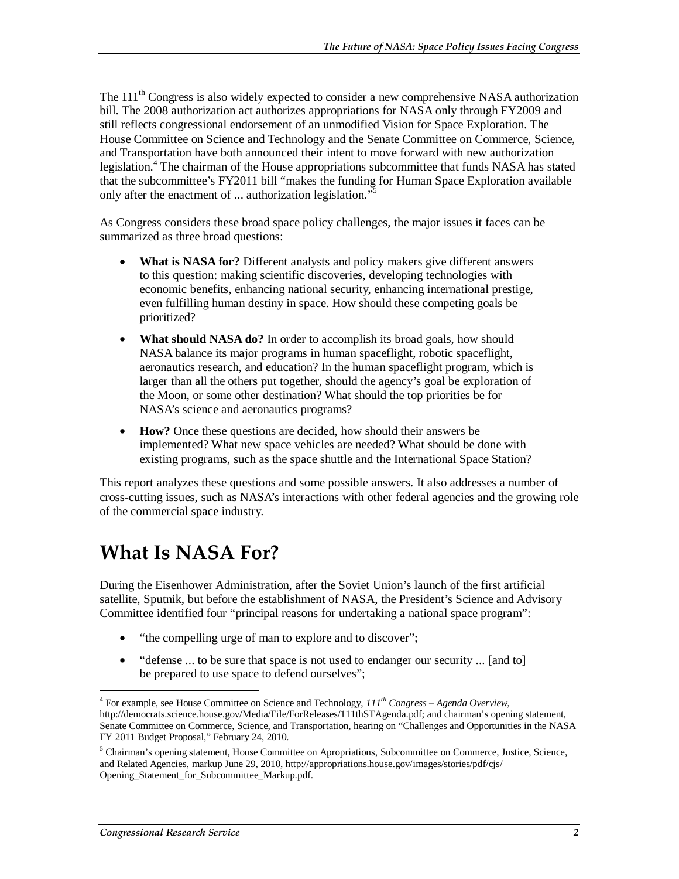The 111th Congress is also widely expected to consider a new comprehensive NASA authorization bill. The 2008 authorization act authorizes appropriations for NASA only through FY2009 and still reflects congressional endorsement of an unmodified Vision for Space Exploration. The House Committee on Science and Technology and the Senate Committee on Commerce, Science, and Transportation have both announced their intent to move forward with new authorization legislation.[4] The chairman of the House appropriations subcommittee that funds NASA has stated that the subcommittee's FY2011 bill "makes the funding for Human Space Exploration available only after the enactment of ... authorization legislation."[5]

As Congress considers these broad space policy challenges, the major issues it faces can be summarized as three broad questions:

- **What is NASA for?** Different analysts and policy makers give different answers to this question: making scientific discoveries, developing technologies with economic benefits, enhancing national security, enhancing international prestige, even fulfilling human destiny in space. How should these competing goals be prioritized?
- **What should NASA do?** In order to accomplish its broad goals, how should NASA balance its major programs in human spaceflight, robotic spaceflight, aeronautics research, and education? In the human spaceflight program, which is larger than all the others put together, should the agency's goal be exploration of the Moon, or some other destination? What should the top priorities be for NASA's science and aeronautics programs?
- **How?** Once these questions are decided, how should their answers be implemented? What new space vehicles are needed? What should be done with existing programs, such as the space shuttle and the International Space Station?

This report analyzes these questions and some possible answers. It also addresses a number of cross-cutting issues, such as NASA's interactions with other federal agencies and the growing role of the commercial space industry.

# What Is NASA For?

During the Eisenhower Administration, after the Soviet Union's launch of the first artificial satellite, Sputnik, but before the establishment of NASA, the President's Science and Advisory Committee identified four "principal reasons for undertaking a national space program":

- "the compelling urge of man to explore and to discover";
- "defense ... to be sure that space is not used to endanger our security ... [and to] be prepared to use space to defend ourselves";

---

[4] For example, see House Committee on Science and Technology, *111th Congress – Agenda Overview*, http://democrats.science.house.gov/Media/File/ForReleases/111thSTAgenda.pdf; and chairman's opening statement, Senate Committee on Commerce, Science, and Transportation, hearing on "Challenges and Opportunities in the NASA FY 2011 Budget Proposal," February 24, 2010.

[5] Chairman's opening statement, House Committee on Apropriations, Subcommittee on Commerce, Justice, Science, and Related Agencies, markup June 29, 2010, http://appropriations.house.gov/images/stories/pdf/cjs/Opening_Statement_for_Subcommittee_Markup.pdf.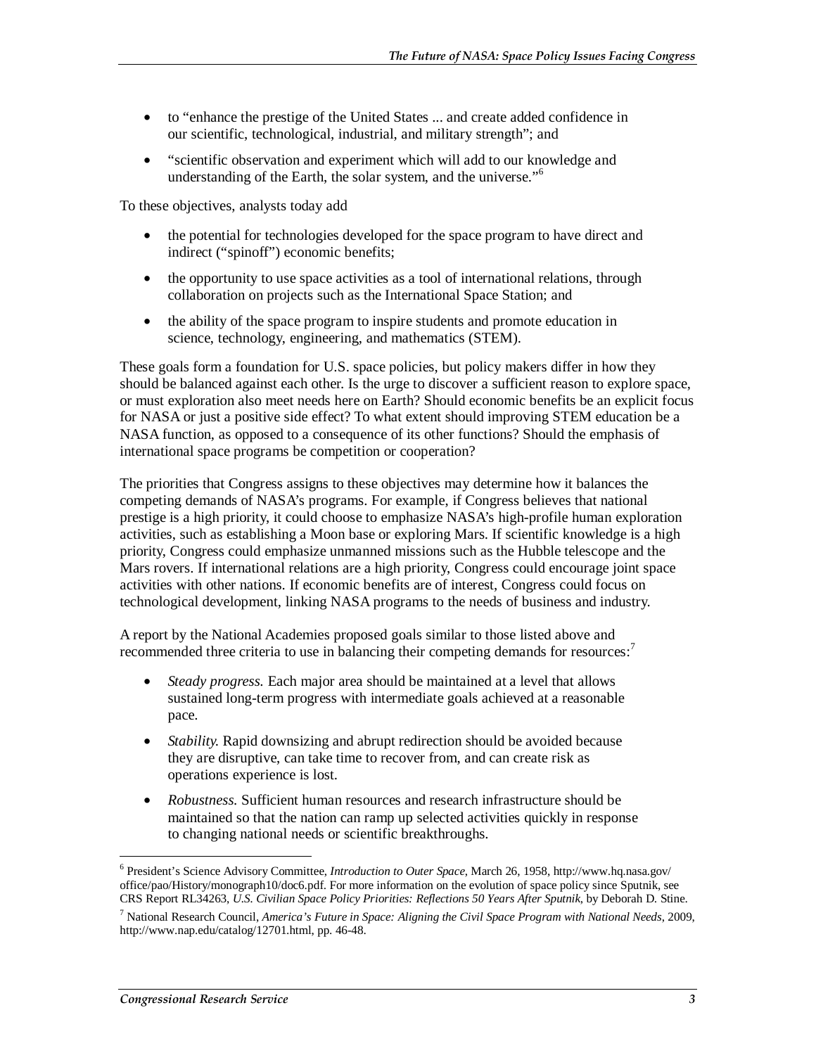- to "enhance the prestige of the United States ... and create added confidence in our scientific, technological, industrial, and military strength"; and
- "scientific observation and experiment which will add to our knowledge and understanding of the Earth, the solar system, and the universe."[6]

To these objectives, analysts today add

- the potential for technologies developed for the space program to have direct and indirect ("spinoff") economic benefits;
- the opportunity to use space activities as a tool of international relations, through collaboration on projects such as the International Space Station; and
- the ability of the space program to inspire students and promote education in science, technology, engineering, and mathematics (STEM).

These goals form a foundation for U.S. space policies, but policy makers differ in how they should be balanced against each other. Is the urge to discover a sufficient reason to explore space, or must exploration also meet needs here on Earth? Should economic benefits be an explicit focus for NASA or just a positive side effect? To what extent should improving STEM education be a NASA function, as opposed to a consequence of its other functions? Should the emphasis of international space programs be competition or cooperation?

The priorities that Congress assigns to these objectives may determine how it balances the competing demands of NASA's programs. For example, if Congress believes that national prestige is a high priority, it could choose to emphasize NASA's high-profile human exploration activities, such as establishing a Moon base or exploring Mars. If scientific knowledge is a high priority, Congress could emphasize unmanned missions such as the Hubble telescope and the Mars rovers. If international relations are a high priority, Congress could encourage joint space activities with other nations. If economic benefits are of interest, Congress could focus on technological development, linking NASA programs to the needs of business and industry.

A report by the National Academies proposed goals similar to those listed above and recommended three criteria to use in balancing their competing demands for resources:[7]

- *Steady progress.* Each major area should be maintained at a level that allows sustained long-term progress with intermediate goals achieved at a reasonable pace.
- *Stability.* Rapid downsizing and abrupt redirection should be avoided because they are disruptive, can take time to recover from, and can create risk as operations experience is lost.
- *Robustness.* Sufficient human resources and research infrastructure should be maintained so that the nation can ramp up selected activities quickly in response to changing national needs or scientific breakthroughs.

---

[6] President's Science Advisory Committee, *Introduction to Outer Space*, March 26, 1958, http://www.hq.nasa.gov/office/pao/History/monograph10/doc6.pdf. For more information on the evolution of space policy since Sputnik, see CRS Report RL34263, *U.S. Civilian Space Policy Priorities: Reflections 50 Years After Sputnik*, by Deborah D. Stine.

[7] National Research Council, *America's Future in Space: Aligning the Civil Space Program with National Needs*, 2009, http://www.nap.edu/catalog/12701.html, pp. 46-48.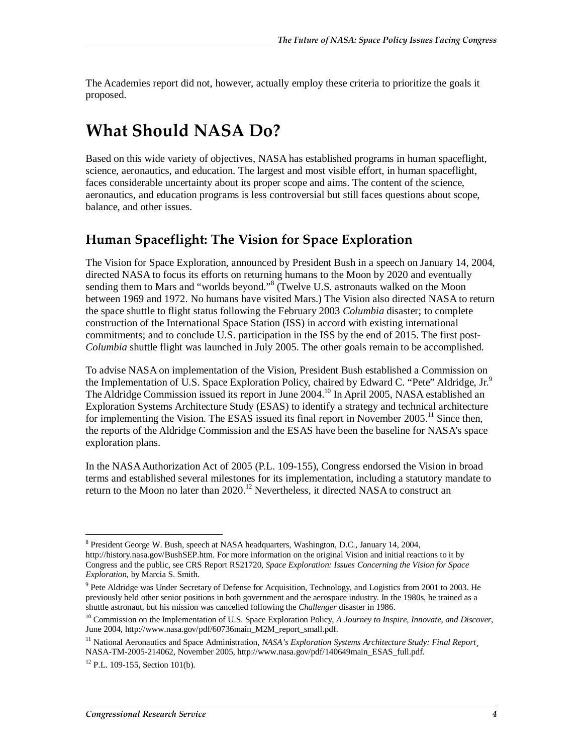The Academies report did not, however, actually employ these criteria to prioritize the goals it proposed.

# What Should NASA Do?

Based on this wide variety of objectives, NASA has established programs in human spaceflight, science, aeronautics, and education. The largest and most visible effort, in human spaceflight, faces considerable uncertainty about its proper scope and aims. The content of the science, aeronautics, and education programs is less controversial but still faces questions about scope, balance, and other issues.

## Human Spaceflight: The Vision for Space Exploration

The Vision for Space Exploration, announced by President Bush in a speech on January 14, 2004, directed NASA to focus its efforts on returning humans to the Moon by 2020 and eventually sending them to Mars and "worlds beyond."[8] (Twelve U.S. astronauts walked on the Moon between 1969 and 1972. No humans have visited Mars.) The Vision also directed NASA to return the space shuttle to flight status following the February 2003 *Columbia* disaster; to complete construction of the International Space Station (ISS) in accord with existing international commitments; and to conclude U.S. participation in the ISS by the end of 2015. The first post-*Columbia* shuttle flight was launched in July 2005. The other goals remain to be accomplished.

To advise NASA on implementation of the Vision, President Bush established a Commission on the Implementation of U.S. Space Exploration Policy, chaired by Edward C. "Pete" Aldridge, Jr.[9] The Aldridge Commission issued its report in June 2004.[10] In April 2005, NASA established an Exploration Systems Architecture Study (ESAS) to identify a strategy and technical architecture for implementing the Vision. The ESAS issued its final report in November 2005.[11] Since then, the reports of the Aldridge Commission and the ESAS have been the baseline for NASA's space exploration plans.

In the NASA Authorization Act of 2005 (P.L. 109-155), Congress endorsed the Vision in broad terms and established several milestones for its implementation, including a statutory mandate to return to the Moon no later than 2020.[12] Nevertheless, it directed NASA to construct an

---

[8] President George W. Bush, speech at NASA headquarters, Washington, D.C., January 14, 2004, http://history.nasa.gov/BushSEP.htm. For more information on the original Vision and initial reactions to it by Congress and the public, see CRS Report RS21720, *Space Exploration: Issues Concerning the Vision for Space Exploration*, by Marcia S. Smith.

[9] Pete Aldridge was Under Secretary of Defense for Acquisition, Technology, and Logistics from 2001 to 2003. He previously held other senior positions in both government and the aerospace industry. In the 1980s, he trained as a shuttle astronaut, but his mission was cancelled following the *Challenger* disaster in 1986.

[10] Commission on the Implementation of U.S. Space Exploration Policy, *A Journey to Inspire, Innovate, and Discover*, June 2004, http://www.nasa.gov/pdf/60736main_M2M_report_small.pdf.

[11] National Aeronautics and Space Administration, *NASA's Exploration Systems Architecture Study: Final Report*, NASA-TM-2005-214062, November 2005, http://www.nasa.gov/pdf/140649main_ESAS_full.pdf.

[12] P.L. 109-155, Section 101(b).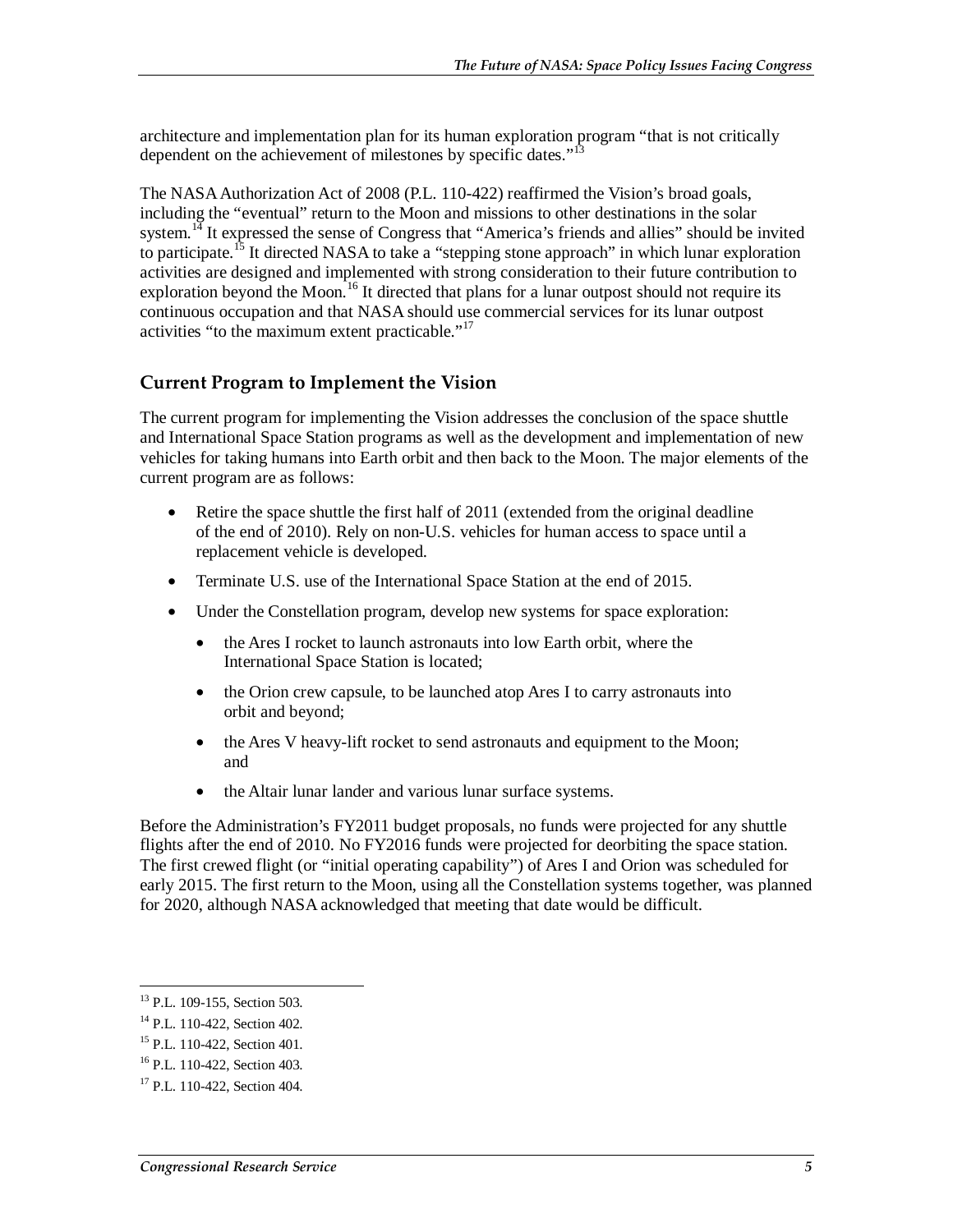architecture and implementation plan for its human exploration program "that is not critically dependent on the achievement of milestones by specific dates."[13]

The NASA Authorization Act of 2008 (P.L. 110-422) reaffirmed the Vision's broad goals, including the "eventual" return to the Moon and missions to other destinations in the solar system.[14] It expressed the sense of Congress that "America's friends and allies" should be invited to participate.[15] It directed NASA to take a "stepping stone approach" in which lunar exploration activities are designed and implemented with strong consideration to their future contribution to exploration beyond the Moon.[16] It directed that plans for a lunar outpost should not require its continuous occupation and that NASA should use commercial services for its lunar outpost activities "to the maximum extent practicable."[17]

## Current Program to Implement the Vision

The current program for implementing the Vision addresses the conclusion of the space shuttle and International Space Station programs as well as the development and implementation of new vehicles for taking humans into Earth orbit and then back to the Moon. The major elements of the current program are as follows:

- Retire the space shuttle the first half of 2011 (extended from the original deadline of the end of 2010). Rely on non-U.S. vehicles for human access to space until a replacement vehicle is developed.
- Terminate U.S. use of the International Space Station at the end of 2015.
- Under the Constellation program, develop new systems for space exploration:
  - the Ares I rocket to launch astronauts into low Earth orbit, where the International Space Station is located;
  - the Orion crew capsule, to be launched atop Ares I to carry astronauts into orbit and beyond;
  - the Ares V heavy-lift rocket to send astronauts and equipment to the Moon; and
  - the Altair lunar lander and various lunar surface systems.

Before the Administration's FY2011 budget proposals, no funds were projected for any shuttle flights after the end of 2010. No FY2016 funds were projected for deorbiting the space station. The first crewed flight (or "initial operating capability") of Ares I and Orion was scheduled for early 2015. The first return to the Moon, using all the Constellation systems together, was planned for 2020, although NASA acknowledged that meeting that date would be difficult.

---

[13] P.L. 109-155, Section 503.

[14] P.L. 110-422, Section 402.

[15] P.L. 110-422, Section 401.

[16] P.L. 110-422, Section 403.

[17] P.L. 110-422, Section 404.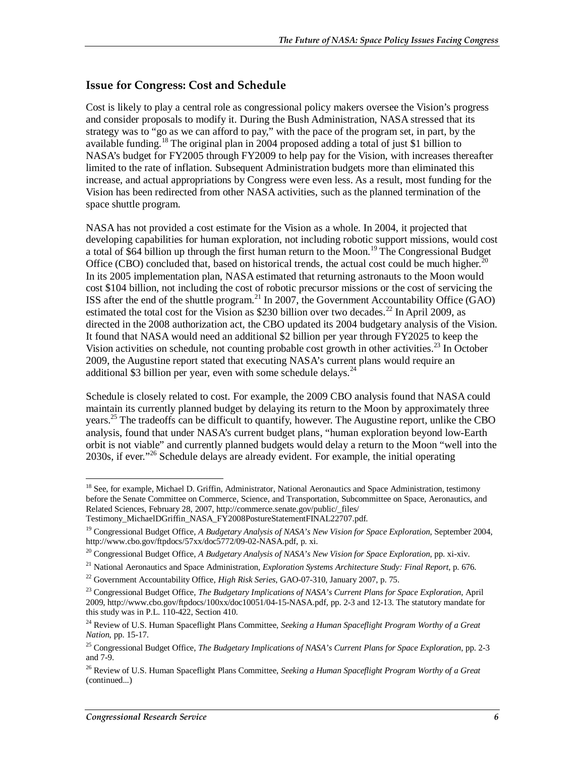## Issue for Congress: Cost and Schedule

Cost is likely to play a central role as congressional policy makers oversee the Vision's progress and consider proposals to modify it. During the Bush Administration, NASA stressed that its strategy was to "go as we can afford to pay," with the pace of the program set, in part, by the available funding.[18] The original plan in 2004 proposed adding a total of just $1 billion to NASA's budget for FY2005 through FY2009 to help pay for the Vision, with increases thereafter limited to the rate of inflation. Subsequent Administration budgets more than eliminated this increase, and actual appropriations by Congress were even less. As a result, most funding for the Vision has been redirected from other NASA activities, such as the planned termination of the space shuttle program.

NASA has not provided a cost estimate for the Vision as a whole. In 2004, it projected that developing capabilities for human exploration, not including robotic support missions, would cost a total of $64 billion up through the first human return to the Moon.[19] The Congressional Budget Office (CBO) concluded that, based on historical trends, the actual cost could be much higher.[20] In its 2005 implementation plan, NASA estimated that returning astronauts to the Moon would cost $104 billion, not including the cost of robotic precursor missions or the cost of servicing the ISS after the end of the shuttle program.[21] In 2007, the Government Accountability Office (GAO) estimated the total cost for the Vision as $230 billion over two decades.[22] In April 2009, as directed in the 2008 authorization act, the CBO updated its 2004 budgetary analysis of the Vision. It found that NASA would need an additional $2 billion per year through FY2025 to keep the Vision activities on schedule, not counting probable cost growth in other activities.[23] In October 2009, the Augustine report stated that executing NASA's current plans would require an additional $3 billion per year, even with some schedule delays.[24]

Schedule is closely related to cost. For example, the 2009 CBO analysis found that NASA could maintain its currently planned budget by delaying its return to the Moon by approximately three years.[25] The tradeoffs can be difficult to quantify, however. The Augustine report, unlike the CBO analysis, found that under NASA's current budget plans, "human exploration beyond low-Earth orbit is not viable" and currently planned budgets would delay a return to the Moon "well into the 2030s, if ever."[26] Schedule delays are already evident. For example, the initial operating

---

[18] See, for example, Michael D. Griffin, Administrator, National Aeronautics and Space Administration, testimony before the Senate Committee on Commerce, Science, and Transportation, Subcommittee on Space, Aeronautics, and Related Sciences, February 28, 2007, http://commerce.senate.gov/public/_files/Testimony_MichaelDGriffin_NASA_FY2008PostureStatementFINAL22707.pdf.

[19] Congressional Budget Office, *A Budgetary Analysis of NASA's New Vision for Space Exploration*, September 2004, http://www.cbo.gov/ftpdocs/57xx/doc5772/09-02-NASA.pdf, p. xi.

[20] Congressional Budget Office, *A Budgetary Analysis of NASA's New Vision for Space Exploration*, pp. xi-xiv.

[21] National Aeronautics and Space Administration, *Exploration Systems Architecture Study: Final Report*, p. 676.

[22] Government Accountability Office, *High Risk Series*, GAO-07-310, January 2007, p. 75.

[23] Congressional Budget Office, *The Budgetary Implications of NASA's Current Plans for Space Exploration*, April 2009, http://www.cbo.gov/ftpdocs/100xx/doc10051/04-15-NASA.pdf, pp. 2-3 and 12-13. The statutory mandate for this study was in P.L. 110-422, Section 410.

[24] Review of U.S. Human Spaceflight Plans Committee, *Seeking a Human Spaceflight Program Worthy of a Great Nation*, pp. 15-17.

[25] Congressional Budget Office, *The Budgetary Implications of NASA's Current Plans for Space Exploration*, pp. 2-3 and 7-9.

[26] Review of U.S. Human Spaceflight Plans Committee, *Seeking a Human Spaceflight Program Worthy of a Great* (continued...)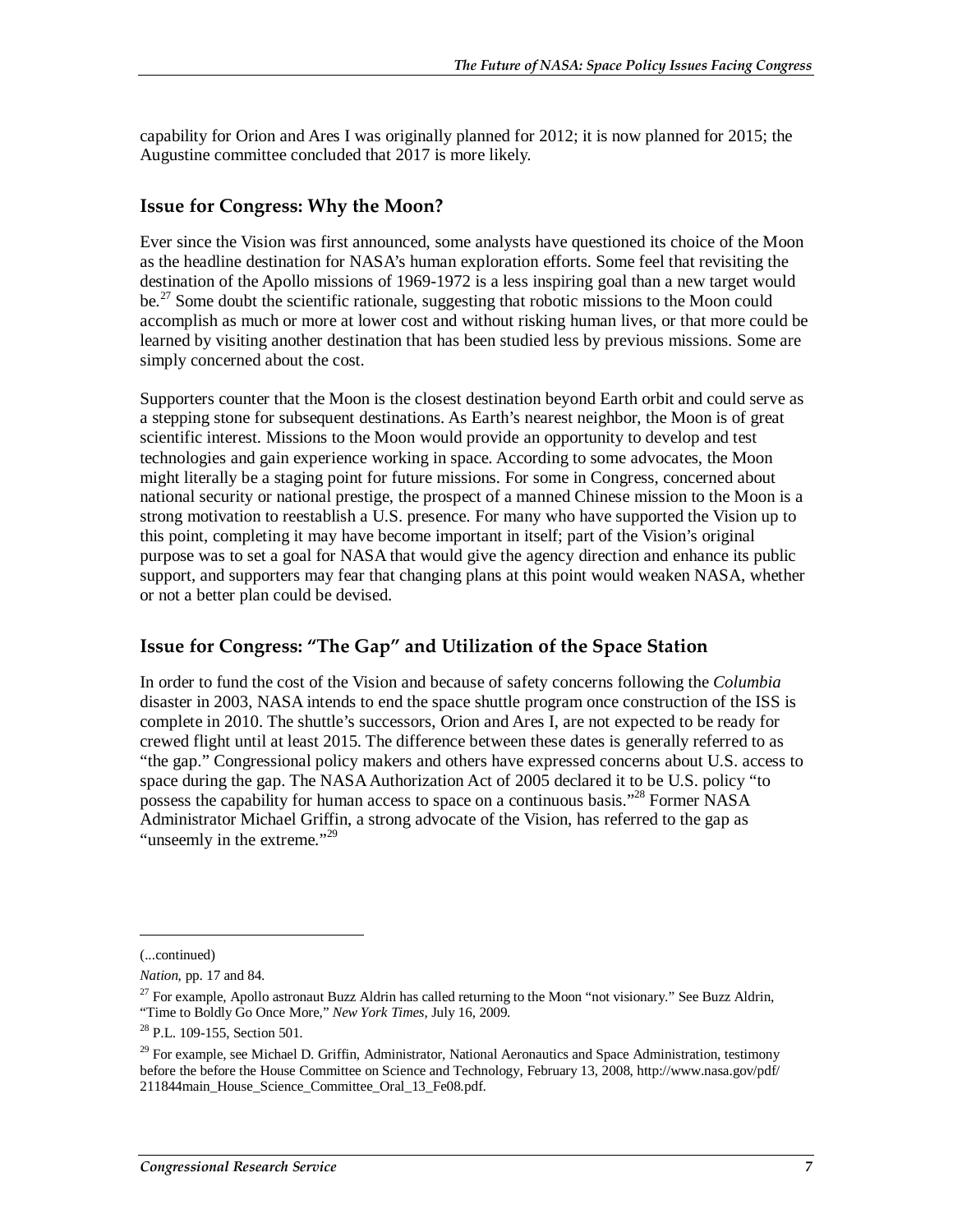capability for Orion and Ares I was originally planned for 2012; it is now planned for 2015; the Augustine committee concluded that 2017 is more likely.

## Issue for Congress: Why the Moon?

Ever since the Vision was first announced, some analysts have questioned its choice of the Moon as the headline destination for NASA's human exploration efforts. Some feel that revisiting the destination of the Apollo missions of 1969-1972 is a less inspiring goal than a new target would be.[27] Some doubt the scientific rationale, suggesting that robotic missions to the Moon could accomplish as much or more at lower cost and without risking human lives, or that more could be learned by visiting another destination that has been studied less by previous missions. Some are simply concerned about the cost.

Supporters counter that the Moon is the closest destination beyond Earth orbit and could serve as a stepping stone for subsequent destinations. As Earth's nearest neighbor, the Moon is of great scientific interest. Missions to the Moon would provide an opportunity to develop and test technologies and gain experience working in space. According to some advocates, the Moon might literally be a staging point for future missions. For some in Congress, concerned about national security or national prestige, the prospect of a manned Chinese mission to the Moon is a strong motivation to reestablish a U.S. presence. For many who have supported the Vision up to this point, completing it may have become important in itself; part of the Vision's original purpose was to set a goal for NASA that would give the agency direction and enhance its public support, and supporters may fear that changing plans at this point would weaken NASA, whether or not a better plan could be devised.

## Issue for Congress: "The Gap" and Utilization of the Space Station

In order to fund the cost of the Vision and because of safety concerns following the *Columbia* disaster in 2003, NASA intends to end the space shuttle program once construction of the ISS is complete in 2010. The shuttle's successors, Orion and Ares I, are not expected to be ready for crewed flight until at least 2015. The difference between these dates is generally referred to as "the gap." Congressional policy makers and others have expressed concerns about U.S. access to space during the gap. The NASA Authorization Act of 2005 declared it to be U.S. policy "to possess the capability for human access to space on a continuous basis."[28] Former NASA Administrator Michael Griffin, a strong advocate of the Vision, has referred to the gap as "unseemly in the extreme."[29]

---

(...continued)

*Nation*, pp. 17 and 84.

[27] For example, Apollo astronaut Buzz Aldrin has called returning to the Moon "not visionary." See Buzz Aldrin, "Time to Boldly Go Once More," *New York Times*, July 16, 2009.

[28] P.L. 109-155, Section 501.

[29] For example, see Michael D. Griffin, Administrator, National Aeronautics and Space Administration, testimony before the before the House Committee on Science and Technology, February 13, 2008, http://www.nasa.gov/pdf/211844main_House_Science_Committee_Oral_13_Fe08.pdf.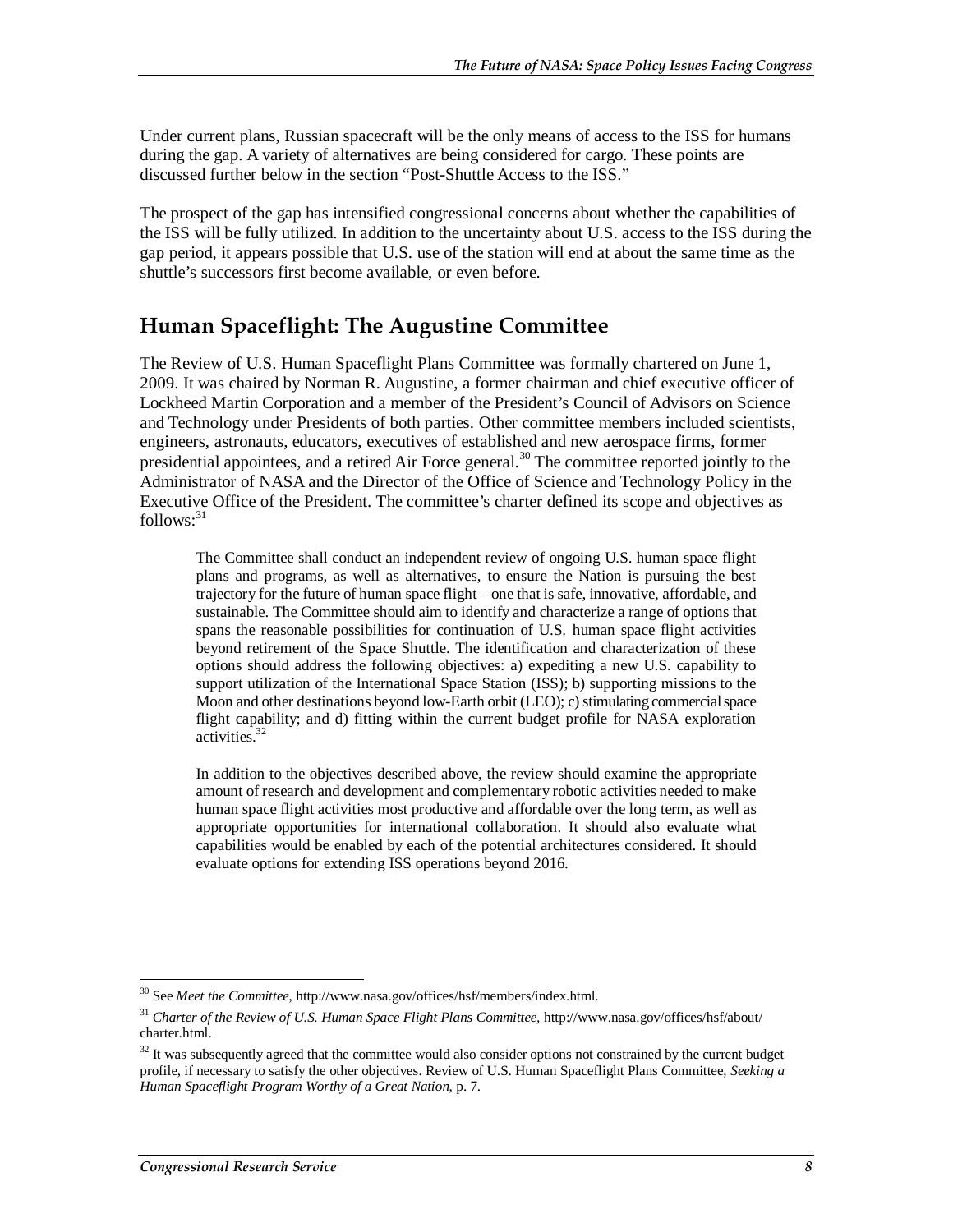Under current plans, Russian spacecraft will be the only means of access to the ISS for humans during the gap. A variety of alternatives are being considered for cargo. These points are discussed further below in the section "Post-Shuttle Access to the ISS."

The prospect of the gap has intensified congressional concerns about whether the capabilities of the ISS will be fully utilized. In addition to the uncertainty about U.S. access to the ISS during the gap period, it appears possible that U.S. use of the station will end at about the same time as the shuttle's successors first become available, or even before.

## Human Spaceflight: The Augustine Committee

The Review of U.S. Human Spaceflight Plans Committee was formally chartered on June 1, 2009. It was chaired by Norman R. Augustine, a former chairman and chief executive officer of Lockheed Martin Corporation and a member of the President's Council of Advisors on Science and Technology under Presidents of both parties. Other committee members included scientists, engineers, astronauts, educators, executives of established and new aerospace firms, former presidential appointees, and a retired Air Force general.[30] The committee reported jointly to the Administrator of NASA and the Director of the Office of Science and Technology Policy in the Executive Office of the President. The committee's charter defined its scope and objectives as follows:[31]

> The Committee shall conduct an independent review of ongoing U.S. human space flight plans and programs, as well as alternatives, to ensure the Nation is pursuing the best trajectory for the future of human space flight – one that is safe, innovative, affordable, and sustainable. The Committee should aim to identify and characterize a range of options that spans the reasonable possibilities for continuation of U.S. human space flight activities beyond retirement of the Space Shuttle. The identification and characterization of these options should address the following objectives: a) expediting a new U.S. capability to support utilization of the International Space Station (ISS); b) supporting missions to the Moon and other destinations beyond low-Earth orbit (LEO); c) stimulating commercial space flight capability; and d) fitting within the current budget profile for NASA exploration activities.[32]
>
> In addition to the objectives described above, the review should examine the appropriate amount of research and development and complementary robotic activities needed to make human space flight activities most productive and affordable over the long term, as well as appropriate opportunities for international collaboration. It should also evaluate what capabilities would be enabled by each of the potential architectures considered. It should evaluate options for extending ISS operations beyond 2016.

---

[30] See *Meet the Committee*, http://www.nasa.gov/offices/hsf/members/index.html.

[31] *Charter of the Review of U.S. Human Space Flight Plans Committee*, http://www.nasa.gov/offices/hsf/about/charter.html.

[32] It was subsequently agreed that the committee would also consider options not constrained by the current budget profile, if necessary to satisfy the other objectives. Review of U.S. Human Spaceflight Plans Committee, *Seeking a Human Spaceflight Program Worthy of a Great Nation*, p. 7.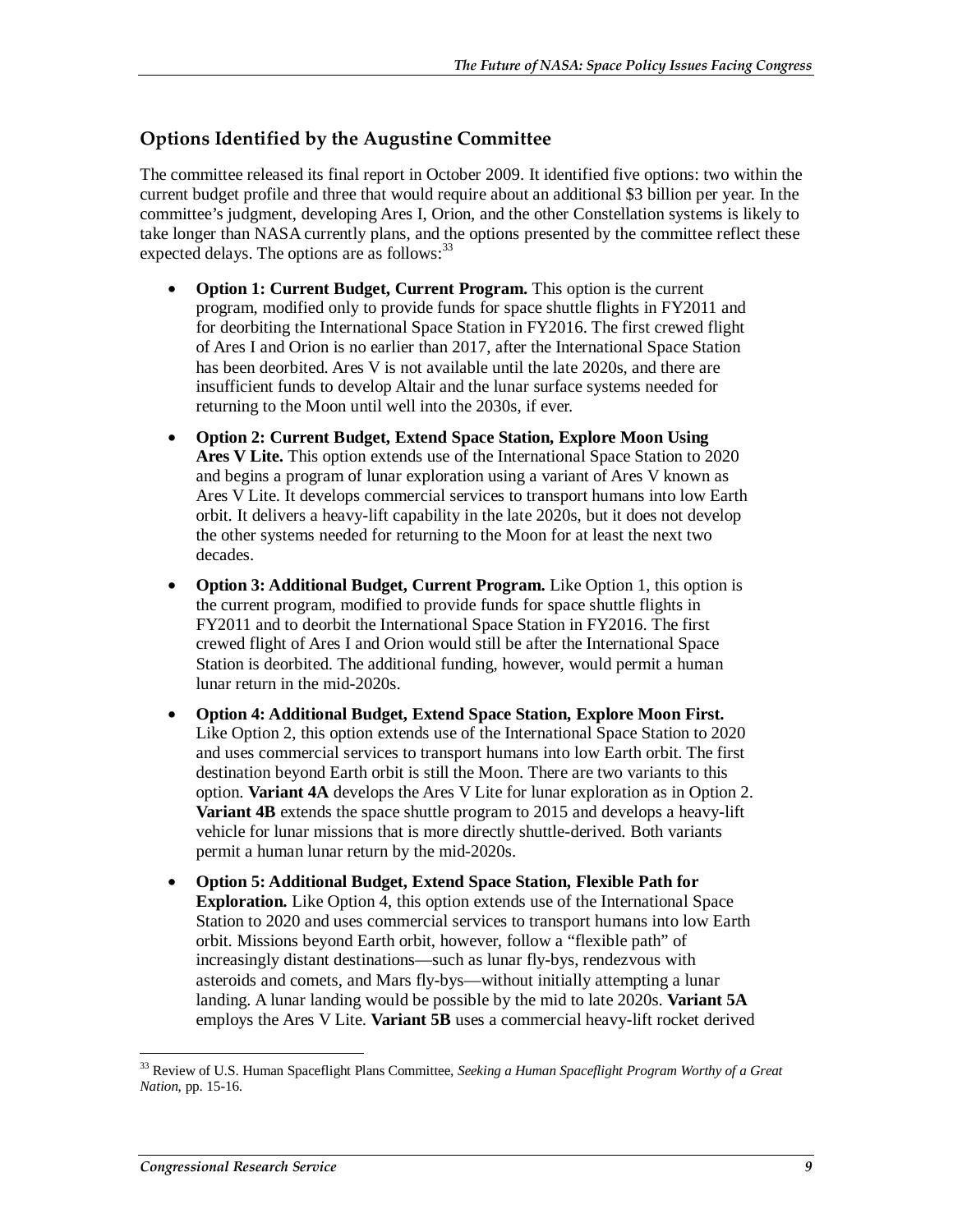## Options Identified by the Augustine Committee

The committee released its final report in October 2009. It identified five options: two within the current budget profile and three that would require about an additional $3 billion per year. In the committee's judgment, developing Ares I, Orion, and the other Constellation systems is likely to take longer than NASA currently plans, and the options presented by the committee reflect these expected delays. The options are as follows:[33]

- **Option 1: Current Budget, Current Program.** This option is the current program, modified only to provide funds for space shuttle flights in FY2011 and for deorbiting the International Space Station in FY2016. The first crewed flight of Ares I and Orion is no earlier than 2017, after the International Space Station has been deorbited. Ares V is not available until the late 2020s, and there are insufficient funds to develop Altair and the lunar surface systems needed for returning to the Moon until well into the 2030s, if ever.
- **Option 2: Current Budget, Extend Space Station, Explore Moon Using Ares V Lite.** This option extends use of the International Space Station to 2020 and begins a program of lunar exploration using a variant of Ares V known as Ares V Lite. It develops commercial services to transport humans into low Earth orbit. It delivers a heavy-lift capability in the late 2020s, but it does not develop the other systems needed for returning to the Moon for at least the next two decades.
- **Option 3: Additional Budget, Current Program.** Like Option 1, this option is the current program, modified to provide funds for space shuttle flights in FY2011 and to deorbit the International Space Station in FY2016. The first crewed flight of Ares I and Orion would still be after the International Space Station is deorbited. The additional funding, however, would permit a human lunar return in the mid-2020s.
- **Option 4: Additional Budget, Extend Space Station, Explore Moon First.** Like Option 2, this option extends use of the International Space Station to 2020 and uses commercial services to transport humans into low Earth orbit. The first destination beyond Earth orbit is still the Moon. There are two variants to this option. **Variant 4A** develops the Ares V Lite for lunar exploration as in Option 2. **Variant 4B** extends the space shuttle program to 2015 and develops a heavy-lift vehicle for lunar missions that is more directly shuttle-derived. Both variants permit a human lunar return by the mid-2020s.
- **Option 5: Additional Budget, Extend Space Station, Flexible Path for Exploration.** Like Option 4, this option extends use of the International Space Station to 2020 and uses commercial services to transport humans into low Earth orbit. Missions beyond Earth orbit, however, follow a "flexible path" of increasingly distant destinations—such as lunar fly-bys, rendezvous with asteroids and comets, and Mars fly-bys—without initially attempting a lunar landing. A lunar landing would be possible by the mid to late 2020s. **Variant 5A** employs the Ares V Lite. **Variant 5B** uses a commercial heavy-lift rocket derived

---

[33] Review of U.S. Human Spaceflight Plans Committee, *Seeking a Human Spaceflight Program Worthy of a Great Nation*, pp. 15-16.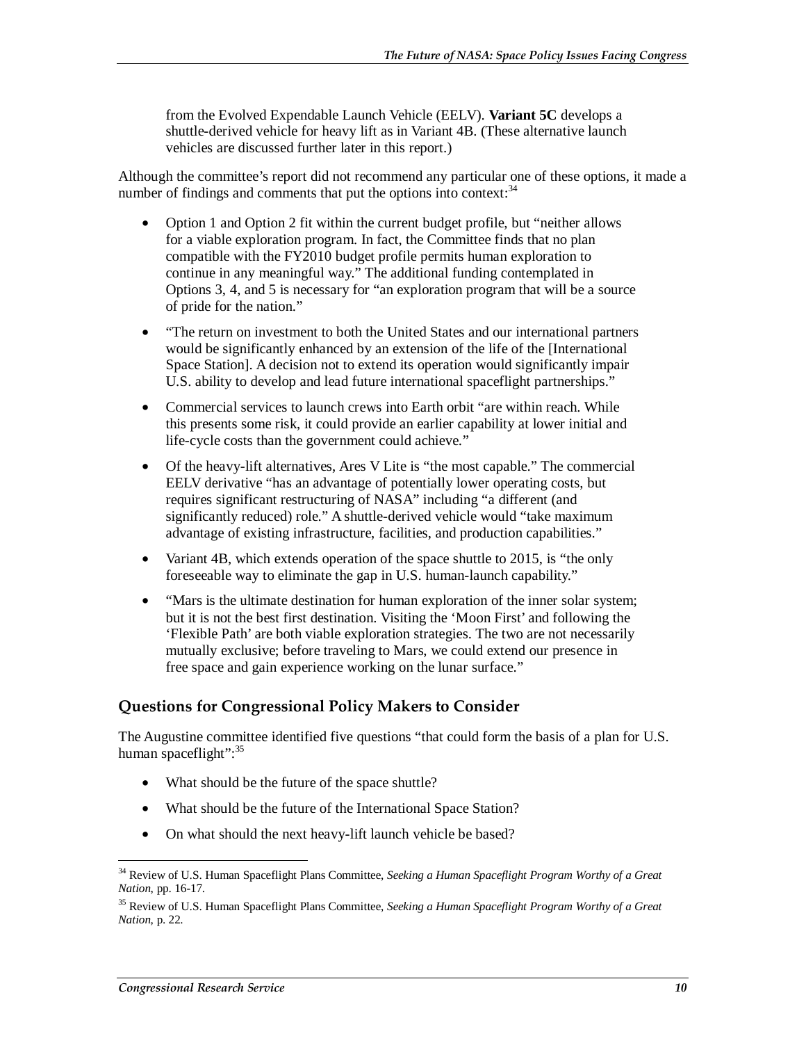from the Evolved Expendable Launch Vehicle (EELV). **Variant 5C** develops a shuttle-derived vehicle for heavy lift as in Variant 4B. (These alternative launch vehicles are discussed further later in this report.)

Although the committee's report did not recommend any particular one of these options, it made a number of findings and comments that put the options into context:[34]

- Option 1 and Option 2 fit within the current budget profile, but "neither allows for a viable exploration program. In fact, the Committee finds that no plan compatible with the FY2010 budget profile permits human exploration to continue in any meaningful way." The additional funding contemplated in Options 3, 4, and 5 is necessary for "an exploration program that will be a source of pride for the nation."
- "The return on investment to both the United States and our international partners would be significantly enhanced by an extension of the life of the [International Space Station]. A decision not to extend its operation would significantly impair U.S. ability to develop and lead future international spaceflight partnerships."
- Commercial services to launch crews into Earth orbit "are within reach. While this presents some risk, it could provide an earlier capability at lower initial and life-cycle costs than the government could achieve."
- Of the heavy-lift alternatives, Ares V Lite is "the most capable." The commercial EELV derivative "has an advantage of potentially lower operating costs, but requires significant restructuring of NASA" including "a different (and significantly reduced) role." A shuttle-derived vehicle would "take maximum advantage of existing infrastructure, facilities, and production capabilities."
- Variant 4B, which extends operation of the space shuttle to 2015, is "the only foreseeable way to eliminate the gap in U.S. human-launch capability."
- "Mars is the ultimate destination for human exploration of the inner solar system; but it is not the best first destination. Visiting the 'Moon First' and following the 'Flexible Path' are both viable exploration strategies. The two are not necessarily mutually exclusive; before traveling to Mars, we could extend our presence in free space and gain experience working on the lunar surface."

## Questions for Congressional Policy Makers to Consider

The Augustine committee identified five questions "that could form the basis of a plan for U.S. human spaceflight":[35]

- What should be the future of the space shuttle?
- What should be the future of the International Space Station?
- On what should the next heavy-lift launch vehicle be based?

---

[34] Review of U.S. Human Spaceflight Plans Committee, *Seeking a Human Spaceflight Program Worthy of a Great Nation*, pp. 16-17.

[35] Review of U.S. Human Spaceflight Plans Committee, *Seeking a Human Spaceflight Program Worthy of a Great Nation*, p. 22.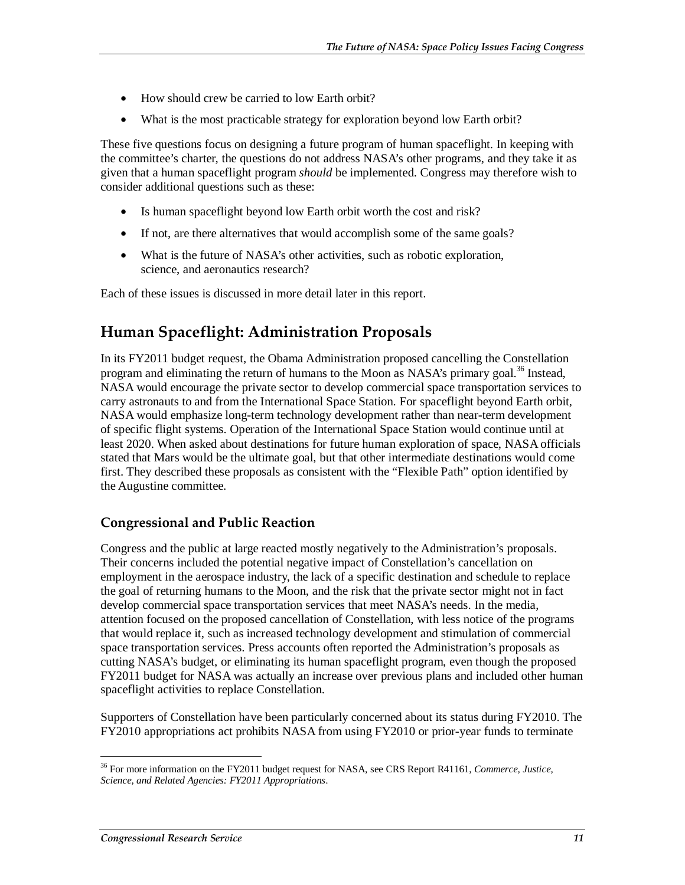- How should crew be carried to low Earth orbit?
- What is the most practicable strategy for exploration beyond low Earth orbit?

These five questions focus on designing a future program of human spaceflight. In keeping with the committee's charter, the questions do not address NASA's other programs, and they take it as given that a human spaceflight program *should* be implemented. Congress may therefore wish to consider additional questions such as these:

- Is human spaceflight beyond low Earth orbit worth the cost and risk?
- If not, are there alternatives that would accomplish some of the same goals?
- What is the future of NASA's other activities, such as robotic exploration, science, and aeronautics research?

Each of these issues is discussed in more detail later in this report.

## Human Spaceflight: Administration Proposals

In its FY2011 budget request, the Obama Administration proposed cancelling the Constellation program and eliminating the return of humans to the Moon as NASA's primary goal.[36] Instead, NASA would encourage the private sector to develop commercial space transportation services to carry astronauts to and from the International Space Station. For spaceflight beyond Earth orbit, NASA would emphasize long-term technology development rather than near-term development of specific flight systems. Operation of the International Space Station would continue until at least 2020. When asked about destinations for future human exploration of space, NASA officials stated that Mars would be the ultimate goal, but that other intermediate destinations would come first. They described these proposals as consistent with the "Flexible Path" option identified by the Augustine committee.

### Congressional and Public Reaction

Congress and the public at large reacted mostly negatively to the Administration's proposals. Their concerns included the potential negative impact of Constellation's cancellation on employment in the aerospace industry, the lack of a specific destination and schedule to replace the goal of returning humans to the Moon, and the risk that the private sector might not in fact develop commercial space transportation services that meet NASA's needs. In the media, attention focused on the proposed cancellation of Constellation, with less notice of the programs that would replace it, such as increased technology development and stimulation of commercial space transportation services. Press accounts often reported the Administration's proposals as cutting NASA's budget, or eliminating its human spaceflight program, even though the proposed FY2011 budget for NASA was actually an increase over previous plans and included other human spaceflight activities to replace Constellation.

Supporters of Constellation have been particularly concerned about its status during FY2010. The FY2010 appropriations act prohibits NASA from using FY2010 or prior-year funds to terminate

[36] For more information on the FY2011 budget request for NASA, see CRS Report R41161, *Commerce, Justice, Science, and Related Agencies: FY2011 Appropriations*.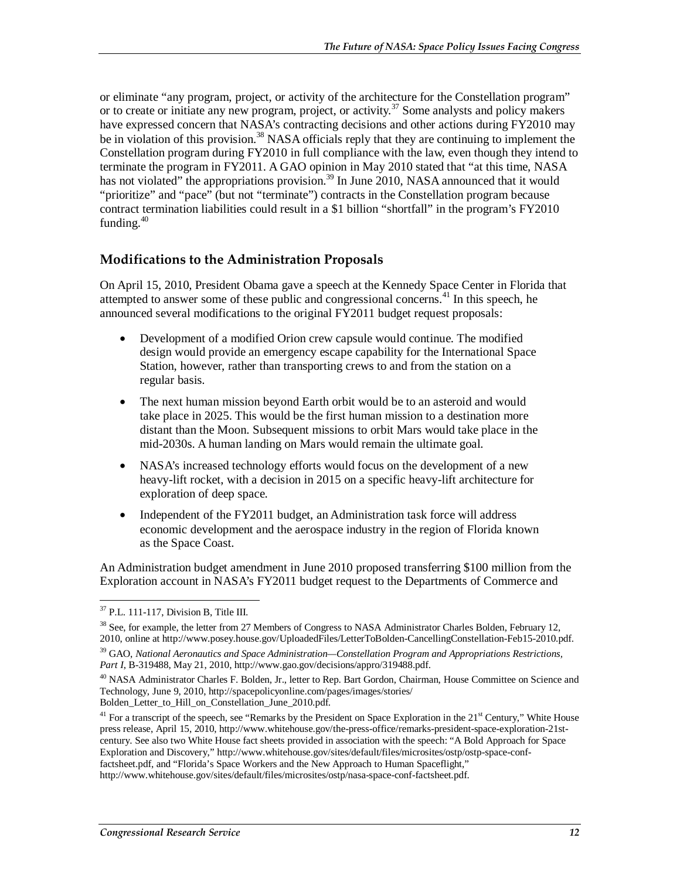or eliminate "any program, project, or activity of the architecture for the Constellation program" or to create or initiate any new program, project, or activity.[37] Some analysts and policy makers have expressed concern that NASA's contracting decisions and other actions during FY2010 may be in violation of this provision.[38] NASA officials reply that they are continuing to implement the Constellation program during FY2010 in full compliance with the law, even though they intend to terminate the program in FY2011. A GAO opinion in May 2010 stated that "at this time, NASA has not violated" the appropriations provision.[39] In June 2010, NASA announced that it would "prioritize" and "pace" (but not "terminate") contracts in the Constellation program because contract termination liabilities could result in a $1 billion "shortfall" in the program's FY2010 funding.[40]

### Modifications to the Administration Proposals

On April 15, 2010, President Obama gave a speech at the Kennedy Space Center in Florida that attempted to answer some of these public and congressional concerns.[41] In this speech, he announced several modifications to the original FY2011 budget request proposals:

- Development of a modified Orion crew capsule would continue. The modified design would provide an emergency escape capability for the International Space Station, however, rather than transporting crews to and from the station on a regular basis.
- The next human mission beyond Earth orbit would be to an asteroid and would take place in 2025. This would be the first human mission to a destination more distant than the Moon. Subsequent missions to orbit Mars would take place in the mid-2030s. A human landing on Mars would remain the ultimate goal.
- NASA's increased technology efforts would focus on the development of a new heavy-lift rocket, with a decision in 2015 on a specific heavy-lift architecture for exploration of deep space.
- Independent of the FY2011 budget, an Administration task force will address economic development and the aerospace industry in the region of Florida known as the Space Coast.

An Administration budget amendment in June 2010 proposed transferring $100 million from the Exploration account in NASA's FY2011 budget request to the Departments of Commerce and

---

[37] P.L. 111-117, Division B, Title III.

[38] See, for example, the letter from 27 Members of Congress to NASA Administrator Charles Bolden, February 12, 2010, online at http://www.posey.house.gov/UploadedFiles/LetterToBolden-CancellingConstellation-Feb15-2010.pdf.

[39] GAO, *National Aeronautics and Space Administration—Constellation Program and Appropriations Restrictions, Part I*, B-319488, May 21, 2010, http://www.gao.gov/decisions/appro/319488.pdf.

[40] NASA Administrator Charles F. Bolden, Jr., letter to Rep. Bart Gordon, Chairman, House Committee on Science and Technology, June 9, 2010, http://spacepolicyonline.com/pages/images/stories/Bolden_Letter_to_Hill_on_Constellation_June_2010.pdf.

[41] For a transcript of the speech, see "Remarks by the President on Space Exploration in the 21st Century," White House press release, April 15, 2010, http://www.whitehouse.gov/the-press-office/remarks-president-space-exploration-21st-century. See also two White House fact sheets provided in association with the speech: "A Bold Approach for Space Exploration and Discovery," http://www.whitehouse.gov/sites/default/files/microsites/ostp/ostp-space-conf-factsheet.pdf, and "Florida's Space Workers and the New Approach to Human Spaceflight," http://www.whitehouse.gov/sites/default/files/microsites/ostp/nasa-space-conf-factsheet.pdf.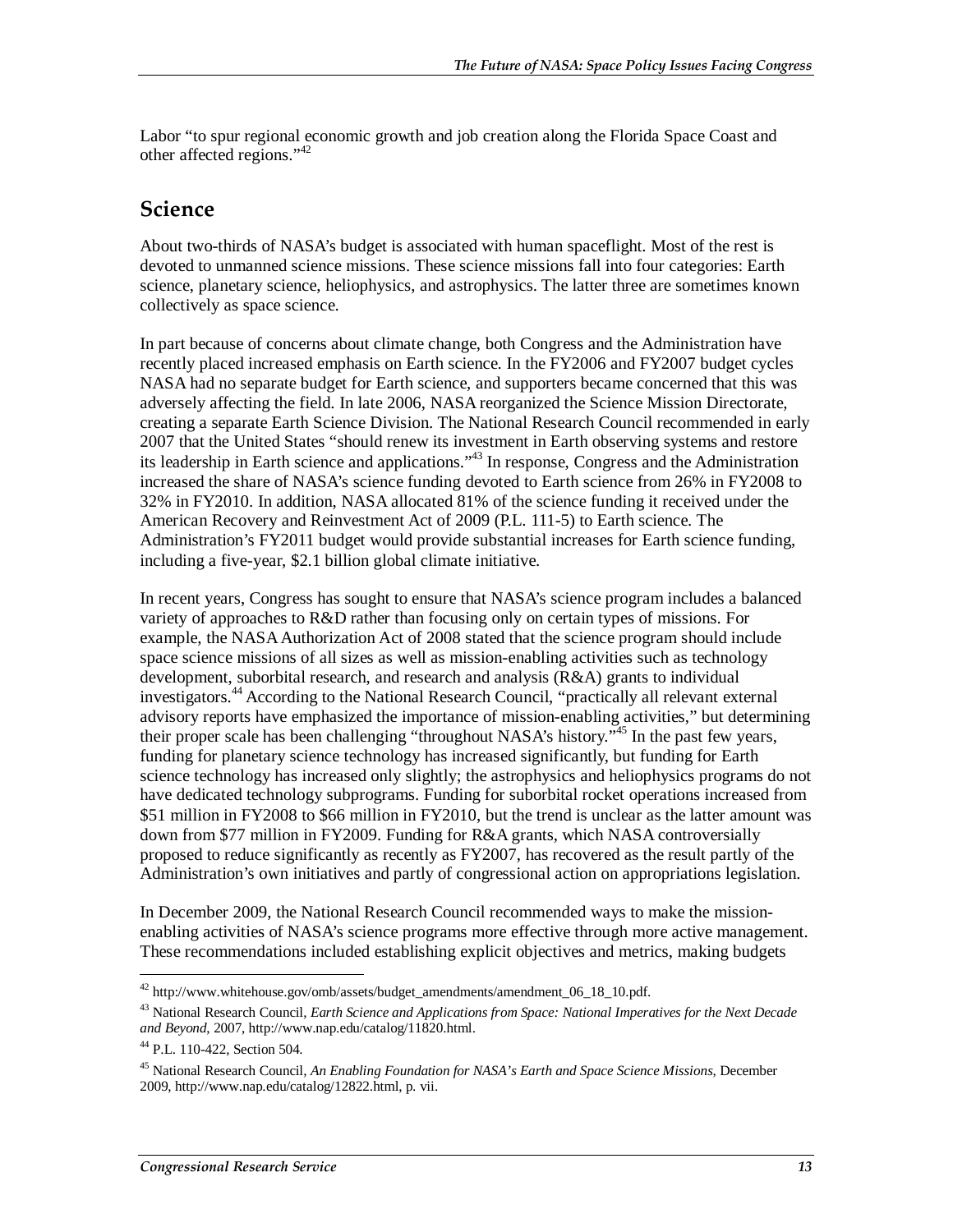Labor "to spur regional economic growth and job creation along the Florida Space Coast and other affected regions."[42]

## Science

About two-thirds of NASA's budget is associated with human spaceflight. Most of the rest is devoted to unmanned science missions. These science missions fall into four categories: Earth science, planetary science, heliophysics, and astrophysics. The latter three are sometimes known collectively as space science.

In part because of concerns about climate change, both Congress and the Administration have recently placed increased emphasis on Earth science. In the FY2006 and FY2007 budget cycles NASA had no separate budget for Earth science, and supporters became concerned that this was adversely affecting the field. In late 2006, NASA reorganized the Science Mission Directorate, creating a separate Earth Science Division. The National Research Council recommended in early 2007 that the United States "should renew its investment in Earth observing systems and restore its leadership in Earth science and applications."[43] In response, Congress and the Administration increased the share of NASA's science funding devoted to Earth science from 26% in FY2008 to 32% in FY2010. In addition, NASA allocated 81% of the science funding it received under the American Recovery and Reinvestment Act of 2009 (P.L. 111-5) to Earth science. The Administration's FY2011 budget would provide substantial increases for Earth science funding, including a five-year, $2.1 billion global climate initiative.

In recent years, Congress has sought to ensure that NASA's science program includes a balanced variety of approaches to R&D rather than focusing only on certain types of missions. For example, the NASA Authorization Act of 2008 stated that the science program should include space science missions of all sizes as well as mission-enabling activities such as technology development, suborbital research, and research and analysis (R&A) grants to individual investigators.[44] According to the National Research Council, "practically all relevant external advisory reports have emphasized the importance of mission-enabling activities," but determining their proper scale has been challenging "throughout NASA's history."[45] In the past few years, funding for planetary science technology has increased significantly, but funding for Earth science technology has increased only slightly; the astrophysics and heliophysics programs do not have dedicated technology subprograms. Funding for suborbital rocket operations increased from $51 million in FY2008 to $66 million in FY2010, but the trend is unclear as the latter amount was down from $77 million in FY2009. Funding for R&A grants, which NASA controversially proposed to reduce significantly as recently as FY2007, has recovered as the result partly of the Administration's own initiatives and partly of congressional action on appropriations legislation.

In December 2009, the National Research Council recommended ways to make the mission-enabling activities of NASA's science programs more effective through more active management. These recommendations included establishing explicit objectives and metrics, making budgets

---

[42] http://www.whitehouse.gov/omb/assets/budget_amendments/amendment_06_18_10.pdf.

[43] National Research Council, *Earth Science and Applications from Space: National Imperatives for the Next Decade and Beyond*, 2007, http://www.nap.edu/catalog/11820.html.

[44] P.L. 110-422, Section 504.

[45] National Research Council, *An Enabling Foundation for NASA's Earth and Space Science Missions*, December 2009, http://www.nap.edu/catalog/12822.html, p. vii.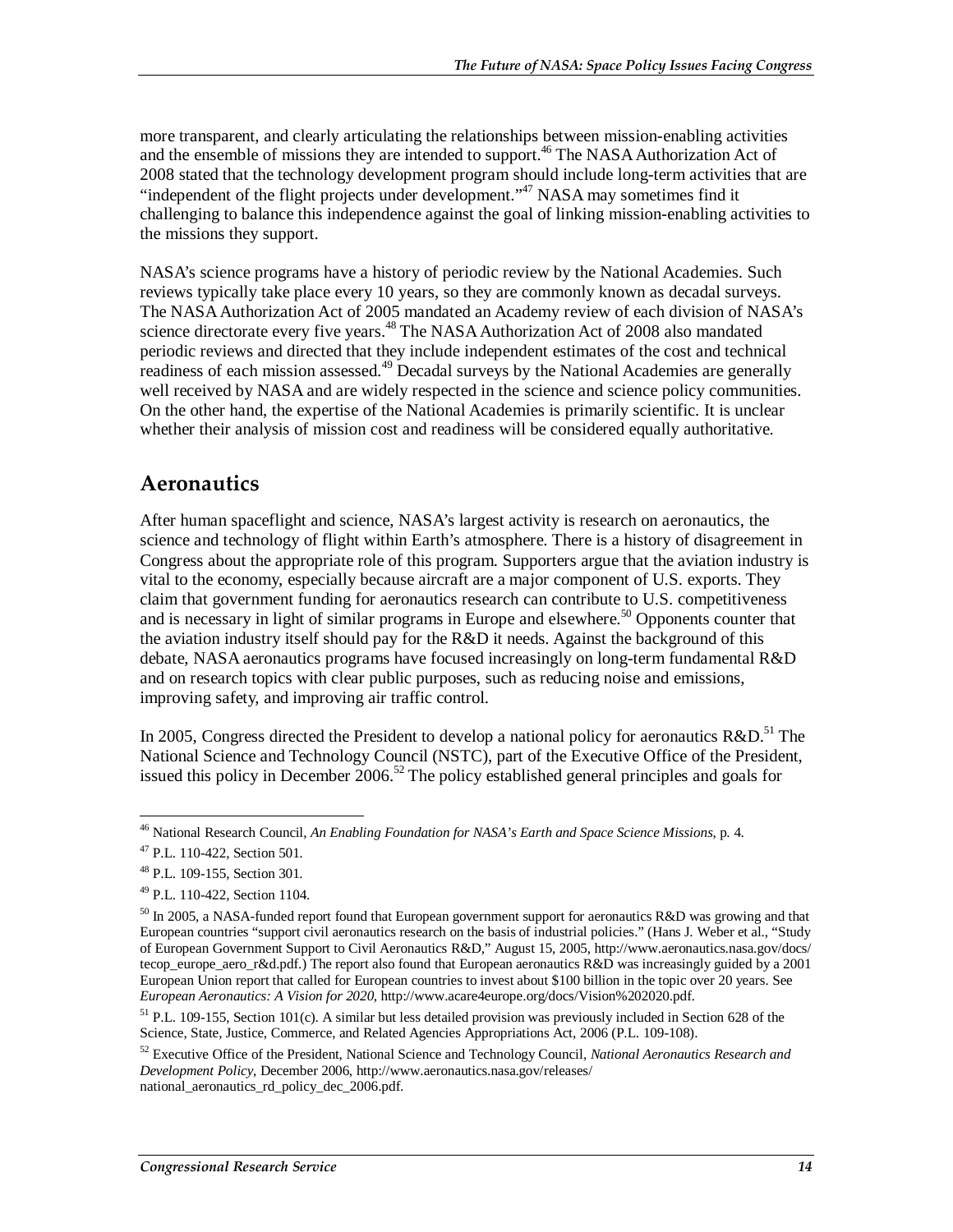more transparent, and clearly articulating the relationships between mission-enabling activities and the ensemble of missions they are intended to support.[46] The NASA Authorization Act of 2008 stated that the technology development program should include long-term activities that are "independent of the flight projects under development."[47] NASA may sometimes find it challenging to balance this independence against the goal of linking mission-enabling activities to the missions they support.

NASA's science programs have a history of periodic review by the National Academies. Such reviews typically take place every 10 years, so they are commonly known as decadal surveys. The NASA Authorization Act of 2005 mandated an Academy review of each division of NASA's science directorate every five years.[48] The NASA Authorization Act of 2008 also mandated periodic reviews and directed that they include independent estimates of the cost and technical readiness of each mission assessed.[49] Decadal surveys by the National Academies are generally well received by NASA and are widely respected in the science and science policy communities. On the other hand, the expertise of the National Academies is primarily scientific. It is unclear whether their analysis of mission cost and readiness will be considered equally authoritative.

## Aeronautics

After human spaceflight and science, NASA's largest activity is research on aeronautics, the science and technology of flight within Earth's atmosphere. There is a history of disagreement in Congress about the appropriate role of this program. Supporters argue that the aviation industry is vital to the economy, especially because aircraft are a major component of U.S. exports. They claim that government funding for aeronautics research can contribute to U.S. competitiveness and is necessary in light of similar programs in Europe and elsewhere.[50] Opponents counter that the aviation industry itself should pay for the R&D it needs. Against the background of this debate, NASA aeronautics programs have focused increasingly on long-term fundamental R&D and on research topics with clear public purposes, such as reducing noise and emissions, improving safety, and improving air traffic control.

In 2005, Congress directed the President to develop a national policy for aeronautics R&D.[51] The National Science and Technology Council (NSTC), part of the Executive Office of the President, issued this policy in December 2006.[52] The policy established general principles and goals for

---

[46] National Research Council, *An Enabling Foundation for NASA's Earth and Space Science Missions*, p. 4.

[47] P.L. 110-422, Section 501.

[48] P.L. 109-155, Section 301.

[49] P.L. 110-422, Section 1104.

[50] In 2005, a NASA-funded report found that European government support for aeronautics R&D was growing and that European countries "support civil aeronautics research on the basis of industrial policies." (Hans J. Weber et al., "Study of European Government Support to Civil Aeronautics R&D," August 15, 2005, http://www.aeronautics.nasa.gov/docs/tecop_europe_aero_r&d.pdf.) The report also found that European aeronautics R&D was increasingly guided by a 2001 European Union report that called for European countries to invest about $100 billion in the topic over 20 years. See *European Aeronautics: A Vision for 2020*, http://www.acare4europe.org/docs/Vision%202020.pdf.

[51] P.L. 109-155, Section 101(c). A similar but less detailed provision was previously included in Section 628 of the Science, State, Justice, Commerce, and Related Agencies Appropriations Act, 2006 (P.L. 109-108).

[52] Executive Office of the President, National Science and Technology Council, *National Aeronautics Research and Development Policy*, December 2006, http://www.aeronautics.nasa.gov/releases/national_aeronautics_rd_policy_dec_2006.pdf.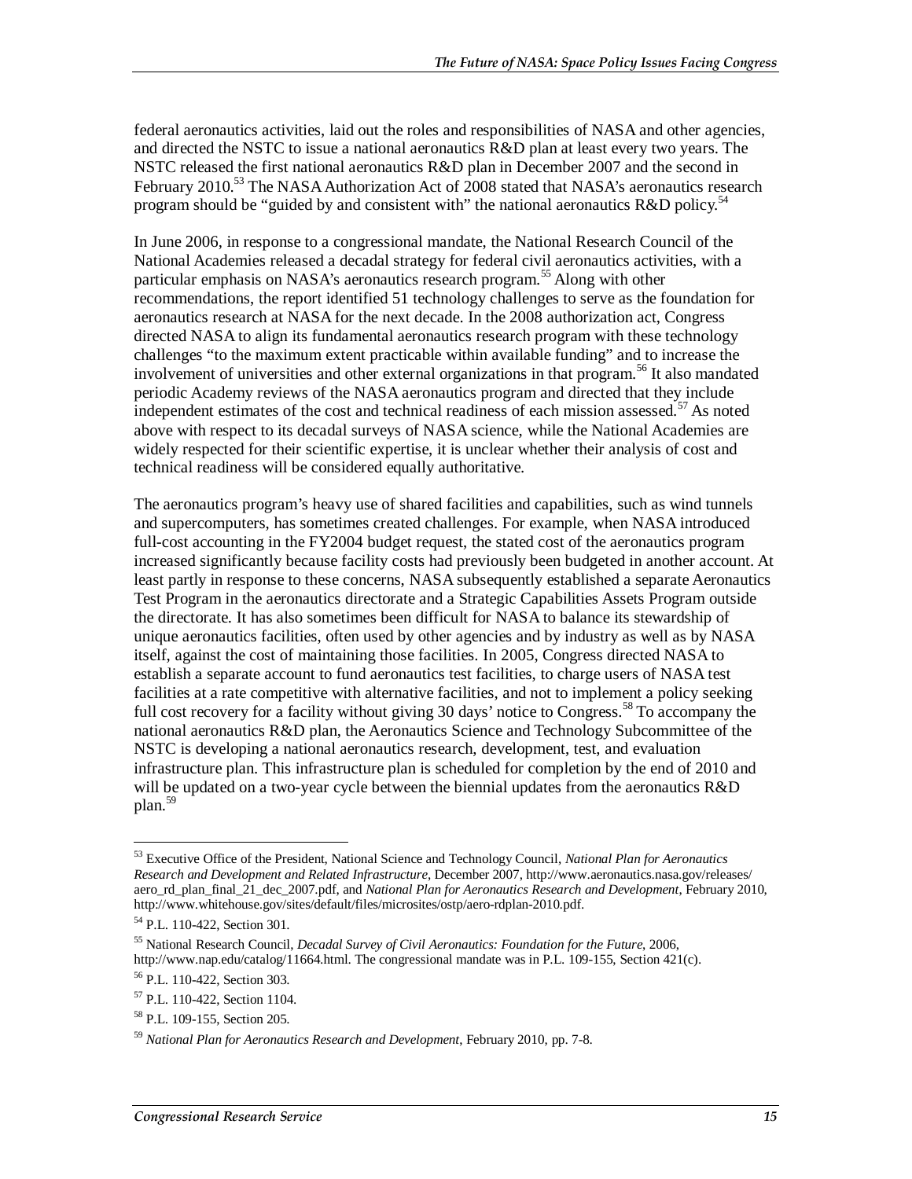federal aeronautics activities, laid out the roles and responsibilities of NASA and other agencies, and directed the NSTC to issue a national aeronautics R&D plan at least every two years. The NSTC released the first national aeronautics R&D plan in December 2007 and the second in February 2010.[53] The NASA Authorization Act of 2008 stated that NASA's aeronautics research program should be "guided by and consistent with" the national aeronautics R&D policy.[54]

In June 2006, in response to a congressional mandate, the National Research Council of the National Academies released a decadal strategy for federal civil aeronautics activities, with a particular emphasis on NASA's aeronautics research program.[55] Along with other recommendations, the report identified 51 technology challenges to serve as the foundation for aeronautics research at NASA for the next decade. In the 2008 authorization act, Congress directed NASA to align its fundamental aeronautics research program with these technology challenges "to the maximum extent practicable within available funding" and to increase the involvement of universities and other external organizations in that program.[56] It also mandated periodic Academy reviews of the NASA aeronautics program and directed that they include independent estimates of the cost and technical readiness of each mission assessed.[57] As noted above with respect to its decadal surveys of NASA science, while the National Academies are widely respected for their scientific expertise, it is unclear whether their analysis of cost and technical readiness will be considered equally authoritative.

The aeronautics program's heavy use of shared facilities and capabilities, such as wind tunnels and supercomputers, has sometimes created challenges. For example, when NASA introduced full-cost accounting in the FY2004 budget request, the stated cost of the aeronautics program increased significantly because facility costs had previously been budgeted in another account. At least partly in response to these concerns, NASA subsequently established a separate Aeronautics Test Program in the aeronautics directorate and a Strategic Capabilities Assets Program outside the directorate. It has also sometimes been difficult for NASA to balance its stewardship of unique aeronautics facilities, often used by other agencies and by industry as well as by NASA itself, against the cost of maintaining those facilities. In 2005, Congress directed NASA to establish a separate account to fund aeronautics test facilities, to charge users of NASA test facilities at a rate competitive with alternative facilities, and not to implement a policy seeking full cost recovery for a facility without giving 30 days' notice to Congress.[58] To accompany the national aeronautics R&D plan, the Aeronautics Science and Technology Subcommittee of the NSTC is developing a national aeronautics research, development, test, and evaluation infrastructure plan. This infrastructure plan is scheduled for completion by the end of 2010 and will be updated on a two-year cycle between the biennial updates from the aeronautics R&D plan.[59]

---

[53] Executive Office of the President, National Science and Technology Council, *National Plan for Aeronautics Research and Development and Related Infrastructure*, December 2007, http://www.aeronautics.nasa.gov/releases/aero_rd_plan_final_21_dec_2007.pdf, and *National Plan for Aeronautics Research and Development*, February 2010, http://www.whitehouse.gov/sites/default/files/microsites/ostp/aero-rdplan-2010.pdf.

[54] P.L. 110-422, Section 301.

[55] National Research Council, *Decadal Survey of Civil Aeronautics: Foundation for the Future*, 2006, http://www.nap.edu/catalog/11664.html. The congressional mandate was in P.L. 109-155, Section 421(c).

[56] P.L. 110-422, Section 303.

[57] P.L. 110-422, Section 1104.

[58] P.L. 109-155, Section 205.

[59] *National Plan for Aeronautics Research and Development*, February 2010, pp. 7-8.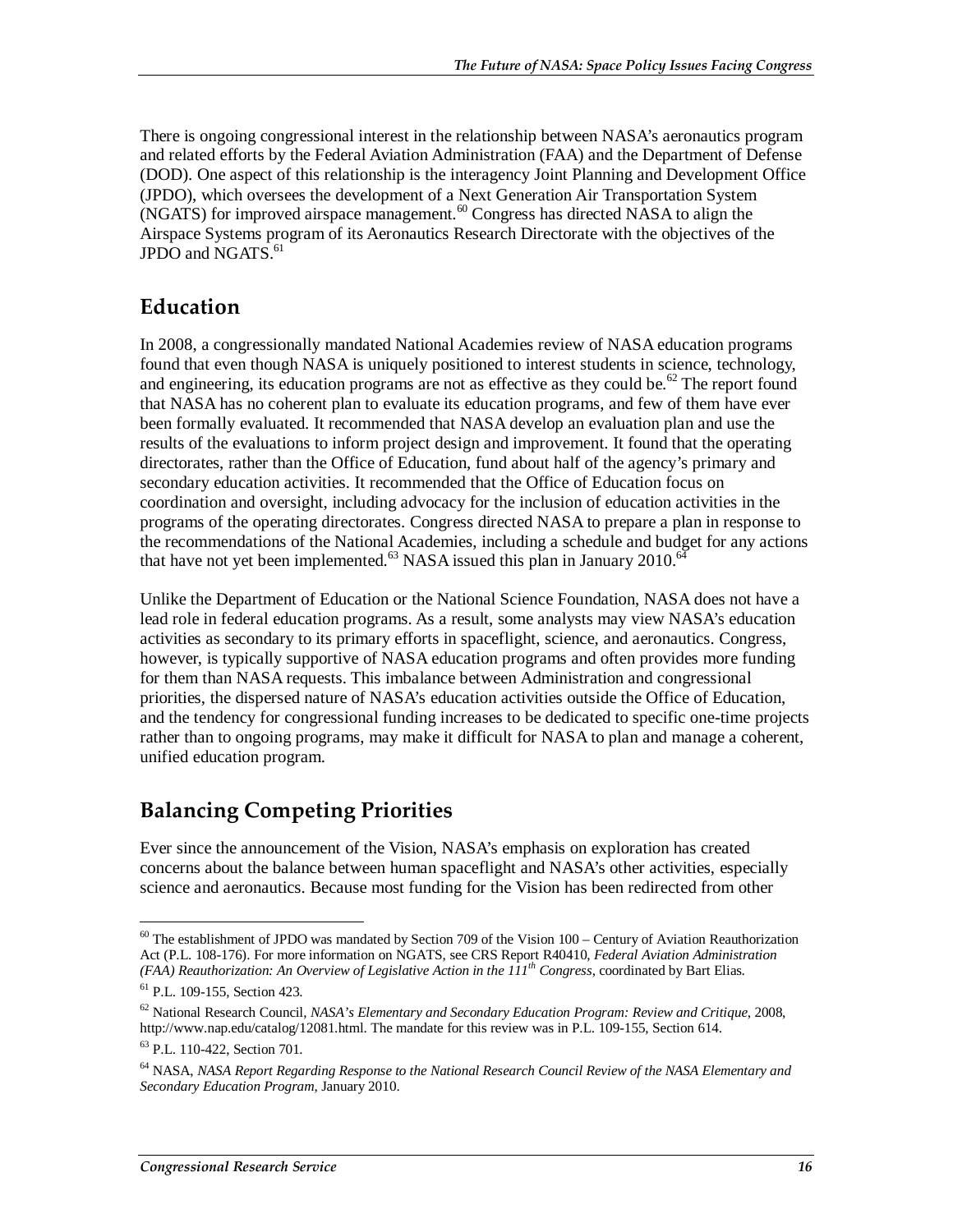There is ongoing congressional interest in the relationship between NASA's aeronautics program and related efforts by the Federal Aviation Administration (FAA) and the Department of Defense (DOD). One aspect of this relationship is the interagency Joint Planning and Development Office (JPDO), which oversees the development of a Next Generation Air Transportation System (NGATS) for improved airspace management.[60] Congress has directed NASA to align the Airspace Systems program of its Aeronautics Research Directorate with the objectives of the JPDO and NGATS.[61]

## Education

In 2008, a congressionally mandated National Academies review of NASA education programs found that even though NASA is uniquely positioned to interest students in science, technology, and engineering, its education programs are not as effective as they could be.[62] The report found that NASA has no coherent plan to evaluate its education programs, and few of them have ever been formally evaluated. It recommended that NASA develop an evaluation plan and use the results of the evaluations to inform project design and improvement. It found that the operating directorates, rather than the Office of Education, fund about half of the agency's primary and secondary education activities. It recommended that the Office of Education focus on coordination and oversight, including advocacy for the inclusion of education activities in the programs of the operating directorates. Congress directed NASA to prepare a plan in response to the recommendations of the National Academies, including a schedule and budget for any actions that have not yet been implemented.[63] NASA issued this plan in January 2010.[64]

Unlike the Department of Education or the National Science Foundation, NASA does not have a lead role in federal education programs. As a result, some analysts may view NASA's education activities as secondary to its primary efforts in spaceflight, science, and aeronautics. Congress, however, is typically supportive of NASA education programs and often provides more funding for them than NASA requests. This imbalance between Administration and congressional priorities, the dispersed nature of NASA's education activities outside the Office of Education, and the tendency for congressional funding increases to be dedicated to specific one-time projects rather than to ongoing programs, may make it difficult for NASA to plan and manage a coherent, unified education program.

## Balancing Competing Priorities

Ever since the announcement of the Vision, NASA's emphasis on exploration has created concerns about the balance between human spaceflight and NASA's other activities, especially science and aeronautics. Because most funding for the Vision has been redirected from other

---

[60] The establishment of JPDO was mandated by Section 709 of the Vision 100 – Century of Aviation Reauthorization Act (P.L. 108-176). For more information on NGATS, see CRS Report R40410, *Federal Aviation Administration (FAA) Reauthorization: An Overview of Legislative Action in the 111th Congress*, coordinated by Bart Elias.

[61] P.L. 109-155, Section 423.

[62] National Research Council, *NASA's Elementary and Secondary Education Program: Review and Critique*, 2008, http://www.nap.edu/catalog/12081.html. The mandate for this review was in P.L. 109-155, Section 614.

[63] P.L. 110-422, Section 701.

[64] NASA, *NASA Report Regarding Response to the National Research Council Review of the NASA Elementary and Secondary Education Program*, January 2010.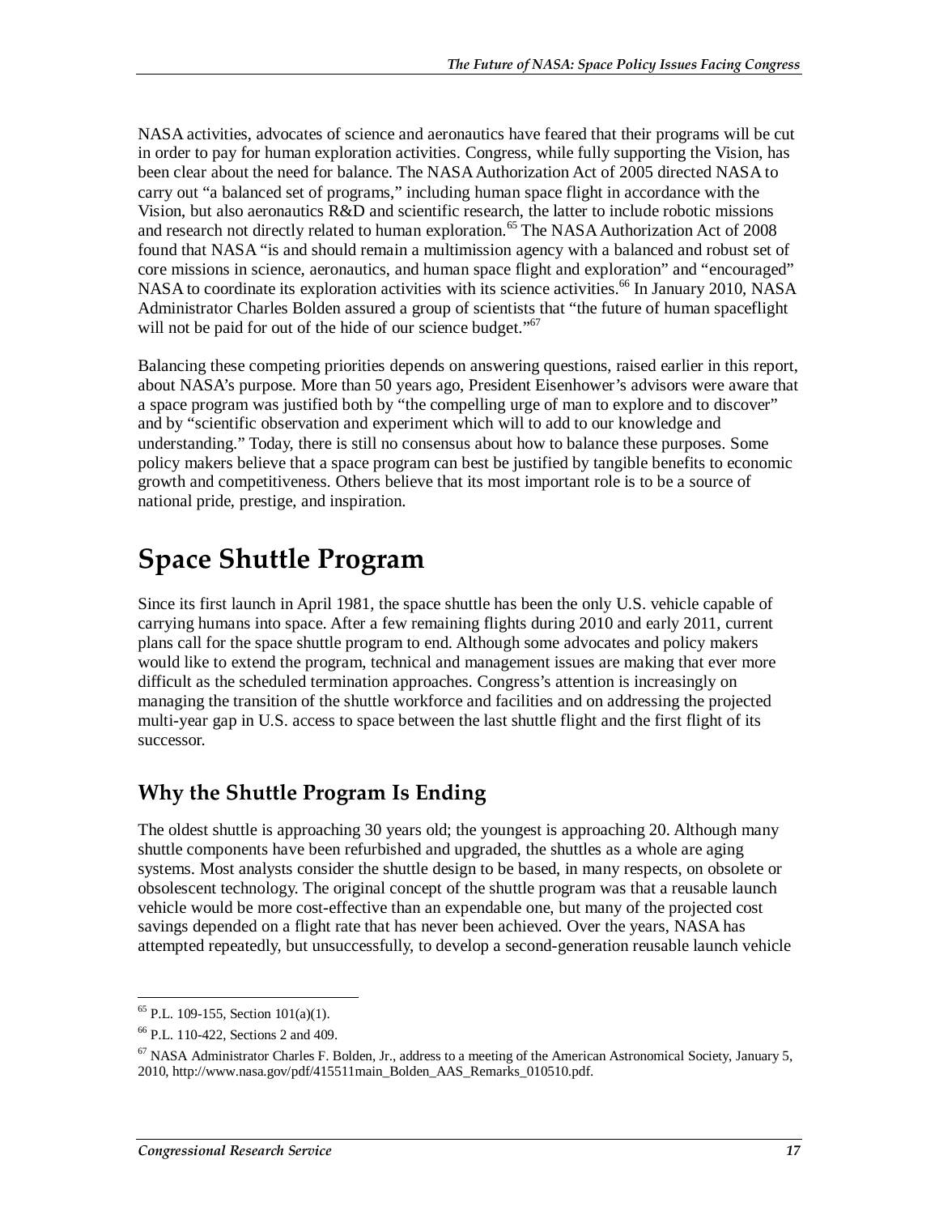NASA activities, advocates of science and aeronautics have feared that their programs will be cut in order to pay for human exploration activities. Congress, while fully supporting the Vision, has been clear about the need for balance. The NASA Authorization Act of 2005 directed NASA to carry out "a balanced set of programs," including human space flight in accordance with the Vision, but also aeronautics R&D and scientific research, the latter to include robotic missions and research not directly related to human exploration.[65] The NASA Authorization Act of 2008 found that NASA "is and should remain a multimission agency with a balanced and robust set of core missions in science, aeronautics, and human space flight and exploration" and "encouraged" NASA to coordinate its exploration activities with its science activities.[66] In January 2010, NASA Administrator Charles Bolden assured a group of scientists that "the future of human spaceflight will not be paid for out of the hide of our science budget."[67]

Balancing these competing priorities depends on answering questions, raised earlier in this report, about NASA's purpose. More than 50 years ago, President Eisenhower's advisors were aware that a space program was justified both by "the compelling urge of man to explore and to discover" and by "scientific observation and experiment which will to add to our knowledge and understanding." Today, there is still no consensus about how to balance these purposes. Some policy makers believe that a space program can best be justified by tangible benefits to economic growth and competitiveness. Others believe that its most important role is to be a source of national pride, prestige, and inspiration.

# Space Shuttle Program

Since its first launch in April 1981, the space shuttle has been the only U.S. vehicle capable of carrying humans into space. After a few remaining flights during 2010 and early 2011, current plans call for the space shuttle program to end. Although some advocates and policy makers would like to extend the program, technical and management issues are making that ever more difficult as the scheduled termination approaches. Congress's attention is increasingly on managing the transition of the shuttle workforce and facilities and on addressing the projected multi-year gap in U.S. access to space between the last shuttle flight and the first flight of its successor.

## Why the Shuttle Program Is Ending

The oldest shuttle is approaching 30 years old; the youngest is approaching 20. Although many shuttle components have been refurbished and upgraded, the shuttles as a whole are aging systems. Most analysts consider the shuttle design to be based, in many respects, on obsolete or obsolescent technology. The original concept of the shuttle program was that a reusable launch vehicle would be more cost-effective than an expendable one, but many of the projected cost savings depended on a flight rate that has never been achieved. Over the years, NASA has attempted repeatedly, but unsuccessfully, to develop a second-generation reusable launch vehicle

---

[65] P.L. 109-155, Section 101(a)(1).

[66] P.L. 110-422, Sections 2 and 409.

[67] NASA Administrator Charles F. Bolden, Jr., address to a meeting of the American Astronomical Society, January 5, 2010, http://www.nasa.gov/pdf/415511main_Bolden_AAS_Remarks_010510.pdf.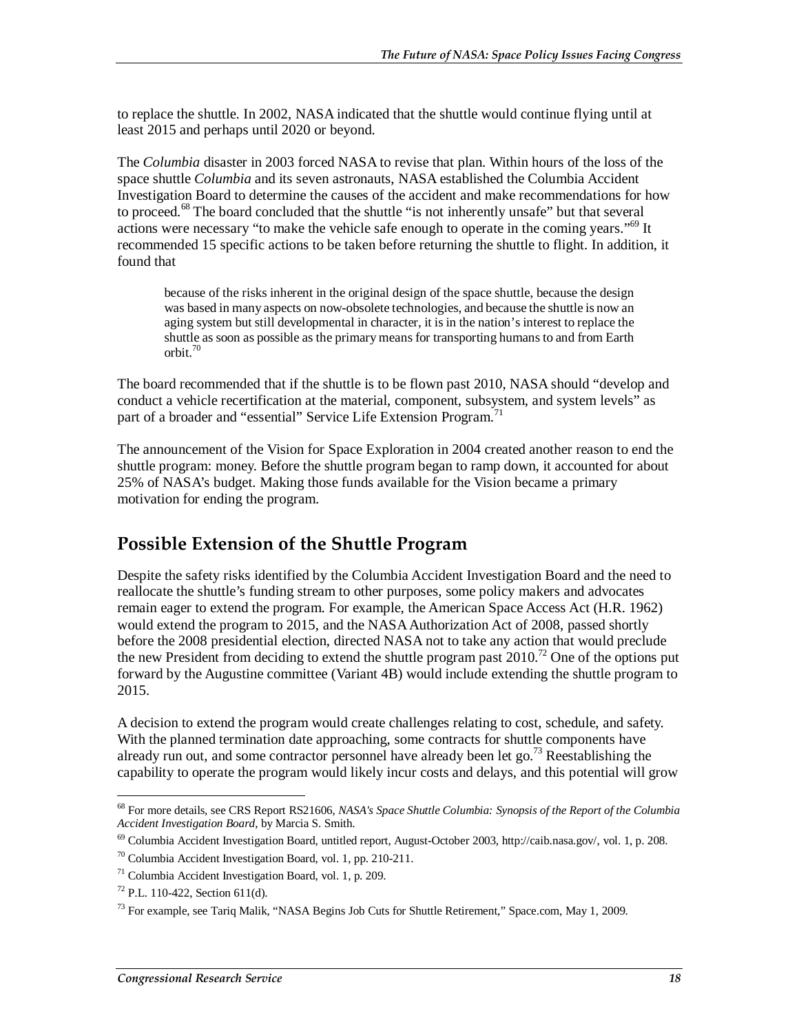to replace the shuttle. In 2002, NASA indicated that the shuttle would continue flying until at least 2015 and perhaps until 2020 or beyond.

The *Columbia* disaster in 2003 forced NASA to revise that plan. Within hours of the loss of the space shuttle *Columbia* and its seven astronauts, NASA established the Columbia Accident Investigation Board to determine the causes of the accident and make recommendations for how to proceed.[68] The board concluded that the shuttle "is not inherently unsafe" but that several actions were necessary "to make the vehicle safe enough to operate in the coming years."[69] It recommended 15 specific actions to be taken before returning the shuttle to flight. In addition, it found that

> because of the risks inherent in the original design of the space shuttle, because the design was based in many aspects on now-obsolete technologies, and because the shuttle is now an aging system but still developmental in character, it is in the nation's interest to replace the shuttle as soon as possible as the primary means for transporting humans to and from Earth orbit.[70]

The board recommended that if the shuttle is to be flown past 2010, NASA should "develop and conduct a vehicle recertification at the material, component, subsystem, and system levels" as part of a broader and "essential" Service Life Extension Program.[71]

The announcement of the Vision for Space Exploration in 2004 created another reason to end the shuttle program: money. Before the shuttle program began to ramp down, it accounted for about 25% of NASA's budget. Making those funds available for the Vision became a primary motivation for ending the program.

## Possible Extension of the Shuttle Program

Despite the safety risks identified by the Columbia Accident Investigation Board and the need to reallocate the shuttle's funding stream to other purposes, some policy makers and advocates remain eager to extend the program. For example, the American Space Access Act (H.R. 1962) would extend the program to 2015, and the NASA Authorization Act of 2008, passed shortly before the 2008 presidential election, directed NASA not to take any action that would preclude the new President from deciding to extend the shuttle program past 2010.[72] One of the options put forward by the Augustine committee (Variant 4B) would include extending the shuttle program to 2015.

A decision to extend the program would create challenges relating to cost, schedule, and safety. With the planned termination date approaching, some contracts for shuttle components have already run out, and some contractor personnel have already been let go.[73] Reestablishing the capability to operate the program would likely incur costs and delays, and this potential will grow

---

[68] For more details, see CRS Report RS21606, *NASA's Space Shuttle Columbia: Synopsis of the Report of the Columbia Accident Investigation Board*, by Marcia S. Smith.

[69] Columbia Accident Investigation Board, untitled report, August-October 2003, http://caib.nasa.gov/, vol. 1, p. 208.

[70] Columbia Accident Investigation Board, vol. 1, pp. 210-211.

[71] Columbia Accident Investigation Board, vol. 1, p. 209.

[72] P.L. 110-422, Section 611(d).

[73] For example, see Tariq Malik, "NASA Begins Job Cuts for Shuttle Retirement," Space.com, May 1, 2009.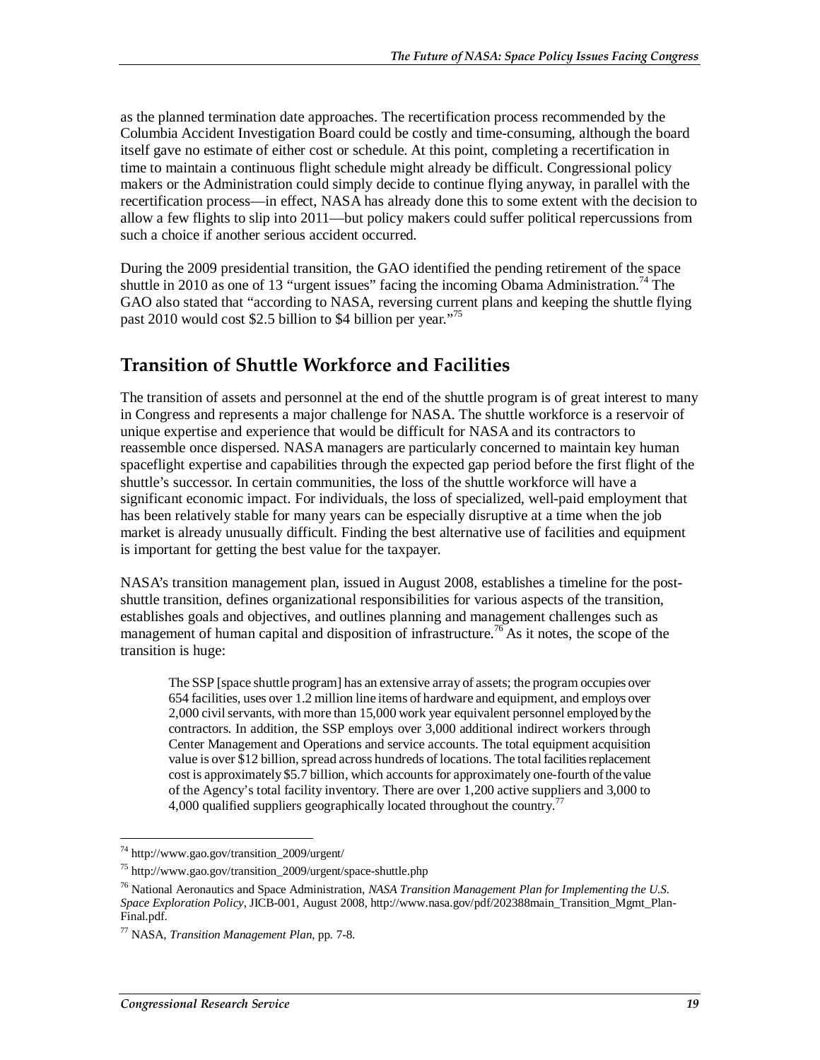as the planned termination date approaches. The recertification process recommended by the Columbia Accident Investigation Board could be costly and time-consuming, although the board itself gave no estimate of either cost or schedule. At this point, completing a recertification in time to maintain a continuous flight schedule might already be difficult. Congressional policy makers or the Administration could simply decide to continue flying anyway, in parallel with the recertification process—in effect, NASA has already done this to some extent with the decision to allow a few flights to slip into 2011—but policy makers could suffer political repercussions from such a choice if another serious accident occurred.

During the 2009 presidential transition, the GAO identified the pending retirement of the space shuttle in 2010 as one of 13 "urgent issues" facing the incoming Obama Administration.[74] The GAO also stated that "according to NASA, reversing current plans and keeping the shuttle flying past 2010 would cost $2.5 billion to $4 billion per year."[75]

## Transition of Shuttle Workforce and Facilities

The transition of assets and personnel at the end of the shuttle program is of great interest to many in Congress and represents a major challenge for NASA. The shuttle workforce is a reservoir of unique expertise and experience that would be difficult for NASA and its contractors to reassemble once dispersed. NASA managers are particularly concerned to maintain key human spaceflight expertise and capabilities through the expected gap period before the first flight of the shuttle's successor. In certain communities, the loss of the shuttle workforce will have a significant economic impact. For individuals, the loss of specialized, well-paid employment that has been relatively stable for many years can be especially disruptive at a time when the job market is already unusually difficult. Finding the best alternative use of facilities and equipment is important for getting the best value for the taxpayer.

NASA's transition management plan, issued in August 2008, establishes a timeline for the post-shuttle transition, defines organizational responsibilities for various aspects of the transition, establishes goals and objectives, and outlines planning and management challenges such as management of human capital and disposition of infrastructure.[76] As it notes, the scope of the transition is huge:

> The SSP [space shuttle program] has an extensive array of assets; the program occupies over 654 facilities, uses over 1.2 million line items of hardware and equipment, and employs over 2,000 civil servants, with more than 15,000 work year equivalent personnel employed by the contractors. In addition, the SSP employs over 3,000 additional indirect workers through Center Management and Operations and service accounts. The total equipment acquisition value is over $12 billion, spread across hundreds of locations. The total facilities replacement cost is approximately $5.7 billion, which accounts for approximately one-fourth of the value of the Agency's total facility inventory. There are over 1,200 active suppliers and 3,000 to 4,000 qualified suppliers geographically located throughout the country.[77]

---

[74] http://www.gao.gov/transition_2009/urgent/

[75] http://www.gao.gov/transition_2009/urgent/space-shuttle.php

[76] National Aeronautics and Space Administration, *NASA Transition Management Plan for Implementing the U.S. Space Exploration Policy*, JICB-001, August 2008, http://www.nasa.gov/pdf/202388main_Transition_Mgmt_Plan-Final.pdf.

[77] NASA, *Transition Management Plan*, pp. 7-8.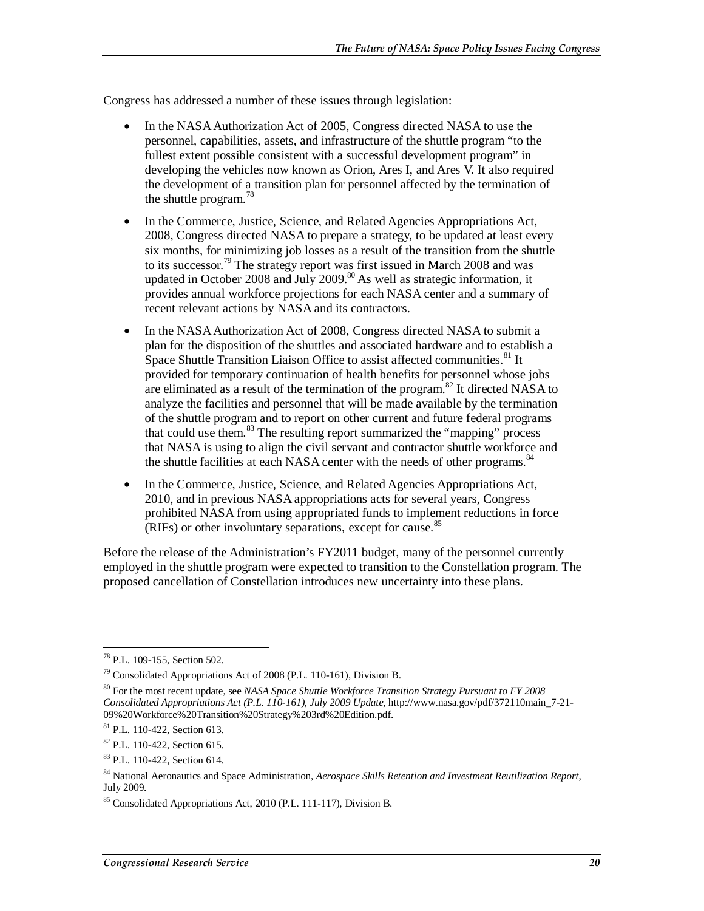Congress has addressed a number of these issues through legislation:

- In the NASA Authorization Act of 2005, Congress directed NASA to use the personnel, capabilities, assets, and infrastructure of the shuttle program "to the fullest extent possible consistent with a successful development program" in developing the vehicles now known as Orion, Ares I, and Ares V. It also required the development of a transition plan for personnel affected by the termination of the shuttle program.[78]
- In the Commerce, Justice, Science, and Related Agencies Appropriations Act, 2008, Congress directed NASA to prepare a strategy, to be updated at least every six months, for minimizing job losses as a result of the transition from the shuttle to its successor.[79] The strategy report was first issued in March 2008 and was updated in October 2008 and July 2009.[80] As well as strategic information, it provides annual workforce projections for each NASA center and a summary of recent relevant actions by NASA and its contractors.
- In the NASA Authorization Act of 2008, Congress directed NASA to submit a plan for the disposition of the shuttles and associated hardware and to establish a Space Shuttle Transition Liaison Office to assist affected communities.[81] It provided for temporary continuation of health benefits for personnel whose jobs are eliminated as a result of the termination of the program.[82] It directed NASA to analyze the facilities and personnel that will be made available by the termination of the shuttle program and to report on other current and future federal programs that could use them.[83] The resulting report summarized the "mapping" process that NASA is using to align the civil servant and contractor shuttle workforce and the shuttle facilities at each NASA center with the needs of other programs.[84]
- In the Commerce, Justice, Science, and Related Agencies Appropriations Act, 2010, and in previous NASA appropriations acts for several years, Congress prohibited NASA from using appropriated funds to implement reductions in force (RIFs) or other involuntary separations, except for cause.[85]

Before the release of the Administration's FY2011 budget, many of the personnel currently employed in the shuttle program were expected to transition to the Constellation program. The proposed cancellation of Constellation introduces new uncertainty into these plans.

---

[78] P.L. 109-155, Section 502.

[79] Consolidated Appropriations Act of 2008 (P.L. 110-161), Division B.

[80] For the most recent update, see *NASA Space Shuttle Workforce Transition Strategy Pursuant to FY 2008 Consolidated Appropriations Act (P.L. 110-161), July 2009 Update*, http://www.nasa.gov/pdf/372110main_7-21-09%20Workforce%20Transition%20Strategy%203rd%20Edition.pdf.

[81] P.L. 110-422, Section 613.

[82] P.L. 110-422, Section 615.

[83] P.L. 110-422, Section 614.

[84] National Aeronautics and Space Administration, *Aerospace Skills Retention and Investment Reutilization Report*, July 2009.

[85] Consolidated Appropriations Act, 2010 (P.L. 111-117), Division B.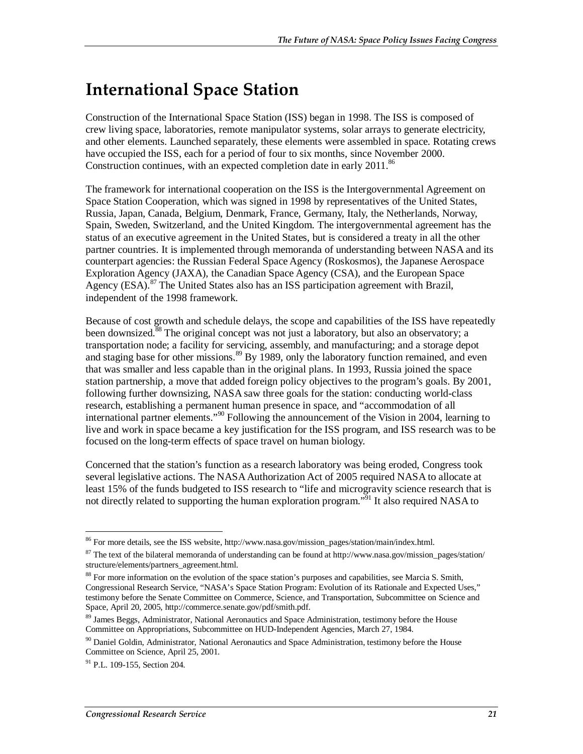# International Space Station

Construction of the International Space Station (ISS) began in 1998. The ISS is composed of crew living space, laboratories, remote manipulator systems, solar arrays to generate electricity, and other elements. Launched separately, these elements were assembled in space. Rotating crews have occupied the ISS, each for a period of four to six months, since November 2000. Construction continues, with an expected completion date in early 2011.[86]

The framework for international cooperation on the ISS is the Intergovernmental Agreement on Space Station Cooperation, which was signed in 1998 by representatives of the United States, Russia, Japan, Canada, Belgium, Denmark, France, Germany, Italy, the Netherlands, Norway, Spain, Sweden, Switzerland, and the United Kingdom. The intergovernmental agreement has the status of an executive agreement in the United States, but is considered a treaty in all the other partner countries. It is implemented through memoranda of understanding between NASA and its counterpart agencies: the Russian Federal Space Agency (Roskosmos), the Japanese Aerospace Exploration Agency (JAXA), the Canadian Space Agency (CSA), and the European Space Agency (ESA).[87] The United States also has an ISS participation agreement with Brazil, independent of the 1998 framework.

Because of cost growth and schedule delays, the scope and capabilities of the ISS have repeatedly been downsized.[88] The original concept was not just a laboratory, but also an observatory; a transportation node; a facility for servicing, assembly, and manufacturing; and a storage depot and staging base for other missions.[89] By 1989, only the laboratory function remained, and even that was smaller and less capable than in the original plans. In 1993, Russia joined the space station partnership, a move that added foreign policy objectives to the program's goals. By 2001, following further downsizing, NASA saw three goals for the station: conducting world-class research, establishing a permanent human presence in space, and "accommodation of all international partner elements."[90] Following the announcement of the Vision in 2004, learning to live and work in space became a key justification for the ISS program, and ISS research was to be focused on the long-term effects of space travel on human biology.

Concerned that the station's function as a research laboratory was being eroded, Congress took several legislative actions. The NASA Authorization Act of 2005 required NASA to allocate at least 15% of the funds budgeted to ISS research to "life and microgravity science research that is not directly related to supporting the human exploration program."[91] It also required NASA to

---

[86] For more details, see the ISS website, http://www.nasa.gov/mission_pages/station/main/index.html.

[87] The text of the bilateral memoranda of understanding can be found at http://www.nasa.gov/mission_pages/station/structure/elements/partners_agreement.html.

[88] For more information on the evolution of the space station's purposes and capabilities, see Marcia S. Smith, Congressional Research Service, "NASA's Space Station Program: Evolution of its Rationale and Expected Uses," testimony before the Senate Committee on Commerce, Science, and Transportation, Subcommittee on Science and Space, April 20, 2005, http://commerce.senate.gov/pdf/smith.pdf.

[89] James Beggs, Administrator, National Aeronautics and Space Administration, testimony before the House Committee on Appropriations, Subcommittee on HUD-Independent Agencies, March 27, 1984.

[90] Daniel Goldin, Administrator, National Aeronautics and Space Administration, testimony before the House Committee on Science, April 25, 2001.

[91] P.L. 109-155, Section 204.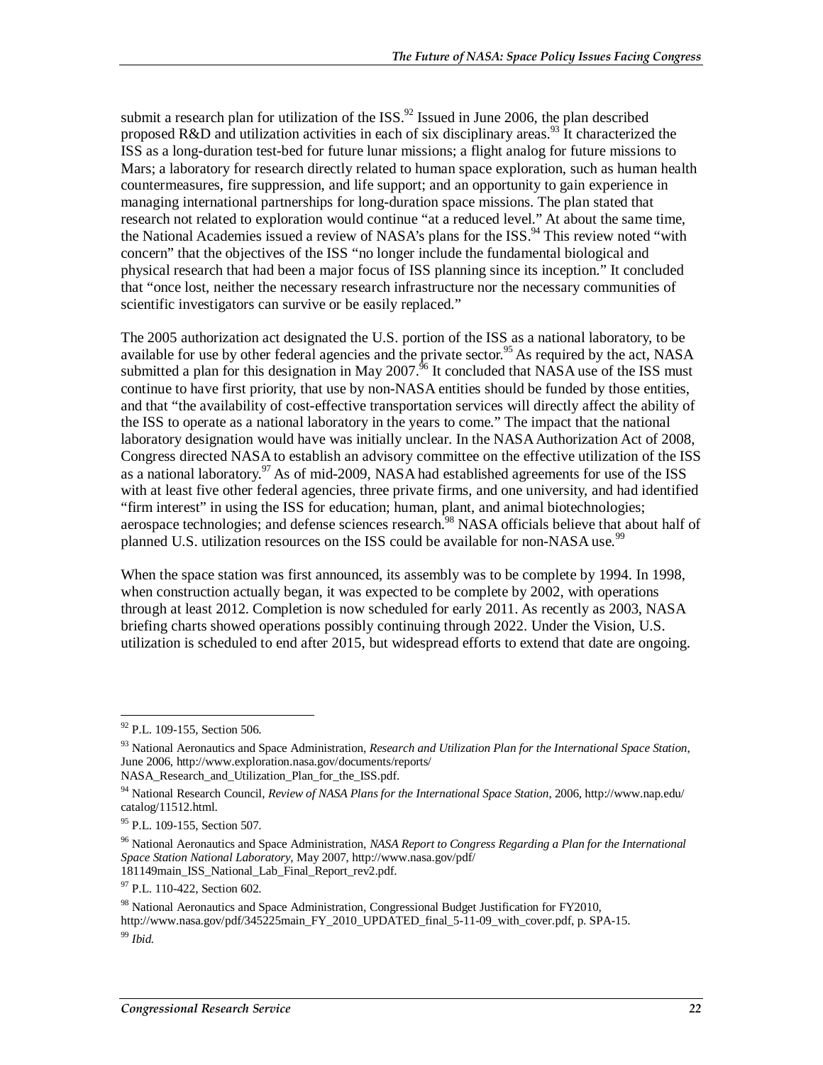submit a research plan for utilization of the ISS.[92] Issued in June 2006, the plan described proposed R&D and utilization activities in each of six disciplinary areas.[93] It characterized the ISS as a long-duration test-bed for future lunar missions; a flight analog for future missions to Mars; a laboratory for research directly related to human space exploration, such as human health countermeasures, fire suppression, and life support; and an opportunity to gain experience in managing international partnerships for long-duration space missions. The plan stated that research not related to exploration would continue "at a reduced level." At about the same time, the National Academies issued a review of NASA's plans for the ISS.[94] This review noted "with concern" that the objectives of the ISS "no longer include the fundamental biological and physical research that had been a major focus of ISS planning since its inception." It concluded that "once lost, neither the necessary research infrastructure nor the necessary communities of scientific investigators can survive or be easily replaced."

The 2005 authorization act designated the U.S. portion of the ISS as a national laboratory, to be available for use by other federal agencies and the private sector.[95] As required by the act, NASA submitted a plan for this designation in May 2007.[96] It concluded that NASA use of the ISS must continue to have first priority, that use by non-NASA entities should be funded by those entities, and that "the availability of cost-effective transportation services will directly affect the ability of the ISS to operate as a national laboratory in the years to come." The impact that the national laboratory designation would have was initially unclear. In the NASA Authorization Act of 2008, Congress directed NASA to establish an advisory committee on the effective utilization of the ISS as a national laboratory.[97] As of mid-2009, NASA had established agreements for use of the ISS with at least five other federal agencies, three private firms, and one university, and had identified "firm interest" in using the ISS for education; human, plant, and animal biotechnologies; aerospace technologies; and defense sciences research.[98] NASA officials believe that about half of planned U.S. utilization resources on the ISS could be available for non-NASA use.[99]

When the space station was first announced, its assembly was to be complete by 1994. In 1998, when construction actually began, it was expected to be complete by 2002, with operations through at least 2012. Completion is now scheduled for early 2011. As recently as 2003, NASA briefing charts showed operations possibly continuing through 2022. Under the Vision, U.S. utilization is scheduled to end after 2015, but widespread efforts to extend that date are ongoing.

---

[92] P.L. 109-155, Section 506.

[93] National Aeronautics and Space Administration, *Research and Utilization Plan for the International Space Station*, June 2006, http://www.exploration.nasa.gov/documents/reports/NASA_Research_and_Utilization_Plan_for_the_ISS.pdf.

[94] National Research Council, *Review of NASA Plans for the International Space Station*, 2006, http://www.nap.edu/catalog/11512.html.

[95] P.L. 109-155, Section 507.

[96] National Aeronautics and Space Administration, *NASA Report to Congress Regarding a Plan for the International Space Station National Laboratory*, May 2007, http://www.nasa.gov/pdf/181149main_ISS_National_Lab_Final_Report_rev2.pdf.

[97] P.L. 110-422, Section 602.

[98] National Aeronautics and Space Administration, Congressional Budget Justification for FY2010, http://www.nasa.gov/pdf/345225main_FY_2010_UPDATED_final_5-11-09_with_cover.pdf, p. SPA-15.

[99] *Ibid.*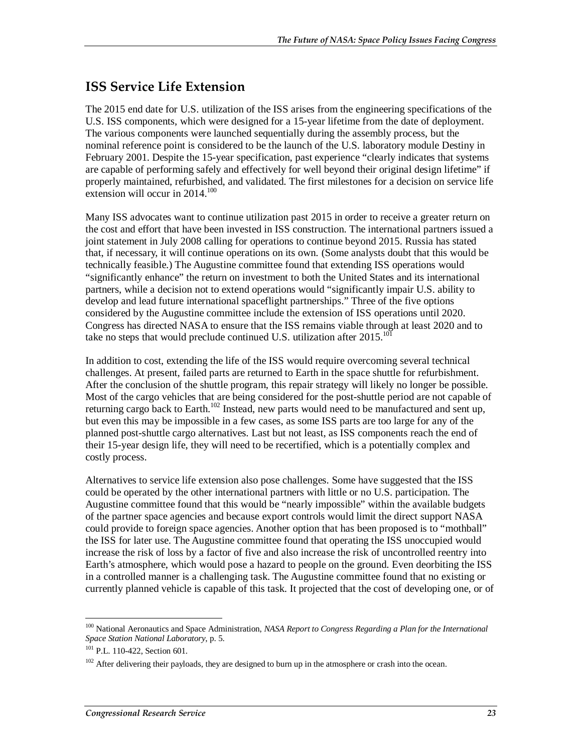## ISS Service Life Extension

The 2015 end date for U.S. utilization of the ISS arises from the engineering specifications of the U.S. ISS components, which were designed for a 15-year lifetime from the date of deployment. The various components were launched sequentially during the assembly process, but the nominal reference point is considered to be the launch of the U.S. laboratory module Destiny in February 2001. Despite the 15-year specification, past experience "clearly indicates that systems are capable of performing safely and effectively for well beyond their original design lifetime" if properly maintained, refurbished, and validated. The first milestones for a decision on service life extension will occur in 2014.[100]

Many ISS advocates want to continue utilization past 2015 in order to receive a greater return on the cost and effort that have been invested in ISS construction. The international partners issued a joint statement in July 2008 calling for operations to continue beyond 2015. Russia has stated that, if necessary, it will continue operations on its own. (Some analysts doubt that this would be technically feasible.) The Augustine committee found that extending ISS operations would "significantly enhance" the return on investment to both the United States and its international partners, while a decision not to extend operations would "significantly impair U.S. ability to develop and lead future international spaceflight partnerships." Three of the five options considered by the Augustine committee include the extension of ISS operations until 2020. Congress has directed NASA to ensure that the ISS remains viable through at least 2020 and to take no steps that would preclude continued U.S. utilization after 2015.[101]

In addition to cost, extending the life of the ISS would require overcoming several technical challenges. At present, failed parts are returned to Earth in the space shuttle for refurbishment. After the conclusion of the shuttle program, this repair strategy will likely no longer be possible. Most of the cargo vehicles that are being considered for the post-shuttle period are not capable of returning cargo back to Earth.[102] Instead, new parts would need to be manufactured and sent up, but even this may be impossible in a few cases, as some ISS parts are too large for any of the planned post-shuttle cargo alternatives. Last but not least, as ISS components reach the end of their 15-year design life, they will need to be recertified, which is a potentially complex and costly process.

Alternatives to service life extension also pose challenges. Some have suggested that the ISS could be operated by the other international partners with little or no U.S. participation. The Augustine committee found that this would be "nearly impossible" within the available budgets of the partner space agencies and because export controls would limit the direct support NASA could provide to foreign space agencies. Another option that has been proposed is to "mothball" the ISS for later use. The Augustine committee found that operating the ISS unoccupied would increase the risk of loss by a factor of five and also increase the risk of uncontrolled reentry into Earth's atmosphere, which would pose a hazard to people on the ground. Even deorbiting the ISS in a controlled manner is a challenging task. The Augustine committee found that no existing or currently planned vehicle is capable of this task. It projected that the cost of developing one, or of

---

[100] National Aeronautics and Space Administration, *NASA Report to Congress Regarding a Plan for the International Space Station National Laboratory*, p. 5.

[101] P.L. 110-422, Section 601.

[102] After delivering their payloads, they are designed to burn up in the atmosphere or crash into the ocean.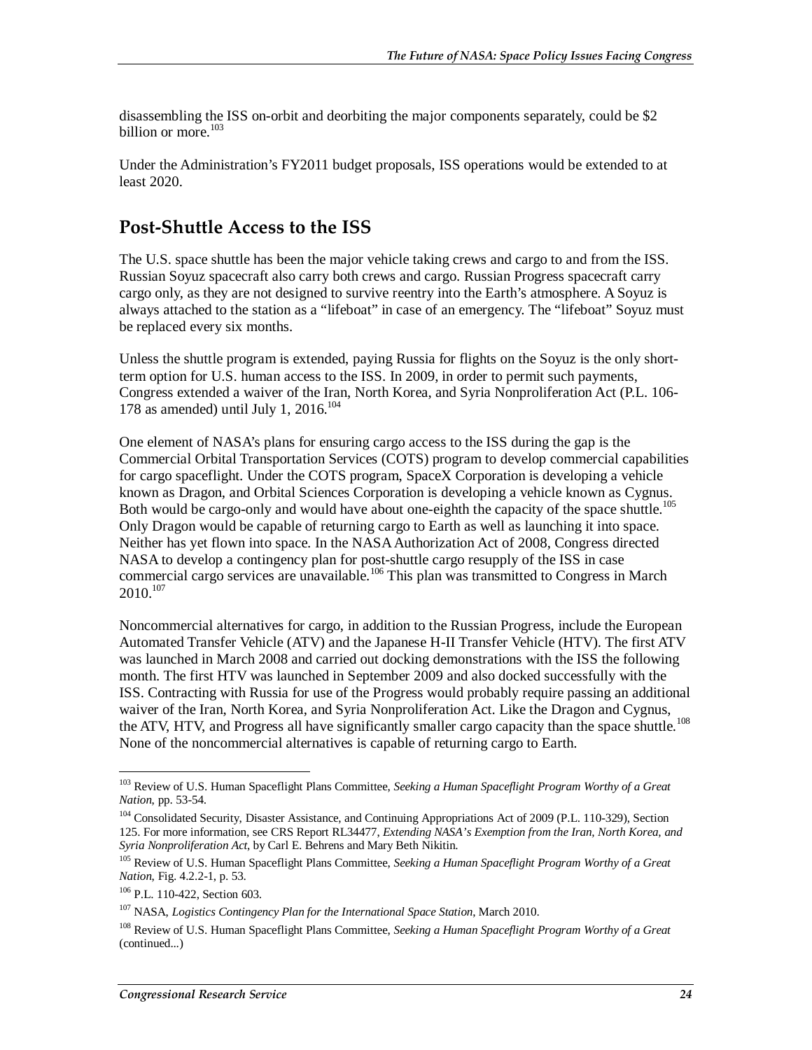disassembling the ISS on-orbit and deorbiting the major components separately, could be $2 billion or more.[103]

Under the Administration's FY2011 budget proposals, ISS operations would be extended to at least 2020.

## Post-Shuttle Access to the ISS

The U.S. space shuttle has been the major vehicle taking crews and cargo to and from the ISS. Russian Soyuz spacecraft also carry both crews and cargo. Russian Progress spacecraft carry cargo only, as they are not designed to survive reentry into the Earth's atmosphere. A Soyuz is always attached to the station as a "lifeboat" in case of an emergency. The "lifeboat" Soyuz must be replaced every six months.

Unless the shuttle program is extended, paying Russia for flights on the Soyuz is the only short-term option for U.S. human access to the ISS. In 2009, in order to permit such payments, Congress extended a waiver of the Iran, North Korea, and Syria Nonproliferation Act (P.L. 106-178 as amended) until July 1, 2016.[104]

One element of NASA's plans for ensuring cargo access to the ISS during the gap is the Commercial Orbital Transportation Services (COTS) program to develop commercial capabilities for cargo spaceflight. Under the COTS program, SpaceX Corporation is developing a vehicle known as Dragon, and Orbital Sciences Corporation is developing a vehicle known as Cygnus. Both would be cargo-only and would have about one-eighth the capacity of the space shuttle.[105] Only Dragon would be capable of returning cargo to Earth as well as launching it into space. Neither has yet flown into space. In the NASA Authorization Act of 2008, Congress directed NASA to develop a contingency plan for post-shuttle cargo resupply of the ISS in case commercial cargo services are unavailable.[106] This plan was transmitted to Congress in March 2010.[107]

Noncommercial alternatives for cargo, in addition to the Russian Progress, include the European Automated Transfer Vehicle (ATV) and the Japanese H-II Transfer Vehicle (HTV). The first ATV was launched in March 2008 and carried out docking demonstrations with the ISS the following month. The first HTV was launched in September 2009 and also docked successfully with the ISS. Contracting with Russia for use of the Progress would probably require passing an additional waiver of the Iran, North Korea, and Syria Nonproliferation Act. Like the Dragon and Cygnus, the ATV, HTV, and Progress all have significantly smaller cargo capacity than the space shuttle.[108] None of the noncommercial alternatives is capable of returning cargo to Earth.

---

[103] Review of U.S. Human Spaceflight Plans Committee, *Seeking a Human Spaceflight Program Worthy of a Great Nation*, pp. 53-54.

[104] Consolidated Security, Disaster Assistance, and Continuing Appropriations Act of 2009 (P.L. 110-329), Section 125. For more information, see CRS Report RL34477, *Extending NASA's Exemption from the Iran, North Korea, and Syria Nonproliferation Act*, by Carl E. Behrens and Mary Beth Nikitin.

[105] Review of U.S. Human Spaceflight Plans Committee, *Seeking a Human Spaceflight Program Worthy of a Great Nation*, Fig. 4.2.2-1, p. 53.

[106] P.L. 110-422, Section 603.

[107] NASA, *Logistics Contingency Plan for the International Space Station*, March 2010.

[108] Review of U.S. Human Spaceflight Plans Committee, *Seeking a Human Spaceflight Program Worthy of a Great* (continued...)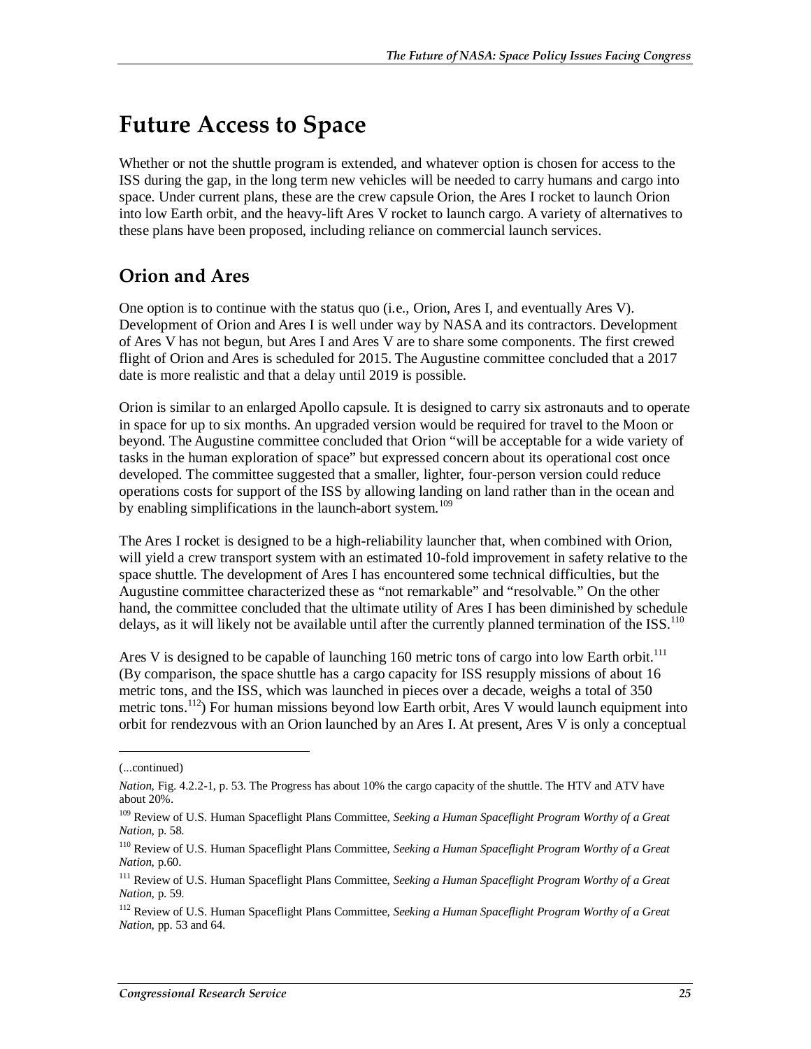# Future Access to Space

Whether or not the shuttle program is extended, and whatever option is chosen for access to the ISS during the gap, in the long term new vehicles will be needed to carry humans and cargo into space. Under current plans, these are the crew capsule Orion, the Ares I rocket to launch Orion into low Earth orbit, and the heavy-lift Ares V rocket to launch cargo. A variety of alternatives to these plans have been proposed, including reliance on commercial launch services.

## Orion and Ares

One option is to continue with the status quo (i.e., Orion, Ares I, and eventually Ares V). Development of Orion and Ares I is well under way by NASA and its contractors. Development of Ares V has not begun, but Ares I and Ares V are to share some components. The first crewed flight of Orion and Ares is scheduled for 2015. The Augustine committee concluded that a 2017 date is more realistic and that a delay until 2019 is possible.

Orion is similar to an enlarged Apollo capsule. It is designed to carry six astronauts and to operate in space for up to six months. An upgraded version would be required for travel to the Moon or beyond. The Augustine committee concluded that Orion "will be acceptable for a wide variety of tasks in the human exploration of space" but expressed concern about its operational cost once developed. The committee suggested that a smaller, lighter, four-person version could reduce operations costs for support of the ISS by allowing landing on land rather than in the ocean and by enabling simplifications in the launch-abort system.[109]

The Ares I rocket is designed to be a high-reliability launcher that, when combined with Orion, will yield a crew transport system with an estimated 10-fold improvement in safety relative to the space shuttle. The development of Ares I has encountered some technical difficulties, but the Augustine committee characterized these as "not remarkable" and "resolvable." On the other hand, the committee concluded that the ultimate utility of Ares I has been diminished by schedule delays, as it will likely not be available until after the currently planned termination of the ISS.[110]

Ares V is designed to be capable of launching 160 metric tons of cargo into low Earth orbit.[111] (By comparison, the space shuttle has a cargo capacity for ISS resupply missions of about 16 metric tons, and the ISS, which was launched in pieces over a decade, weighs a total of 350 metric tons.[112]) For human missions beyond low Earth orbit, Ares V would launch equipment into orbit for rendezvous with an Orion launched by an Ares I. At present, Ares V is only a conceptual

---

(...continued)

*Nation*, Fig. 4.2.2-1, p. 53. The Progress has about 10% the cargo capacity of the shuttle. The HTV and ATV have about 20%.

[109] Review of U.S. Human Spaceflight Plans Committee, *Seeking a Human Spaceflight Program Worthy of a Great Nation*, p. 58.

[110] Review of U.S. Human Spaceflight Plans Committee, *Seeking a Human Spaceflight Program Worthy of a Great Nation*, p.60.

[111] Review of U.S. Human Spaceflight Plans Committee, *Seeking a Human Spaceflight Program Worthy of a Great Nation*, p. 59.

[112] Review of U.S. Human Spaceflight Plans Committee, *Seeking a Human Spaceflight Program Worthy of a Great Nation*, pp. 53 and 64.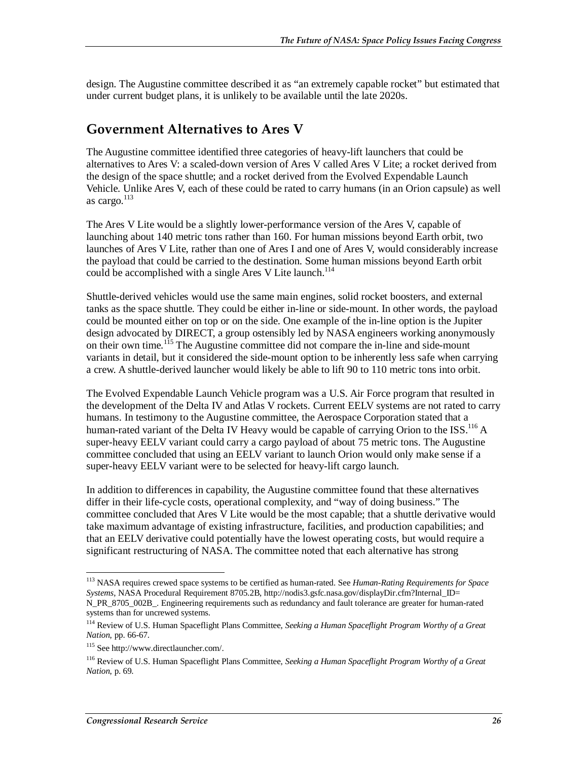design. The Augustine committee described it as "an extremely capable rocket" but estimated that under current budget plans, it is unlikely to be available until the late 2020s.

## Government Alternatives to Ares V

The Augustine committee identified three categories of heavy-lift launchers that could be alternatives to Ares V: a scaled-down version of Ares V called Ares V Lite; a rocket derived from the design of the space shuttle; and a rocket derived from the Evolved Expendable Launch Vehicle. Unlike Ares V, each of these could be rated to carry humans (in an Orion capsule) as well as cargo.[113]

The Ares V Lite would be a slightly lower-performance version of the Ares V, capable of launching about 140 metric tons rather than 160. For human missions beyond Earth orbit, two launches of Ares V Lite, rather than one of Ares I and one of Ares V, would considerably increase the payload that could be carried to the destination. Some human missions beyond Earth orbit could be accomplished with a single Ares V Lite launch.[114]

Shuttle-derived vehicles would use the same main engines, solid rocket boosters, and external tanks as the space shuttle. They could be either in-line or side-mount. In other words, the payload could be mounted either on top or on the side. One example of the in-line option is the Jupiter design advocated by DIRECT, a group ostensibly led by NASA engineers working anonymously on their own time.[115] The Augustine committee did not compare the in-line and side-mount variants in detail, but it considered the side-mount option to be inherently less safe when carrying a crew. A shuttle-derived launcher would likely be able to lift 90 to 110 metric tons into orbit.

The Evolved Expendable Launch Vehicle program was a U.S. Air Force program that resulted in the development of the Delta IV and Atlas V rockets. Current EELV systems are not rated to carry humans. In testimony to the Augustine committee, the Aerospace Corporation stated that a human-rated variant of the Delta IV Heavy would be capable of carrying Orion to the ISS.[116] A super-heavy EELV variant could carry a cargo payload of about 75 metric tons. The Augustine committee concluded that using an EELV variant to launch Orion would only make sense if a super-heavy EELV variant were to be selected for heavy-lift cargo launch.

In addition to differences in capability, the Augustine committee found that these alternatives differ in their life-cycle costs, operational complexity, and "way of doing business." The committee concluded that Ares V Lite would be the most capable; that a shuttle derivative would take maximum advantage of existing infrastructure, facilities, and production capabilities; and that an EELV derivative could potentially have the lowest operating costs, but would require a significant restructuring of NASA. The committee noted that each alternative has strong

---

[113] NASA requires crewed space systems to be certified as human-rated. See *Human-Rating Requirements for Space Systems*, NASA Procedural Requirement 8705.2B, http://nodis3.gsfc.nasa.gov/displayDir.cfm?Internal_ID=N_PR_8705_002B_. Engineering requirements such as redundancy and fault tolerance are greater for human-rated systems than for uncrewed systems.

[114] Review of U.S. Human Spaceflight Plans Committee, *Seeking a Human Spaceflight Program Worthy of a Great Nation*, pp. 66-67.

[115] See http://www.directlauncher.com/.

[116] Review of U.S. Human Spaceflight Plans Committee, *Seeking a Human Spaceflight Program Worthy of a Great Nation*, p. 69.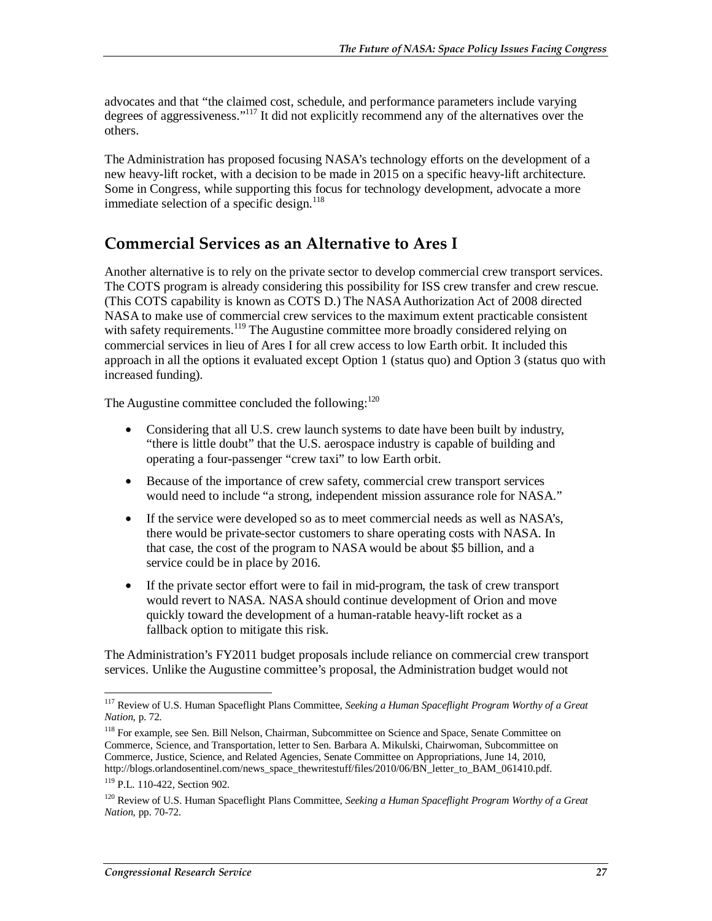advocates and that "the claimed cost, schedule, and performance parameters include varying degrees of aggressiveness."[117] It did not explicitly recommend any of the alternatives over the others.

The Administration has proposed focusing NASA's technology efforts on the development of a new heavy-lift rocket, with a decision to be made in 2015 on a specific heavy-lift architecture. Some in Congress, while supporting this focus for technology development, advocate a more immediate selection of a specific design.[118]

## Commercial Services as an Alternative to Ares I

Another alternative is to rely on the private sector to develop commercial crew transport services. The COTS program is already considering this possibility for ISS crew transfer and crew rescue. (This COTS capability is known as COTS D.) The NASA Authorization Act of 2008 directed NASA to make use of commercial crew services to the maximum extent practicable consistent with safety requirements.[119] The Augustine committee more broadly considered relying on commercial services in lieu of Ares I for all crew access to low Earth orbit. It included this approach in all the options it evaluated except Option 1 (status quo) and Option 3 (status quo with increased funding).

The Augustine committee concluded the following:[120]

- Considering that all U.S. crew launch systems to date have been built by industry, "there is little doubt" that the U.S. aerospace industry is capable of building and operating a four-passenger "crew taxi" to low Earth orbit.
- Because of the importance of crew safety, commercial crew transport services would need to include "a strong, independent mission assurance role for NASA."
- If the service were developed so as to meet commercial needs as well as NASA's, there would be private-sector customers to share operating costs with NASA. In that case, the cost of the program to NASA would be about \$5 billion, and a service could be in place by 2016.
- If the private sector effort were to fail in mid-program, the task of crew transport would revert to NASA. NASA should continue development of Orion and move quickly toward the development of a human-ratable heavy-lift rocket as a fallback option to mitigate this risk.

The Administration's FY2011 budget proposals include reliance on commercial crew transport services. Unlike the Augustine committee's proposal, the Administration budget would not

---

[117] Review of U.S. Human Spaceflight Plans Committee, *Seeking a Human Spaceflight Program Worthy of a Great Nation*, p. 72.

[118] For example, see Sen. Bill Nelson, Chairman, Subcommittee on Science and Space, Senate Committee on Commerce, Science, and Transportation, letter to Sen. Barbara A. Mikulski, Chairwoman, Subcommittee on Commerce, Justice, Science, and Related Agencies, Senate Committee on Appropriations, June 14, 2010, http://blogs.orlandosentinel.com/news_space_thewritestuff/files/2010/06/BN_letter_to_BAM_061410.pdf.

[119] P.L. 110-422, Section 902.

[120] Review of U.S. Human Spaceflight Plans Committee, *Seeking a Human Spaceflight Program Worthy of a Great Nation*, pp. 70-72.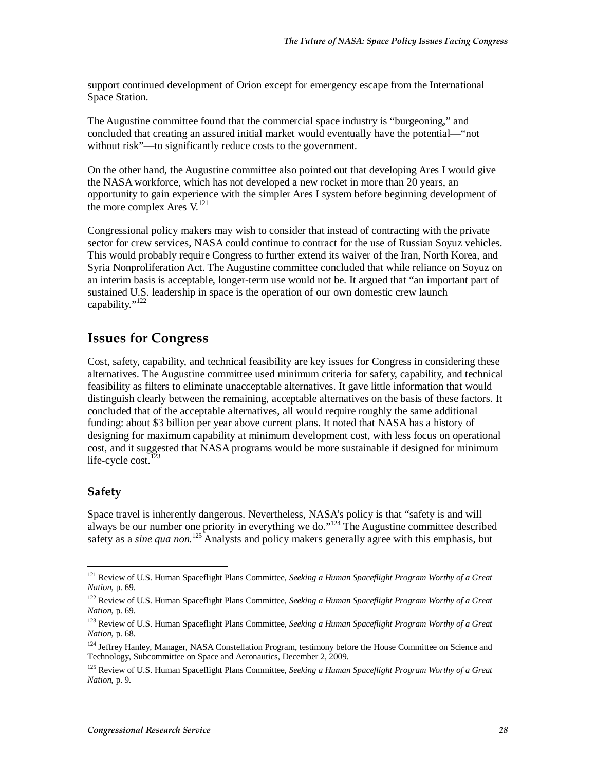support continued development of Orion except for emergency escape from the International Space Station.

The Augustine committee found that the commercial space industry is "burgeoning," and concluded that creating an assured initial market would eventually have the potential—"not without risk"—to significantly reduce costs to the government.

On the other hand, the Augustine committee also pointed out that developing Ares I would give the NASA workforce, which has not developed a new rocket in more than 20 years, an opportunity to gain experience with the simpler Ares I system before beginning development of the more complex Ares V.[121]

Congressional policy makers may wish to consider that instead of contracting with the private sector for crew services, NASA could continue to contract for the use of Russian Soyuz vehicles. This would probably require Congress to further extend its waiver of the Iran, North Korea, and Syria Nonproliferation Act. The Augustine committee concluded that while reliance on Soyuz on an interim basis is acceptable, longer-term use would not be. It argued that "an important part of sustained U.S. leadership in space is the operation of our own domestic crew launch capability."[122]

## Issues for Congress

Cost, safety, capability, and technical feasibility are key issues for Congress in considering these alternatives. The Augustine committee used minimum criteria for safety, capability, and technical feasibility as filters to eliminate unacceptable alternatives. It gave little information that would distinguish clearly between the remaining, acceptable alternatives on the basis of these factors. It concluded that of the acceptable alternatives, all would require roughly the same additional funding: about $3 billion per year above current plans. It noted that NASA has a history of designing for maximum capability at minimum development cost, with less focus on operational cost, and it suggested that NASA programs would be more sustainable if designed for minimum life-cycle cost.[123]

### Safety

Space travel is inherently dangerous. Nevertheless, NASA's policy is that "safety is and will always be our number one priority in everything we do."[124] The Augustine committee described safety as a *sine qua non.*[125] Analysts and policy makers generally agree with this emphasis, but

---

[121] Review of U.S. Human Spaceflight Plans Committee, *Seeking a Human Spaceflight Program Worthy of a Great Nation*, p. 69.

[122] Review of U.S. Human Spaceflight Plans Committee, *Seeking a Human Spaceflight Program Worthy of a Great Nation*, p. 69.

[123] Review of U.S. Human Spaceflight Plans Committee, *Seeking a Human Spaceflight Program Worthy of a Great Nation*, p. 68.

[124] Jeffrey Hanley, Manager, NASA Constellation Program, testimony before the House Committee on Science and Technology, Subcommittee on Space and Aeronautics, December 2, 2009.

[125] Review of U.S. Human Spaceflight Plans Committee, *Seeking a Human Spaceflight Program Worthy of a Great Nation*, p. 9.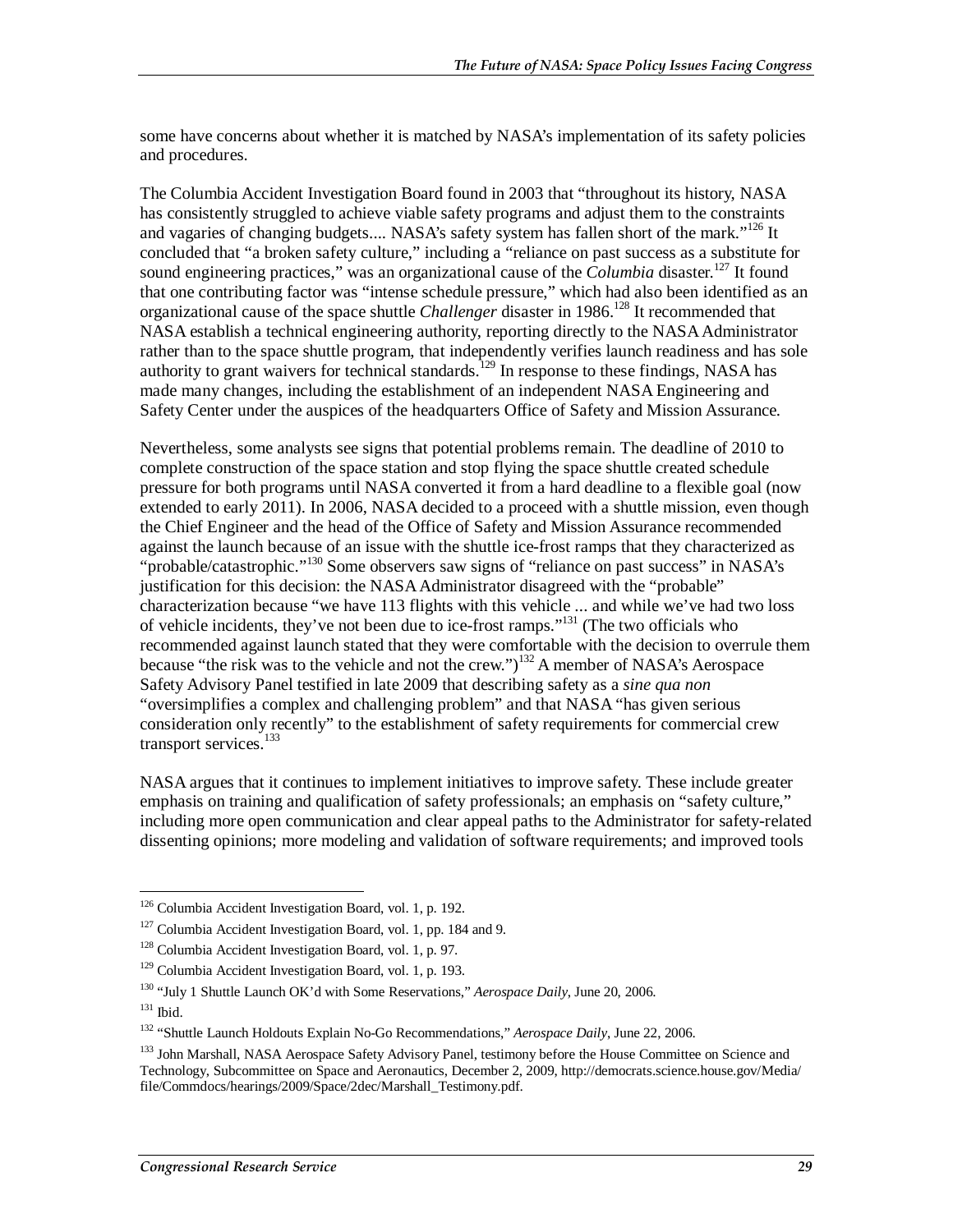some have concerns about whether it is matched by NASA's implementation of its safety policies and procedures.

The Columbia Accident Investigation Board found in 2003 that "throughout its history, NASA has consistently struggled to achieve viable safety programs and adjust them to the constraints and vagaries of changing budgets.... NASA's safety system has fallen short of the mark."[126] It concluded that "a broken safety culture," including a "reliance on past success as a substitute for sound engineering practices," was an organizational cause of the *Columbia* disaster.[127] It found that one contributing factor was "intense schedule pressure," which had also been identified as an organizational cause of the space shuttle *Challenger* disaster in 1986.[128] It recommended that NASA establish a technical engineering authority, reporting directly to the NASA Administrator rather than to the space shuttle program, that independently verifies launch readiness and has sole authority to grant waivers for technical standards.[129] In response to these findings, NASA has made many changes, including the establishment of an independent NASA Engineering and Safety Center under the auspices of the headquarters Office of Safety and Mission Assurance.

Nevertheless, some analysts see signs that potential problems remain. The deadline of 2010 to complete construction of the space station and stop flying the space shuttle created schedule pressure for both programs until NASA converted it from a hard deadline to a flexible goal (now extended to early 2011). In 2006, NASA decided to a proceed with a shuttle mission, even though the Chief Engineer and the head of the Office of Safety and Mission Assurance recommended against the launch because of an issue with the shuttle ice-frost ramps that they characterized as "probable/catastrophic."[130] Some observers saw signs of "reliance on past success" in NASA's justification for this decision: the NASA Administrator disagreed with the "probable" characterization because "we have 113 flights with this vehicle ... and while we've had two loss of vehicle incidents, they've not been due to ice-frost ramps."[131] (The two officials who recommended against launch stated that they were comfortable with the decision to overrule them because "the risk was to the vehicle and not the crew.")[132] A member of NASA's Aerospace Safety Advisory Panel testified in late 2009 that describing safety as a *sine qua non* "oversimplifies a complex and challenging problem" and that NASA "has given serious consideration only recently" to the establishment of safety requirements for commercial crew transport services.[133]

NASA argues that it continues to implement initiatives to improve safety. These include greater emphasis on training and qualification of safety professionals; an emphasis on "safety culture," including more open communication and clear appeal paths to the Administrator for safety-related dissenting opinions; more modeling and validation of software requirements; and improved tools

---

[126] Columbia Accident Investigation Board, vol. 1, p. 192.

[127] Columbia Accident Investigation Board, vol. 1, pp. 184 and 9.

[128] Columbia Accident Investigation Board, vol. 1, p. 97.

[129] Columbia Accident Investigation Board, vol. 1, p. 193.

[130] "July 1 Shuttle Launch OK'd with Some Reservations," *Aerospace Daily*, June 20, 2006.

[131] Ibid.

[132] "Shuttle Launch Holdouts Explain No-Go Recommendations," *Aerospace Daily*, June 22, 2006.

[133] John Marshall, NASA Aerospace Safety Advisory Panel, testimony before the House Committee on Science and Technology, Subcommittee on Space and Aeronautics, December 2, 2009, http://democrats.science.house.gov/Media/file/Commdocs/hearings/2009/Space/2dec/Marshall_Testimony.pdf.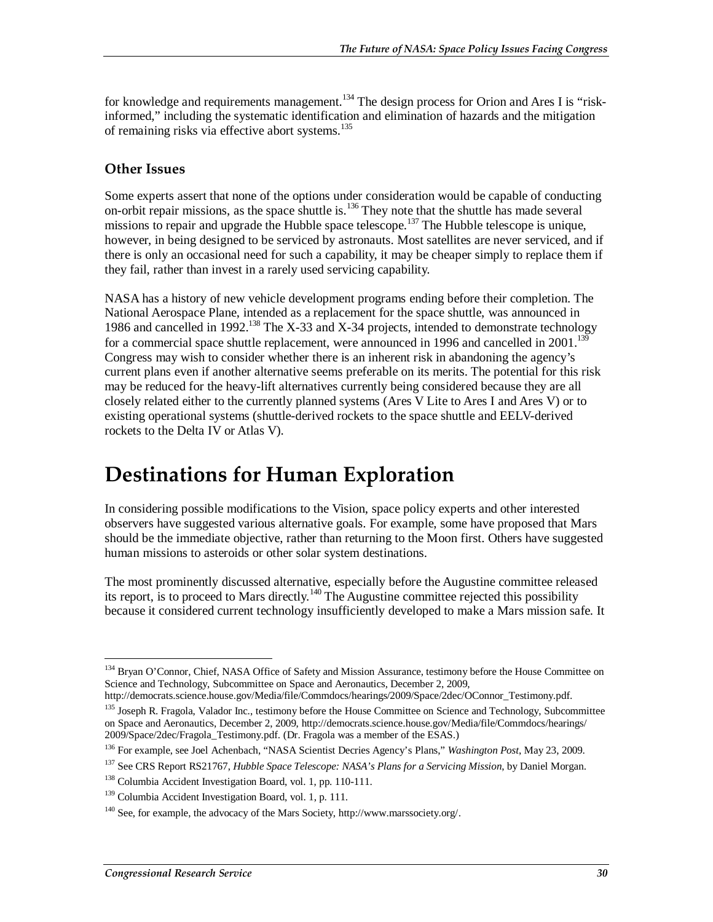for knowledge and requirements management.[134] The design process for Orion and Ares I is "risk-informed," including the systematic identification and elimination of hazards and the mitigation of remaining risks via effective abort systems.[135]

### Other Issues

Some experts assert that none of the options under consideration would be capable of conducting on-orbit repair missions, as the space shuttle is.[136] They note that the shuttle has made several missions to repair and upgrade the Hubble space telescope.[137] The Hubble telescope is unique, however, in being designed to be serviced by astronauts. Most satellites are never serviced, and if there is only an occasional need for such a capability, it may be cheaper simply to replace them if they fail, rather than invest in a rarely used servicing capability.

NASA has a history of new vehicle development programs ending before their completion. The National Aerospace Plane, intended as a replacement for the space shuttle, was announced in 1986 and cancelled in 1992.[138] The X-33 and X-34 projects, intended to demonstrate technology for a commercial space shuttle replacement, were announced in 1996 and cancelled in 2001.[139] Congress may wish to consider whether there is an inherent risk in abandoning the agency's current plans even if another alternative seems preferable on its merits. The potential for this risk may be reduced for the heavy-lift alternatives currently being considered because they are all closely related either to the currently planned systems (Ares V Lite to Ares I and Ares V) or to existing operational systems (shuttle-derived rockets to the space shuttle and EELV-derived rockets to the Delta IV or Atlas V).

# Destinations for Human Exploration

In considering possible modifications to the Vision, space policy experts and other interested observers have suggested various alternative goals. For example, some have proposed that Mars should be the immediate objective, rather than returning to the Moon first. Others have suggested human missions to asteroids or other solar system destinations.

The most prominently discussed alternative, especially before the Augustine committee released its report, is to proceed to Mars directly.[140] The Augustine committee rejected this possibility because it considered current technology insufficiently developed to make a Mars mission safe. It

---

[134] Bryan O'Connor, Chief, NASA Office of Safety and Mission Assurance, testimony before the House Committee on Science and Technology, Subcommittee on Space and Aeronautics, December 2, 2009, http://democrats.science.house.gov/Media/file/Commdocs/hearings/2009/Space/2dec/OConnor_Testimony.pdf.

[135] Joseph R. Fragola, Valador Inc., testimony before the House Committee on Science and Technology, Subcommittee on Space and Aeronautics, December 2, 2009, http://democrats.science.house.gov/Media/file/Commdocs/hearings/2009/Space/2dec/Fragola_Testimony.pdf. (Dr. Fragola was a member of the ESAS.)

[136] For example, see Joel Achenbach, "NASA Scientist Decries Agency's Plans," *Washington Post*, May 23, 2009.

[137] See CRS Report RS21767, *Hubble Space Telescope: NASA's Plans for a Servicing Mission*, by Daniel Morgan.

[138] Columbia Accident Investigation Board, vol. 1, pp. 110-111.

[139] Columbia Accident Investigation Board, vol. 1, p. 111.

[140] See, for example, the advocacy of the Mars Society, http://www.marssociety.org/.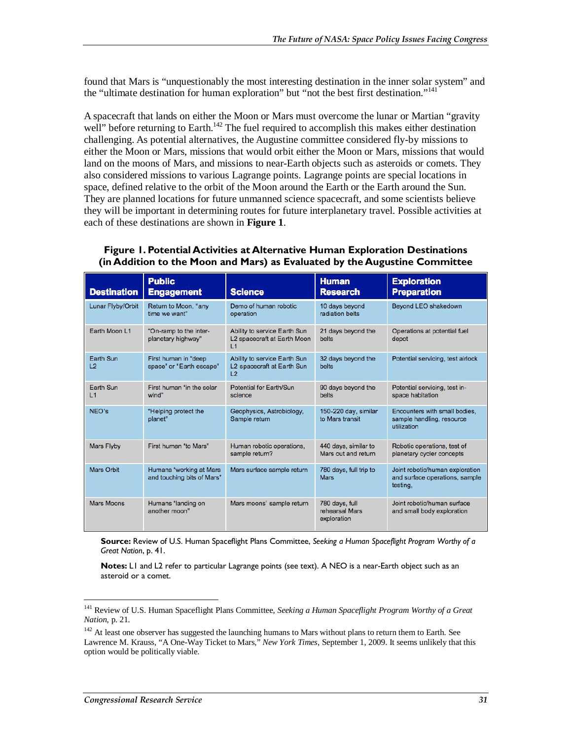found that Mars is "unquestionably the most interesting destination in the inner solar system" and the "ultimate destination for human exploration" but "not the best first destination."[141]

A spacecraft that lands on either the Moon or Mars must overcome the lunar or Martian "gravity well" before returning to Earth.[142] The fuel required to accomplish this makes either destination challenging. As potential alternatives, the Augustine committee considered fly-by missions to either the Moon or Mars, missions that would orbit either the Moon or Mars, missions that would land on the moons of Mars, and missions to near-Earth objects such as asteroids or comets. They also considered missions to various Lagrange points. Lagrange points are special locations in space, defined relative to the orbit of the Moon around the Earth or the Earth around the Sun. They are planned locations for future unmanned science spacecraft, and some scientists believe they will be important in determining routes for future interplanetary travel. Possible activities at each of these destinations are shown in **Figure 1**.

**Figure 1. Potential Activities at Alternative Human Exploration Destinations (in Addition to the Moon and Mars) as Evaluated by the Augustine Committee**

| Destination | Public Engagement | Science | Human Research | Exploration Preparation |
|---|---|---|---|---|
| Lunar Flyby/Orbit | Return to Moon, "any time we want" | Demo of human robotic operation | 10 days beyond radiation belts | Beyond LEO shakedown |
| Earth Moon L1 | "On-ramp to the inter-planetary highway" | Ability to service Earth Sun L2 spacecraft at Earth Moon L1 | 21 days beyond the belts | Operations at potential fuel depot |
| Earth Sun L2 | First human in "deep space" or "Earth escape" | Ability to service Earth Sun L2 spacecraft at Earth Sun L2 | 32 days beyond the belts | Potential servicing, test airlock |
| Earth Sun L1 | First human "in the solar wind" | Potential for Earth/Sun science | 90 days beyond the belts | Potential servicing, test in-space habitation |
| NEO's | "Helping protect the planet" | Geophysics, Astrobiology, Sample return | 150-220 day, similar to Mars transit | Encounters with small bodies, sample handling, resource utilization |
| Mars Flyby | First human "to Mars" | Human robotic operations, sample return? | 440 days, similar to Mars out and return | Robotic operations, test of planetary cycler concepts |
| Mars Orbit | Humans "working at Mars and touching bits of Mars" | Mars surface sample return | 780 days, full trip to Mars | Joint robotic/human exploration and surface operations, sample testing, |
| Mars Moons | Humans "landing on another moon" | Mars moons' sample return | 780 days, full rehearsal Mars exploration | Joint robotic/human surface and small body exploration |

**Source:** Review of U.S. Human Spaceflight Plans Committee, *Seeking a Human Spaceflight Program Worthy of a Great Nation*, p. 41.

**Notes:** L1 and L2 refer to particular Lagrange points (see text). A NEO is a near-Earth object such as an asteroid or a comet.

---

[141] Review of U.S. Human Spaceflight Plans Committee, *Seeking a Human Spaceflight Program Worthy of a Great Nation*, p. 21.

[142] At least one observer has suggested the launching humans to Mars without plans to return them to Earth. See Lawrence M. Krauss, "A One-Way Ticket to Mars," *New York Times*, September 1, 2009. It seems unlikely that this option would be politically viable.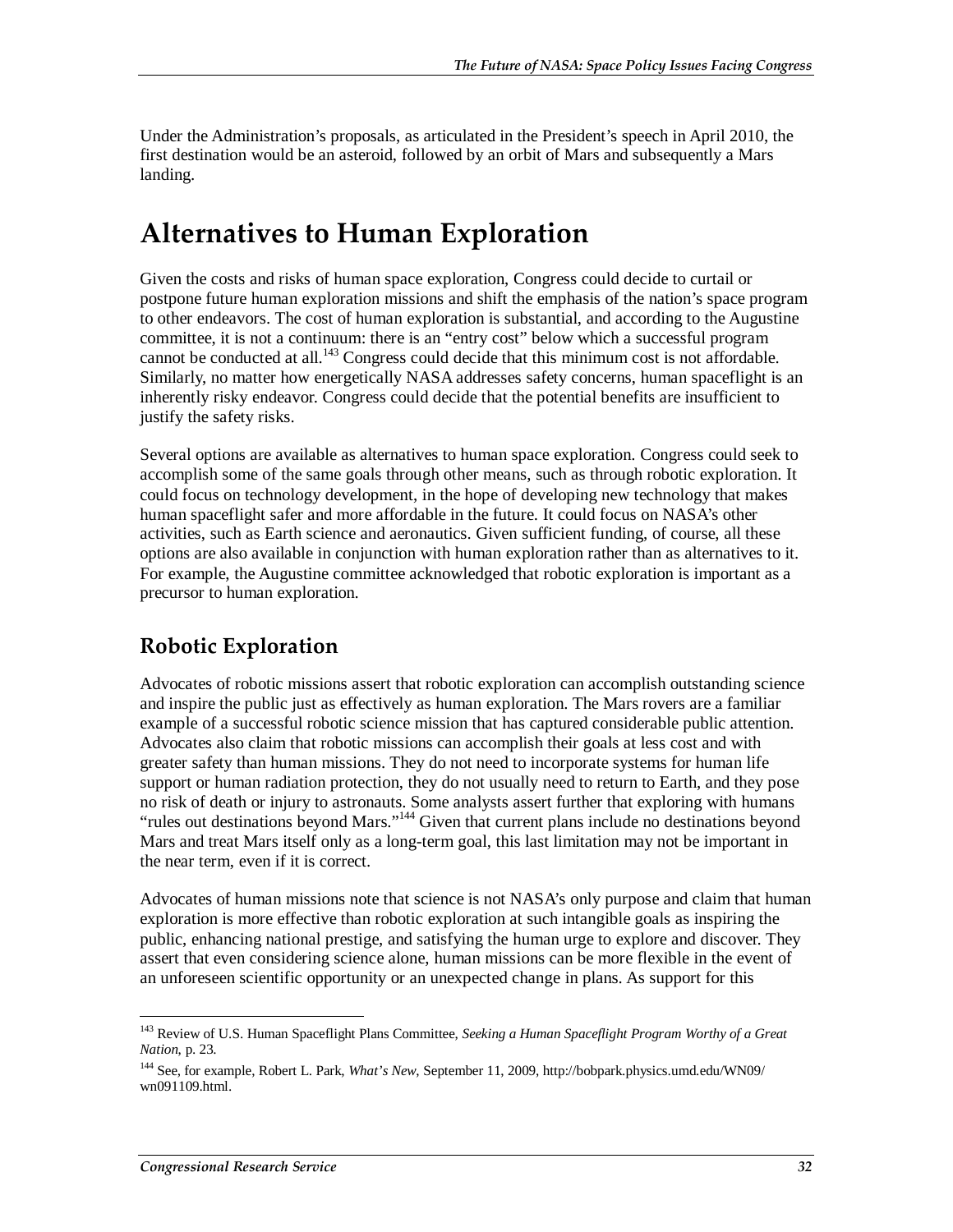Under the Administration's proposals, as articulated in the President's speech in April 2010, the first destination would be an asteroid, followed by an orbit of Mars and subsequently a Mars landing.

# Alternatives to Human Exploration

Given the costs and risks of human space exploration, Congress could decide to curtail or postpone future human exploration missions and shift the emphasis of the nation's space program to other endeavors. The cost of human exploration is substantial, and according to the Augustine committee, it is not a continuum: there is an "entry cost" below which a successful program cannot be conducted at all.[143] Congress could decide that this minimum cost is not affordable. Similarly, no matter how energetically NASA addresses safety concerns, human spaceflight is an inherently risky endeavor. Congress could decide that the potential benefits are insufficient to justify the safety risks.

Several options are available as alternatives to human space exploration. Congress could seek to accomplish some of the same goals through other means, such as through robotic exploration. It could focus on technology development, in the hope of developing new technology that makes human spaceflight safer and more affordable in the future. It could focus on NASA's other activities, such as Earth science and aeronautics. Given sufficient funding, of course, all these options are also available in conjunction with human exploration rather than as alternatives to it. For example, the Augustine committee acknowledged that robotic exploration is important as a precursor to human exploration.

## Robotic Exploration

Advocates of robotic missions assert that robotic exploration can accomplish outstanding science and inspire the public just as effectively as human exploration. The Mars rovers are a familiar example of a successful robotic science mission that has captured considerable public attention. Advocates also claim that robotic missions can accomplish their goals at less cost and with greater safety than human missions. They do not need to incorporate systems for human life support or human radiation protection, they do not usually need to return to Earth, and they pose no risk of death or injury to astronauts. Some analysts assert further that exploring with humans "rules out destinations beyond Mars."[144] Given that current plans include no destinations beyond Mars and treat Mars itself only as a long-term goal, this last limitation may not be important in the near term, even if it is correct.

Advocates of human missions note that science is not NASA's only purpose and claim that human exploration is more effective than robotic exploration at such intangible goals as inspiring the public, enhancing national prestige, and satisfying the human urge to explore and discover. They assert that even considering science alone, human missions can be more flexible in the event of an unforeseen scientific opportunity or an unexpected change in plans. As support for this

---

[143] Review of U.S. Human Spaceflight Plans Committee, *Seeking a Human Spaceflight Program Worthy of a Great Nation*, p. 23.

[144] See, for example, Robert L. Park, *What's New*, September 11, 2009, http://bobpark.physics.umd.edu/WN09/wn091109.html.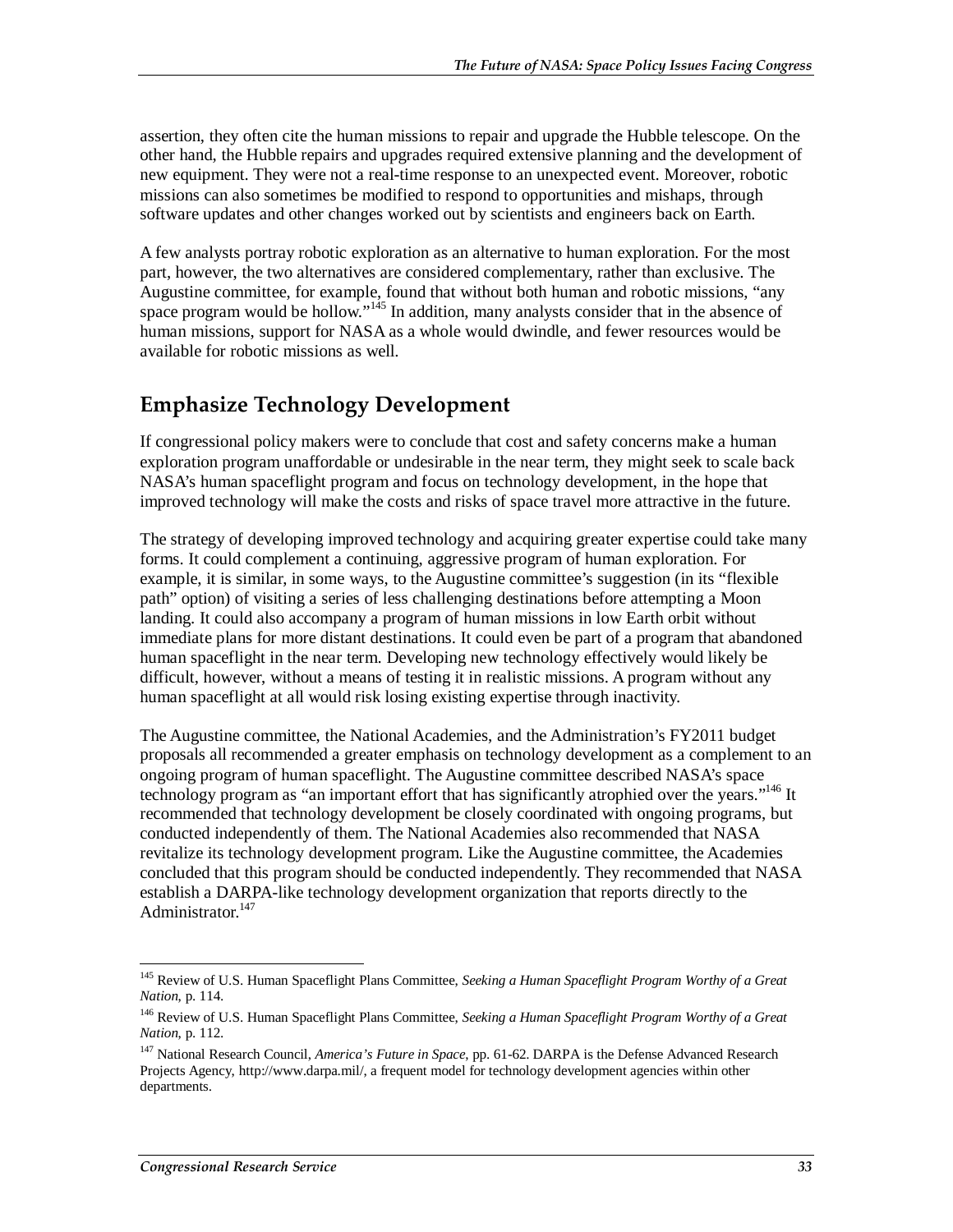assertion, they often cite the human missions to repair and upgrade the Hubble telescope. On the other hand, the Hubble repairs and upgrades required extensive planning and the development of new equipment. They were not a real-time response to an unexpected event. Moreover, robotic missions can also sometimes be modified to respond to opportunities and mishaps, through software updates and other changes worked out by scientists and engineers back on Earth.

A few analysts portray robotic exploration as an alternative to human exploration. For the most part, however, the two alternatives are considered complementary, rather than exclusive. The Augustine committee, for example, found that without both human and robotic missions, "any space program would be hollow."[145] In addition, many analysts consider that in the absence of human missions, support for NASA as a whole would dwindle, and fewer resources would be available for robotic missions as well.

## Emphasize Technology Development

If congressional policy makers were to conclude that cost and safety concerns make a human exploration program unaffordable or undesirable in the near term, they might seek to scale back NASA's human spaceflight program and focus on technology development, in the hope that improved technology will make the costs and risks of space travel more attractive in the future.

The strategy of developing improved technology and acquiring greater expertise could take many forms. It could complement a continuing, aggressive program of human exploration. For example, it is similar, in some ways, to the Augustine committee's suggestion (in its "flexible path" option) of visiting a series of less challenging destinations before attempting a Moon landing. It could also accompany a program of human missions in low Earth orbit without immediate plans for more distant destinations. It could even be part of a program that abandoned human spaceflight in the near term. Developing new technology effectively would likely be difficult, however, without a means of testing it in realistic missions. A program without any human spaceflight at all would risk losing existing expertise through inactivity.

The Augustine committee, the National Academies, and the Administration's FY2011 budget proposals all recommended a greater emphasis on technology development as a complement to an ongoing program of human spaceflight. The Augustine committee described NASA's space technology program as "an important effort that has significantly atrophied over the years."[146] It recommended that technology development be closely coordinated with ongoing programs, but conducted independently of them. The National Academies also recommended that NASA revitalize its technology development program. Like the Augustine committee, the Academies concluded that this program should be conducted independently. They recommended that NASA establish a DARPA-like technology development organization that reports directly to the Administrator.[147]

---

[145] Review of U.S. Human Spaceflight Plans Committee, *Seeking a Human Spaceflight Program Worthy of a Great Nation*, p. 114.

[146] Review of U.S. Human Spaceflight Plans Committee, *Seeking a Human Spaceflight Program Worthy of a Great Nation*, p. 112.

[147] National Research Council, *America's Future in Space*, pp. 61-62. DARPA is the Defense Advanced Research Projects Agency, http://www.darpa.mil/, a frequent model for technology development agencies within other departments.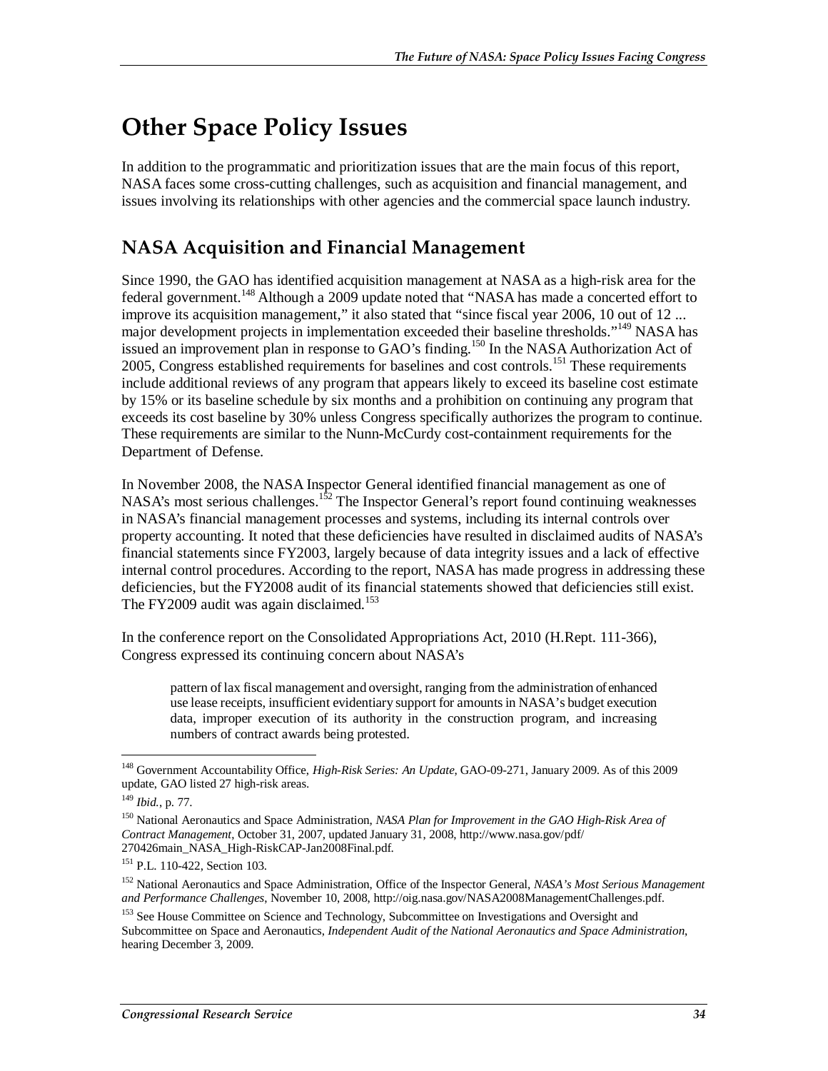# Other Space Policy Issues

In addition to the programmatic and prioritization issues that are the main focus of this report, NASA faces some cross-cutting challenges, such as acquisition and financial management, and issues involving its relationships with other agencies and the commercial space launch industry.

## NASA Acquisition and Financial Management

Since 1990, the GAO has identified acquisition management at NASA as a high-risk area for the federal government.[148] Although a 2009 update noted that "NASA has made a concerted effort to improve its acquisition management," it also stated that "since fiscal year 2006, 10 out of 12 ... major development projects in implementation exceeded their baseline thresholds."[149] NASA has issued an improvement plan in response to GAO's finding.[150] In the NASA Authorization Act of 2005, Congress established requirements for baselines and cost controls.[151] These requirements include additional reviews of any program that appears likely to exceed its baseline cost estimate by 15% or its baseline schedule by six months and a prohibition on continuing any program that exceeds its cost baseline by 30% unless Congress specifically authorizes the program to continue. These requirements are similar to the Nunn-McCurdy cost-containment requirements for the Department of Defense.

In November 2008, the NASA Inspector General identified financial management as one of NASA's most serious challenges.[152] The Inspector General's report found continuing weaknesses in NASA's financial management processes and systems, including its internal controls over property accounting. It noted that these deficiencies have resulted in disclaimed audits of NASA's financial statements since FY2003, largely because of data integrity issues and a lack of effective internal control procedures. According to the report, NASA has made progress in addressing these deficiencies, but the FY2008 audit of its financial statements showed that deficiencies still exist. The FY2009 audit was again disclaimed.[153]

In the conference report on the Consolidated Appropriations Act, 2010 (H.Rept. 111-366), Congress expressed its continuing concern about NASA's

> pattern of lax fiscal management and oversight, ranging from the administration of enhanced use lease receipts, insufficient evidentiary support for amounts in NASA's budget execution data, improper execution of its authority in the construction program, and increasing numbers of contract awards being protested.

---

[148] Government Accountability Office, *High-Risk Series: An Update*, GAO-09-271, January 2009. As of this 2009 update, GAO listed 27 high-risk areas.

[149] *Ibid.*, p. 77.

[150] National Aeronautics and Space Administration, *NASA Plan for Improvement in the GAO High-Risk Area of Contract Management*, October 31, 2007, updated January 31, 2008, http://www.nasa.gov/pdf/270426main_NASA_High-RiskCAP-Jan2008Final.pdf.

[151] P.L. 110-422, Section 103.

[152] National Aeronautics and Space Administration, Office of the Inspector General, *NASA's Most Serious Management and Performance Challenges*, November 10, 2008, http://oig.nasa.gov/NASA2008ManagementChallenges.pdf.

[153] See House Committee on Science and Technology, Subcommittee on Investigations and Oversight and Subcommittee on Space and Aeronautics, *Independent Audit of the National Aeronautics and Space Administration*, hearing December 3, 2009.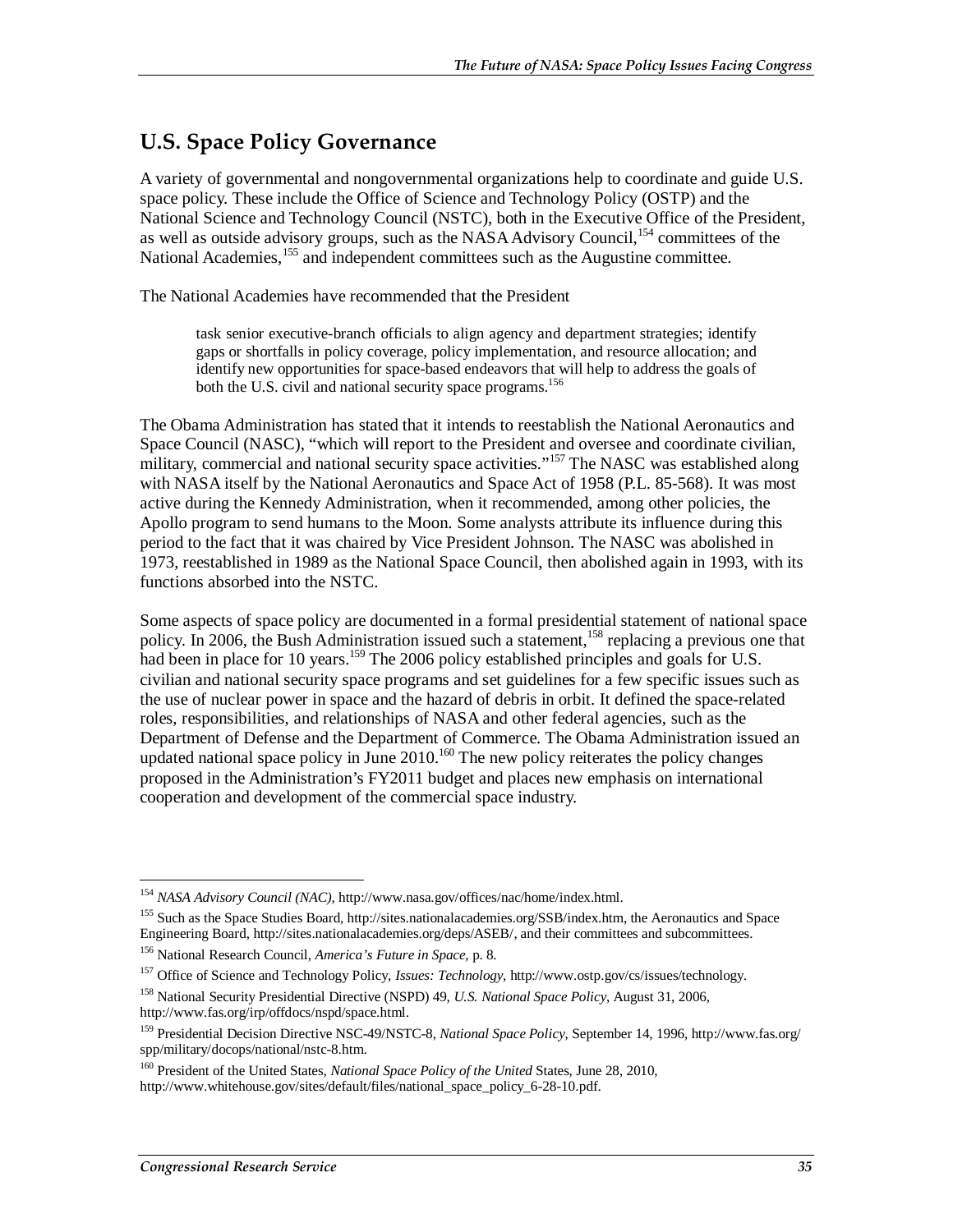## U.S. Space Policy Governance

A variety of governmental and nongovernmental organizations help to coordinate and guide U.S. space policy. These include the Office of Science and Technology Policy (OSTP) and the National Science and Technology Council (NSTC), both in the Executive Office of the President, as well as outside advisory groups, such as the NASA Advisory Council,[154] committees of the National Academies,[155] and independent committees such as the Augustine committee.

The National Academies have recommended that the President

> task senior executive-branch officials to align agency and department strategies; identify gaps or shortfalls in policy coverage, policy implementation, and resource allocation; and identify new opportunities for space-based endeavors that will help to address the goals of both the U.S. civil and national security space programs.[156]

The Obama Administration has stated that it intends to reestablish the National Aeronautics and Space Council (NASC), "which will report to the President and oversee and coordinate civilian, military, commercial and national security space activities."[157] The NASC was established along with NASA itself by the National Aeronautics and Space Act of 1958 (P.L. 85-568). It was most active during the Kennedy Administration, when it recommended, among other policies, the Apollo program to send humans to the Moon. Some analysts attribute its influence during this period to the fact that it was chaired by Vice President Johnson. The NASC was abolished in 1973, reestablished in 1989 as the National Space Council, then abolished again in 1993, with its functions absorbed into the NSTC.

Some aspects of space policy are documented in a formal presidential statement of national space policy. In 2006, the Bush Administration issued such a statement,[158] replacing a previous one that had been in place for 10 years.[159] The 2006 policy established principles and goals for U.S. civilian and national security space programs and set guidelines for a few specific issues such as the use of nuclear power in space and the hazard of debris in orbit. It defined the space-related roles, responsibilities, and relationships of NASA and other federal agencies, such as the Department of Defense and the Department of Commerce. The Obama Administration issued an updated national space policy in June 2010.[160] The new policy reiterates the policy changes proposed in the Administration's FY2011 budget and places new emphasis on international cooperation and development of the commercial space industry.

---

[154] *NASA Advisory Council (NAC)*, http://www.nasa.gov/offices/nac/home/index.html.

[155] Such as the Space Studies Board, http://sites.nationalacademies.org/SSB/index.htm, the Aeronautics and Space Engineering Board, http://sites.nationalacademies.org/deps/ASEB/, and their committees and subcommittees.

[156] National Research Council, *America's Future in Space*, p. 8.

[157] Office of Science and Technology Policy, *Issues: Technology*, http://www.ostp.gov/cs/issues/technology.

[158] National Security Presidential Directive (NSPD) 49, *U.S. National Space Policy*, August 31, 2006, http://www.fas.org/irp/offdocs/nspd/space.html.

[159] Presidential Decision Directive NSC-49/NSTC-8, *National Space Policy*, September 14, 1996, http://www.fas.org/spp/military/docops/national/nstc-8.htm.

[160] President of the United States, *National Space Policy of the United* States, June 28, 2010, http://www.whitehouse.gov/sites/default/files/national_space_policy_6-28-10.pdf.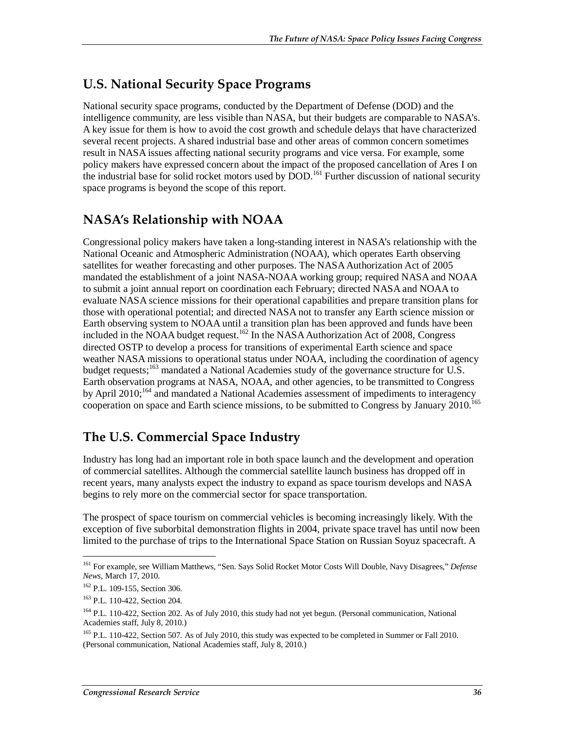## U.S. National Security Space Programs

National security space programs, conducted by the Department of Defense (DOD) and the intelligence community, are less visible than NASA, but their budgets are comparable to NASA's. A key issue for them is how to avoid the cost growth and schedule delays that have characterized several recent projects. A shared industrial base and other areas of common concern sometimes result in NASA issues affecting national security programs and vice versa. For example, some policy makers have expressed concern about the impact of the proposed cancellation of Ares I on the industrial base for solid rocket motors used by DOD.[161] Further discussion of national security space programs is beyond the scope of this report.

## NASA's Relationship with NOAA

Congressional policy makers have taken a long-standing interest in NASA's relationship with the National Oceanic and Atmospheric Administration (NOAA), which operates Earth observing satellites for weather forecasting and other purposes. The NASA Authorization Act of 2005 mandated the establishment of a joint NASA-NOAA working group; required NASA and NOAA to submit a joint annual report on coordination each February; directed NASA and NOAA to evaluate NASA science missions for their operational capabilities and prepare transition plans for those with operational potential; and directed NASA not to transfer any Earth science mission or Earth observing system to NOAA until a transition plan has been approved and funds have been included in the NOAA budget request.[162] In the NASA Authorization Act of 2008, Congress directed OSTP to develop a process for transitions of experimental Earth science and space weather NASA missions to operational status under NOAA, including the coordination of agency budget requests;[163] mandated a National Academies study of the governance structure for U.S. Earth observation programs at NASA, NOAA, and other agencies, to be transmitted to Congress by April 2010;[164] and mandated a National Academies assessment of impediments to interagency cooperation on space and Earth science missions, to be submitted to Congress by January 2010.[165]

## The U.S. Commercial Space Industry

Industry has long had an important role in both space launch and the development and operation of commercial satellites. Although the commercial satellite launch business has dropped off in recent years, many analysts expect the industry to expand as space tourism develops and NASA begins to rely more on the commercial sector for space transportation.

The prospect of space tourism on commercial vehicles is becoming increasingly likely. With the exception of five suborbital demonstration flights in 2004, private space travel has until now been limited to the purchase of trips to the International Space Station on Russian Soyuz spacecraft. A

---

[161] For example, see William Matthews, "Sen. Says Solid Rocket Motor Costs Will Double, Navy Disagrees," *Defense News*, March 17, 2010.

[162] P.L. 109-155, Section 306.

[163] P.L. 110-422, Section 204.

[164] P.L. 110-422, Section 202. As of July 2010, this study had not yet begun. (Personal communication, National Academies staff, July 8, 2010.)

[165] P.L. 110-422, Section 507. As of July 2010, this study was expected to be completed in Summer or Fall 2010. (Personal communication, National Academies staff, July 8, 2010.)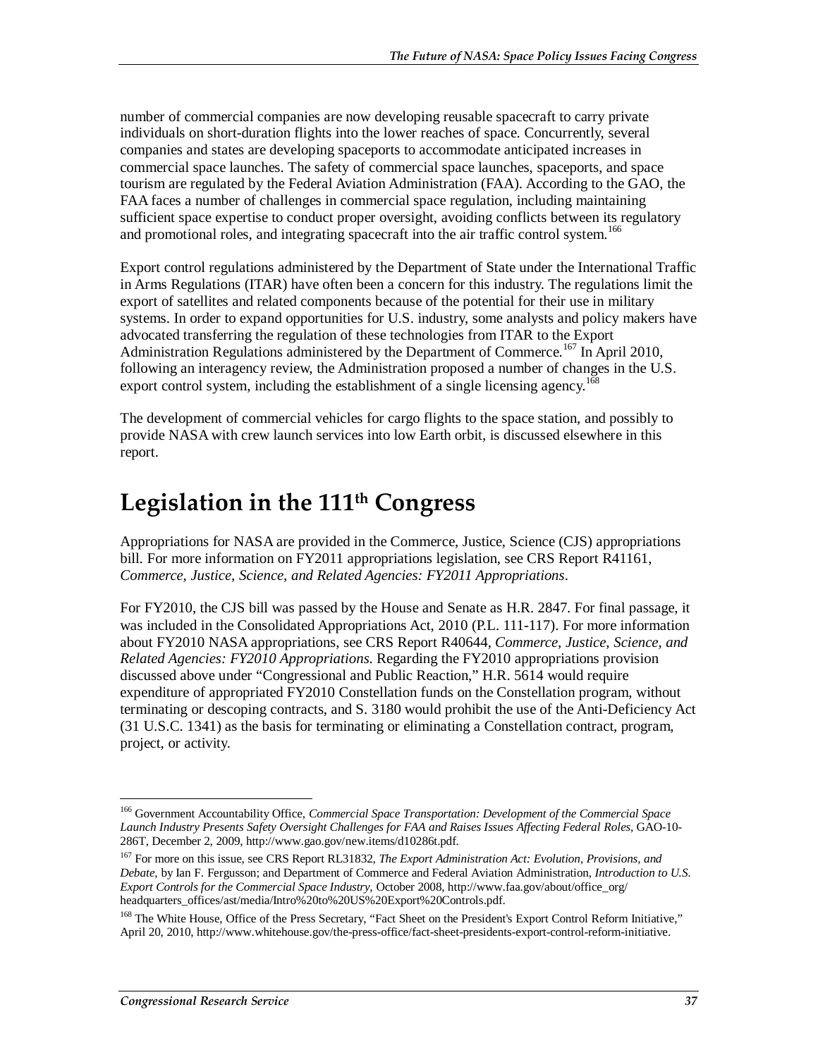number of commercial companies are now developing reusable spacecraft to carry private individuals on short-duration flights into the lower reaches of space. Concurrently, several companies and states are developing spaceports to accommodate anticipated increases in commercial space launches. The safety of commercial space launches, spaceports, and space tourism are regulated by the Federal Aviation Administration (FAA). According to the GAO, the FAA faces a number of challenges in commercial space regulation, including maintaining sufficient space expertise to conduct proper oversight, avoiding conflicts between its regulatory and promotional roles, and integrating spacecraft into the air traffic control system.[166]

Export control regulations administered by the Department of State under the International Traffic in Arms Regulations (ITAR) have often been a concern for this industry. The regulations limit the export of satellites and related components because of the potential for their use in military systems. In order to expand opportunities for U.S. industry, some analysts and policy makers have advocated transferring the regulation of these technologies from ITAR to the Export Administration Regulations administered by the Department of Commerce.[167] In April 2010, following an interagency review, the Administration proposed a number of changes in the U.S. export control system, including the establishment of a single licensing agency.[168]

The development of commercial vehicles for cargo flights to the space station, and possibly to provide NASA with crew launch services into low Earth orbit, is discussed elsewhere in this report.

# Legislation in the 111th Congress

Appropriations for NASA are provided in the Commerce, Justice, Science (CJS) appropriations bill. For more information on FY2011 appropriations legislation, see CRS Report R41161, *Commerce, Justice, Science, and Related Agencies: FY2011 Appropriations*.

For FY2010, the CJS bill was passed by the House and Senate as H.R. 2847. For final passage, it was included in the Consolidated Appropriations Act, 2010 (P.L. 111-117). For more information about FY2010 NASA appropriations, see CRS Report R40644, *Commerce, Justice, Science, and Related Agencies: FY2010 Appropriations*. Regarding the FY2010 appropriations provision discussed above under "Congressional and Public Reaction," H.R. 5614 would require expenditure of appropriated FY2010 Constellation funds on the Constellation program, without terminating or descoping contracts, and S. 3180 would prohibit the use of the Anti-Deficiency Act (31 U.S.C. 1341) as the basis for terminating or eliminating a Constellation contract, program, project, or activity.

---

[166] Government Accountability Office, *Commercial Space Transportation: Development of the Commercial Space Launch Industry Presents Safety Oversight Challenges for FAA and Raises Issues Affecting Federal Roles*, GAO-10-286T, December 2, 2009, http://www.gao.gov/new.items/d10286t.pdf.

[167] For more on this issue, see CRS Report RL31832, *The Export Administration Act: Evolution, Provisions, and Debate*, by Ian F. Fergusson; and Department of Commerce and Federal Aviation Administration, *Introduction to U.S. Export Controls for the Commercial Space Industry*, October 2008, http://www.faa.gov/about/office_org/headquarters_offices/ast/media/Intro%20to%20US%20Export%20Controls.pdf.

[168] The White House, Office of the Press Secretary, "Fact Sheet on the President's Export Control Reform Initiative," April 20, 2010, http://www.whitehouse.gov/the-press-office/fact-sheet-presidents-export-control-reform-initiative.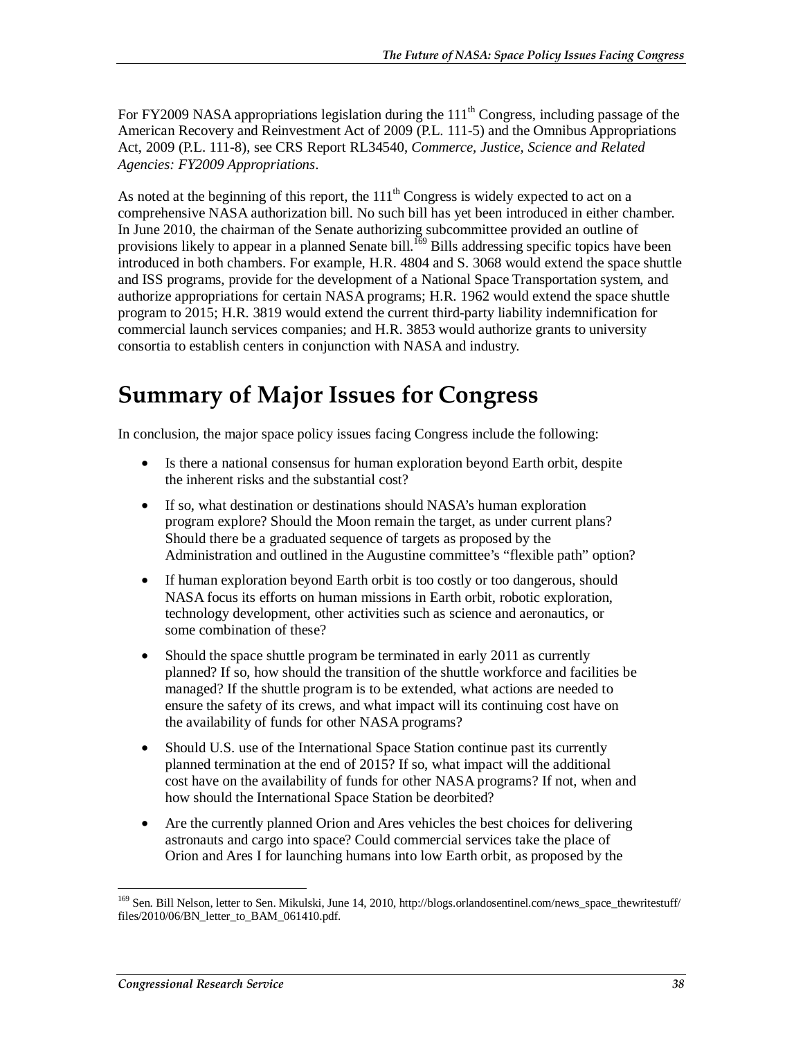For FY2009 NASA appropriations legislation during the 111th Congress, including passage of the American Recovery and Reinvestment Act of 2009 (P.L. 111-5) and the Omnibus Appropriations Act, 2009 (P.L. 111-8), see CRS Report RL34540, *Commerce, Justice, Science and Related Agencies: FY2009 Appropriations*.

As noted at the beginning of this report, the 111th Congress is widely expected to act on a comprehensive NASA authorization bill. No such bill has yet been introduced in either chamber. In June 2010, the chairman of the Senate authorizing subcommittee provided an outline of provisions likely to appear in a planned Senate bill.[169] Bills addressing specific topics have been introduced in both chambers. For example, H.R. 4804 and S. 3068 would extend the space shuttle and ISS programs, provide for the development of a National Space Transportation system, and authorize appropriations for certain NASA programs; H.R. 1962 would extend the space shuttle program to 2015; H.R. 3819 would extend the current third-party liability indemnification for commercial launch services companies; and H.R. 3853 would authorize grants to university consortia to establish centers in conjunction with NASA and industry.

# Summary of Major Issues for Congress

In conclusion, the major space policy issues facing Congress include the following:

- Is there a national consensus for human exploration beyond Earth orbit, despite the inherent risks and the substantial cost?
- If so, what destination or destinations should NASA's human exploration program explore? Should the Moon remain the target, as under current plans? Should there be a graduated sequence of targets as proposed by the Administration and outlined in the Augustine committee's "flexible path" option?
- If human exploration beyond Earth orbit is too costly or too dangerous, should NASA focus its efforts on human missions in Earth orbit, robotic exploration, technology development, other activities such as science and aeronautics, or some combination of these?
- Should the space shuttle program be terminated in early 2011 as currently planned? If so, how should the transition of the shuttle workforce and facilities be managed? If the shuttle program is to be extended, what actions are needed to ensure the safety of its crews, and what impact will its continuing cost have on the availability of funds for other NASA programs?
- Should U.S. use of the International Space Station continue past its currently planned termination at the end of 2015? If so, what impact will the additional cost have on the availability of funds for other NASA programs? If not, when and how should the International Space Station be deorbited?
- Are the currently planned Orion and Ares vehicles the best choices for delivering astronauts and cargo into space? Could commercial services take the place of Orion and Ares I for launching humans into low Earth orbit, as proposed by the

[169] Sen. Bill Nelson, letter to Sen. Mikulski, June 14, 2010, http://blogs.orlandosentinel.com/news_space_thewritestuff/files/2010/06/BN_letter_to_BAM_061410.pdf.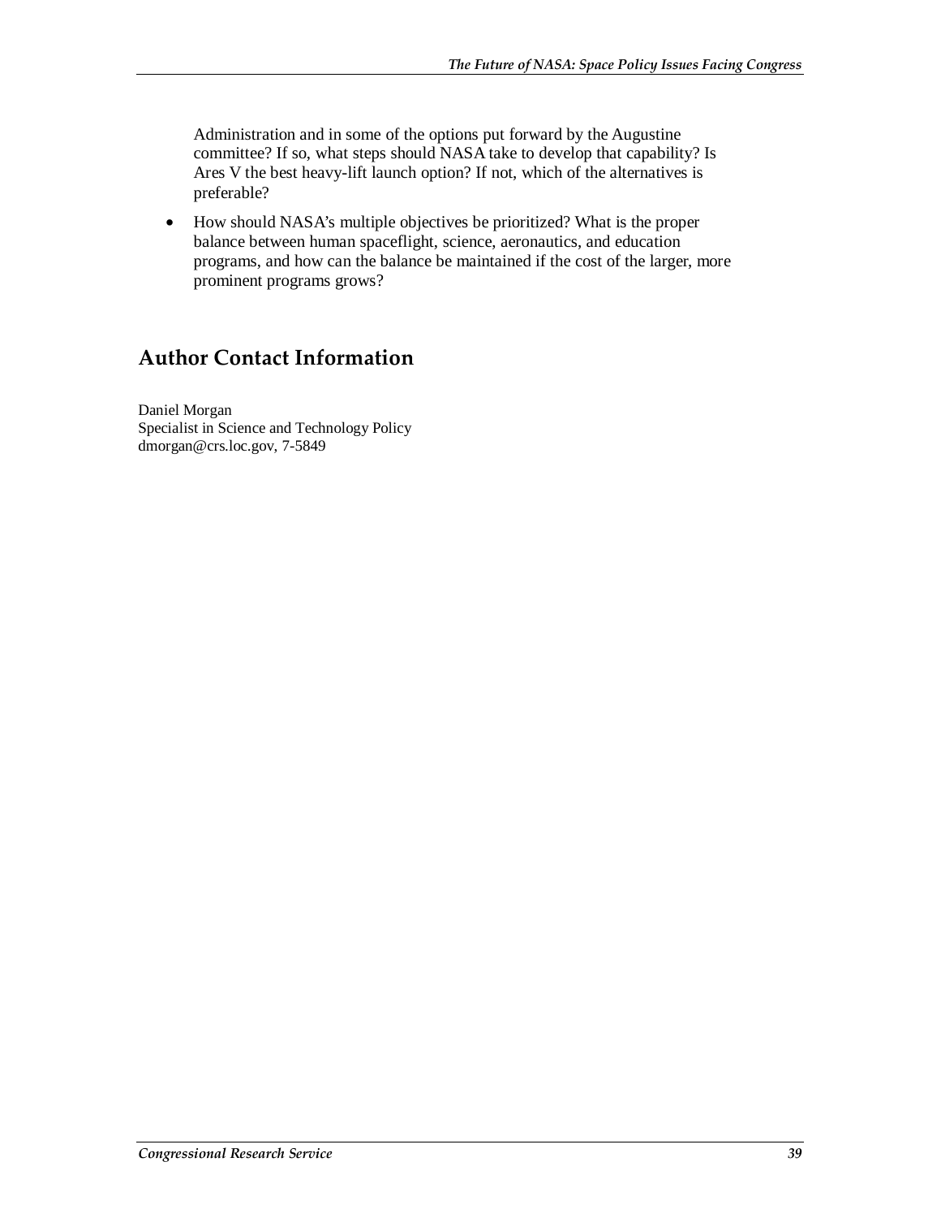Administration and in some of the options put forward by the Augustine committee? If so, what steps should NASA take to develop that capability? Is Ares V the best heavy-lift launch option? If not, which of the alternatives is preferable?

- How should NASA's multiple objectives be prioritized? What is the proper balance between human spaceflight, science, aeronautics, and education programs, and how can the balance be maintained if the cost of the larger, more prominent programs grows?

## Author Contact Information

Daniel Morgan
Specialist in Science and Technology Policy
dmorgan@crs.loc.gov, 7-5849